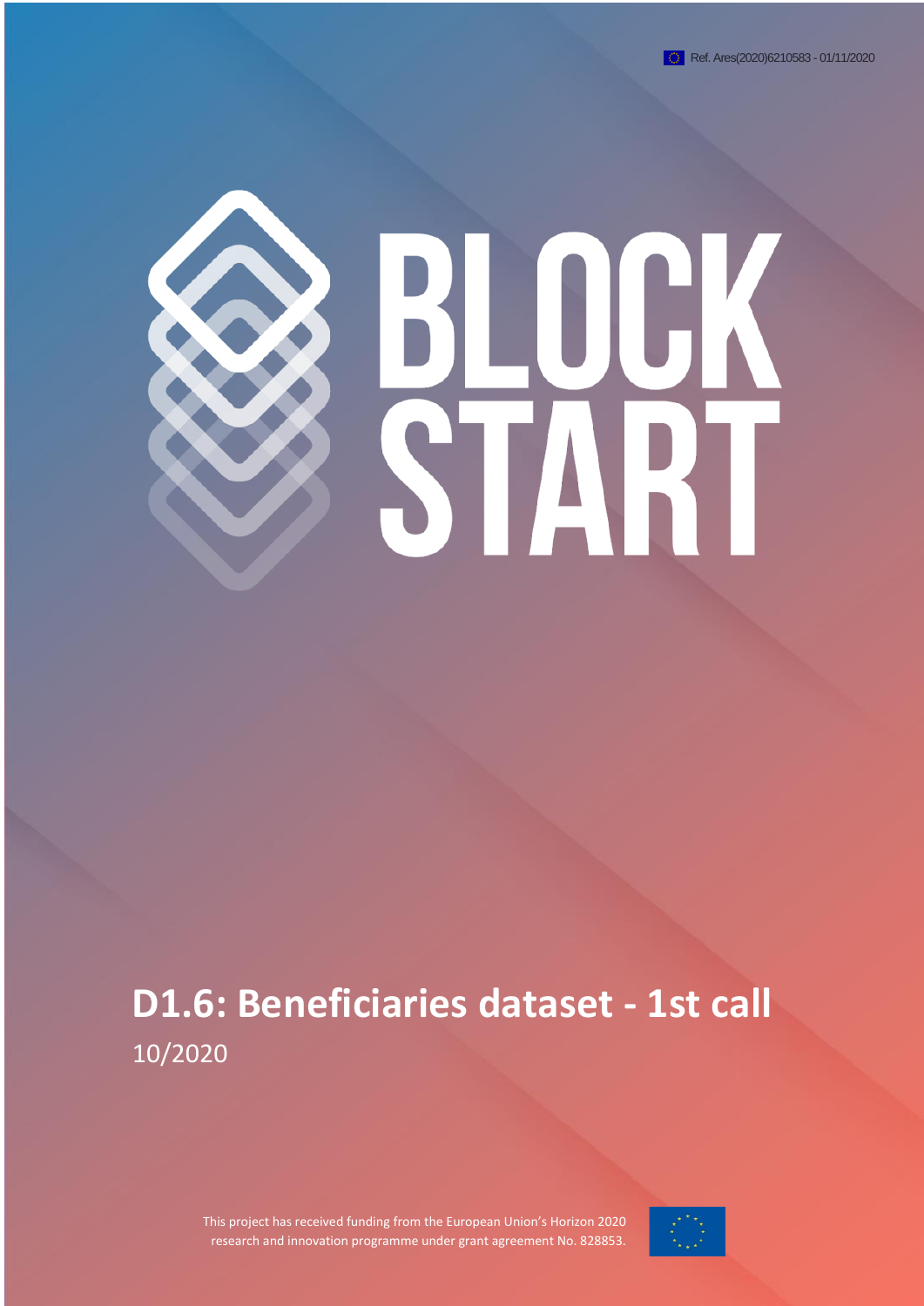Ref. Ares(2020)6210583 - 01/11/2020

# BLOCK START

# D1.6: Beneficiaries dataset - 1st call

10/2020

This project has received funding from the European Union's Horizon 2020 research and innovation programme under grant agreement No. 828853.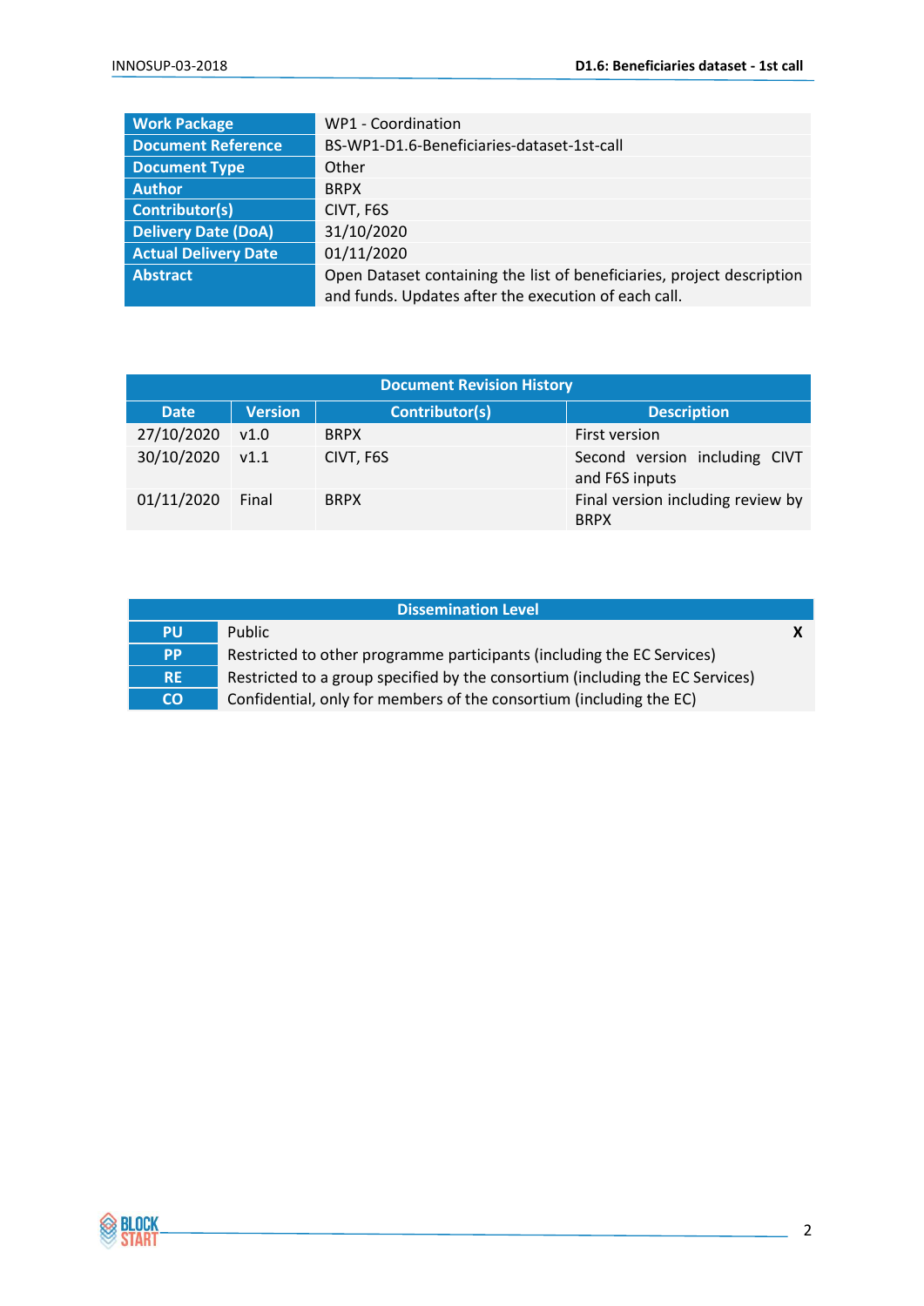| | |
|---|---|
| **Work Package** | WP1 - Coordination |
| **Document Reference** | BS-WP1-D1.6-Beneficiaries-dataset-1st-call |
| **Document Type** | Other |
| **Author** | BRPX |
| **Contributor(s)** | CIVT, F6S |
| **Delivery Date (DoA)** | 31/10/2020 |
| **Actual Delivery Date** | 01/11/2020 |
| **Abstract** | Open Dataset containing the list of beneficiaries, project description and funds. Updates after the execution of each call. |

| **Document Revision History** | | | |
|---|---|---|---|
| **Date** | **Version** | **Contributor(s)** | **Description** |
| 27/10/2020 | v1.0 | BRPX | First version |
| 30/10/2020 | v1.1 | CIVT, F6S | Second version including CIVT and F6S inputs |
| 01/11/2020 | Final | BRPX | Final version including review by BRPX |

| **Dissemination Level** | | |
|---|---|---|
| **PU** | Public | X |
| **PP** | Restricted to other programme participants (including the EC Services) | |
| **RE** | Restricted to a group specified by the consortium (including the EC Services) | |
| **CO** | Confidential, only for members of the consortium (including the EC) | |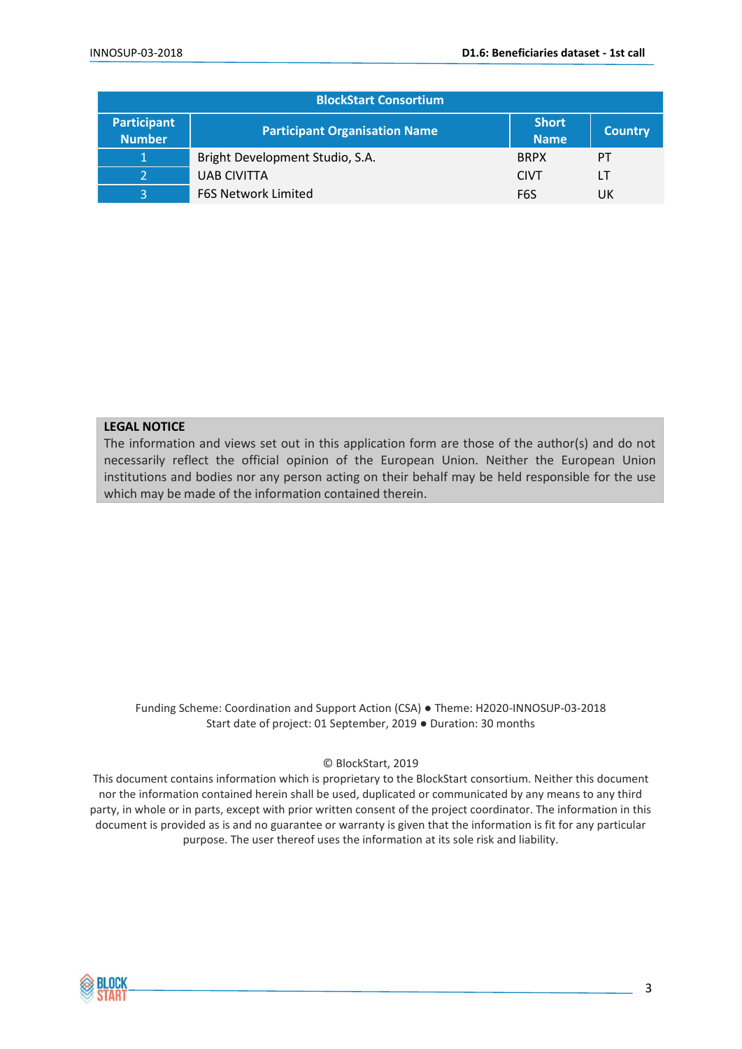| BlockStart Consortium | | | |
|---|---|---|---|
| **Participant Number** | **Participant Organisation Name** | **Short Name** | **Country** |
| 1 | Bright Development Studio, S.A. | BRPX | PT |
| 2 | UAB CIVITTA | CIVT | LT |
| 3 | F6S Network Limited | F6S | UK |

**LEGAL NOTICE**
The information and views set out in this application form are those of the author(s) and do not necessarily reflect the official opinion of the European Union. Neither the European Union institutions and bodies nor any person acting on their behalf may be held responsible for the use which may be made of the information contained therein.

Funding Scheme: Coordination and Support Action (CSA) ● Theme: H2020-INNOSUP-03-2018
Start date of project: 01 September, 2019 ● Duration: 30 months

© BlockStart, 2019
This document contains information which is proprietary to the BlockStart consortium. Neither this document nor the information contained herein shall be used, duplicated or communicated by any means to any third party, in whole or in parts, except with prior written consent of the project coordinator. The information in this document is provided as is and no guarantee or warranty is given that the information is fit for any particular purpose. The user thereof uses the information at its sole risk and liability.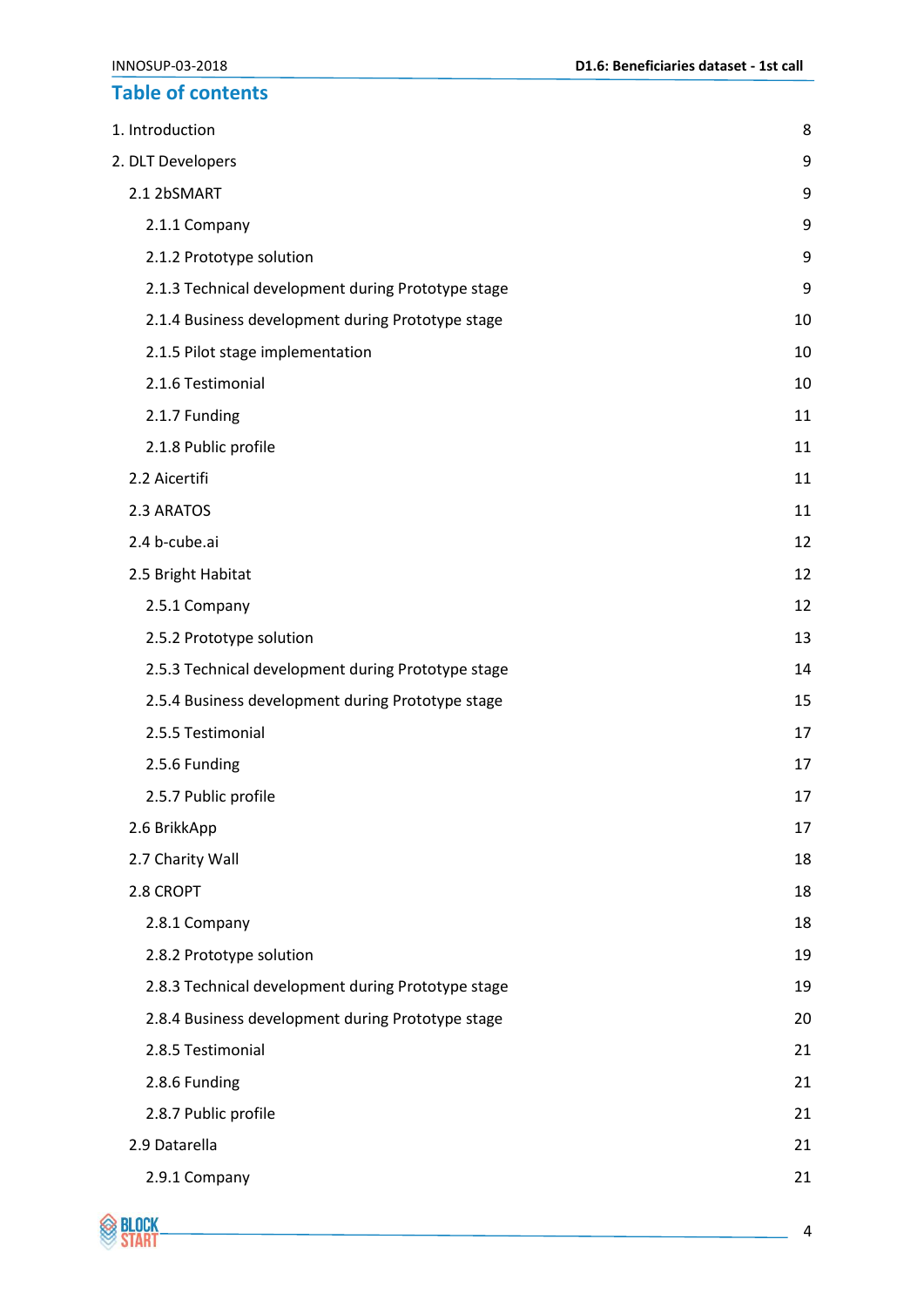## Table of contents

1. Introduction 8
2. DLT Developers 9
   - 2.1 2bSMART 9
     - 2.1.1 Company 9
     - 2.1.2 Prototype solution 9
     - 2.1.3 Technical development during Prototype stage 9
     - 2.1.4 Business development during Prototype stage 10
     - 2.1.5 Pilot stage implementation 10
     - 2.1.6 Testimonial 10
     - 2.1.7 Funding 11
     - 2.1.8 Public profile 11
   - 2.2 Aicertifi 11
   - 2.3 ARATOS 11
   - 2.4 b-cube.ai 12
   - 2.5 Bright Habitat 12
     - 2.5.1 Company 12
     - 2.5.2 Prototype solution 13
     - 2.5.3 Technical development during Prototype stage 14
     - 2.5.4 Business development during Prototype stage 15
     - 2.5.5 Testimonial 17
     - 2.5.6 Funding 17
     - 2.5.7 Public profile 17
   - 2.6 BrikkApp 17
   - 2.7 Charity Wall 18
   - 2.8 CROPT 18
     - 2.8.1 Company 18
     - 2.8.2 Prototype solution 19
     - 2.8.3 Technical development during Prototype stage 19
     - 2.8.4 Business development during Prototype stage 20
     - 2.8.5 Testimonial 21
     - 2.8.6 Funding 21
     - 2.8.7 Public profile 21
   - 2.9 Datarella 21
     - 2.9.1 Company 21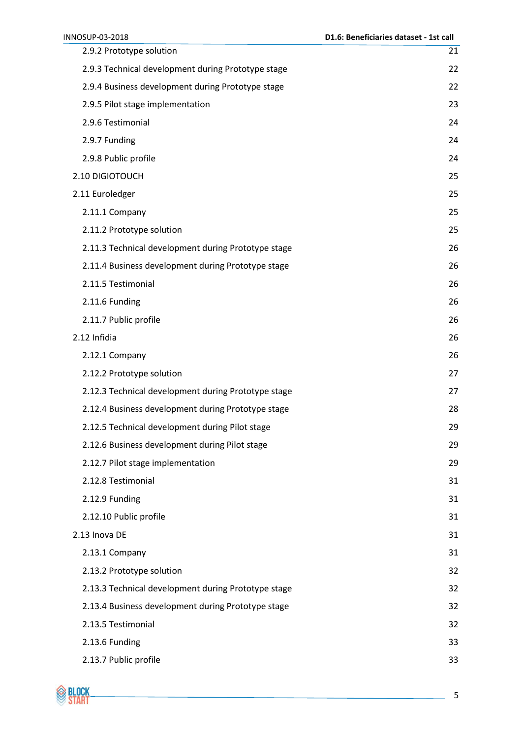2.9.2 Prototype solution 21

2.9.3 Technical development during Prototype stage 22

2.9.4 Business development during Prototype stage 22

2.9.5 Pilot stage implementation 23

2.9.6 Testimonial 24

2.9.7 Funding 24

2.9.8 Public profile 24

2.10 DIGIOTOUCH 25

2.11 Euroledger 25

2.11.1 Company 25

2.11.2 Prototype solution 25

2.11.3 Technical development during Prototype stage 26

2.11.4 Business development during Prototype stage 26

2.11.5 Testimonial 26

2.11.6 Funding 26

2.11.7 Public profile 26

2.12 Infidia 26

2.12.1 Company 26

2.12.2 Prototype solution 27

2.12.3 Technical development during Prototype stage 27

2.12.4 Business development during Prototype stage 28

2.12.5 Technical development during Pilot stage 29

2.12.6 Business development during Pilot stage 29

2.12.7 Pilot stage implementation 29

2.12.8 Testimonial 31

2.12.9 Funding 31

2.12.10 Public profile 31

2.13 Inova DE 31

2.13.1 Company 31

2.13.2 Prototype solution 32

2.13.3 Technical development during Prototype stage 32

2.13.4 Business development during Prototype stage 32

2.13.5 Testimonial 32

2.13.6 Funding 33

2.13.7 Public profile 33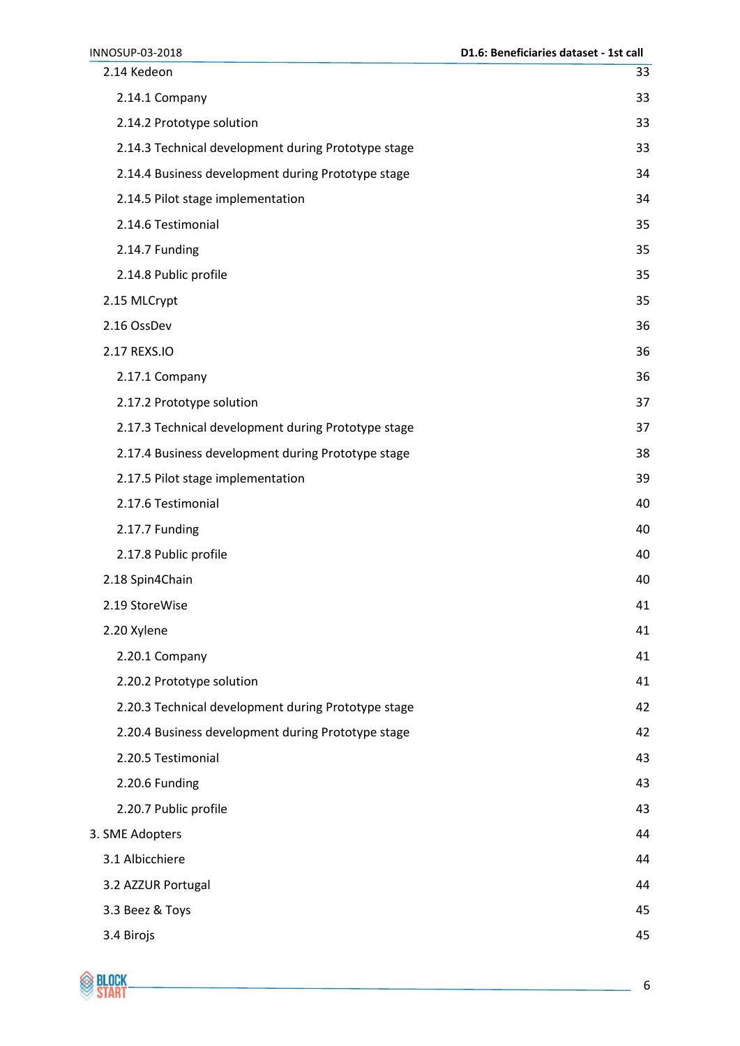2.14 Kedeon 33

- 2.14.1 Company 33
- 2.14.2 Prototype solution 33
- 2.14.3 Technical development during Prototype stage 33
- 2.14.4 Business development during Prototype stage 34
- 2.14.5 Pilot stage implementation 34
- 2.14.6 Testimonial 35
- 2.14.7 Funding 35
- 2.14.8 Public profile 35

2.15 MLCrypt 35

2.16 OssDev 36

2.17 REXS.IO 36

- 2.17.1 Company 36
- 2.17.2 Prototype solution 37
- 2.17.3 Technical development during Prototype stage 37
- 2.17.4 Business development during Prototype stage 38
- 2.17.5 Pilot stage implementation 39
- 2.17.6 Testimonial 40
- 2.17.7 Funding 40
- 2.17.8 Public profile 40

2.18 Spin4Chain 40

2.19 StoreWise 41

2.20 Xylene 41

- 2.20.1 Company 41
- 2.20.2 Prototype solution 41
- 2.20.3 Technical development during Prototype stage 42
- 2.20.4 Business development during Prototype stage 42
- 2.20.5 Testimonial 43
- 2.20.6 Funding 43
- 2.20.7 Public profile 43

3. SME Adopters 44

3.1 Albicchiere 44

3.2 AZZUR Portugal 44

3.3 Beez & Toys 45

3.4 Birojs 45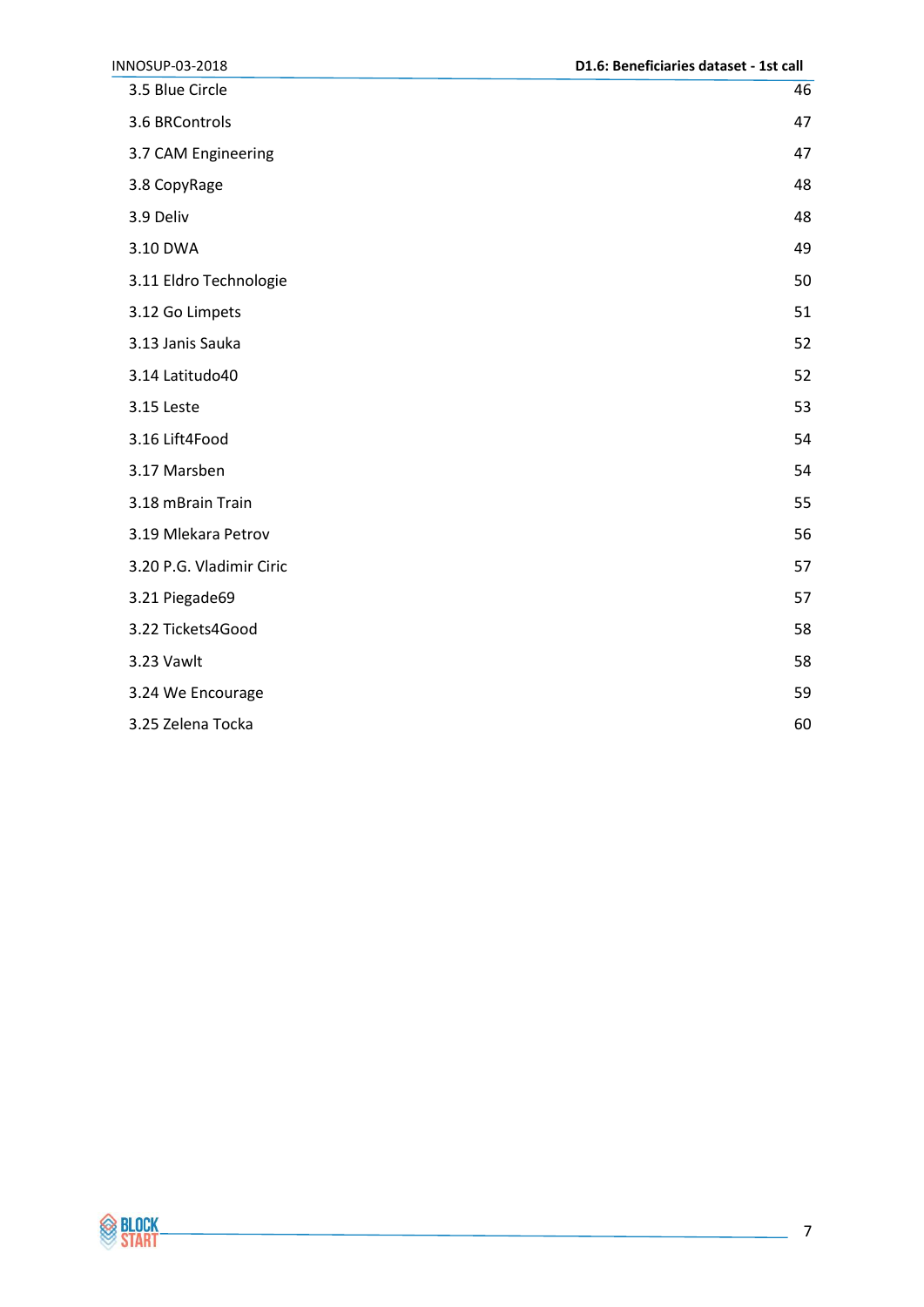3.5 Blue Circle 46

3.6 BRControls 47

3.7 CAM Engineering 47

3.8 CopyRage 48

3.9 Deliv 48

3.10 DWA 49

3.11 Eldro Technologie 50

3.12 Go Limpets 51

3.13 Janis Sauka 52

3.14 Latitudo40 52

3.15 Leste 53

3.16 Lift4Food 54

3.17 Marsben 54

3.18 mBrain Train 55

3.19 Mlekara Petrov 56

3.20 P.G. Vladimir Ciric 57

3.21 Piegade69 57

3.22 Tickets4Good 58

3.23 Vawlt 58

3.24 We Encourage 59

3.25 Zelena Tocka 60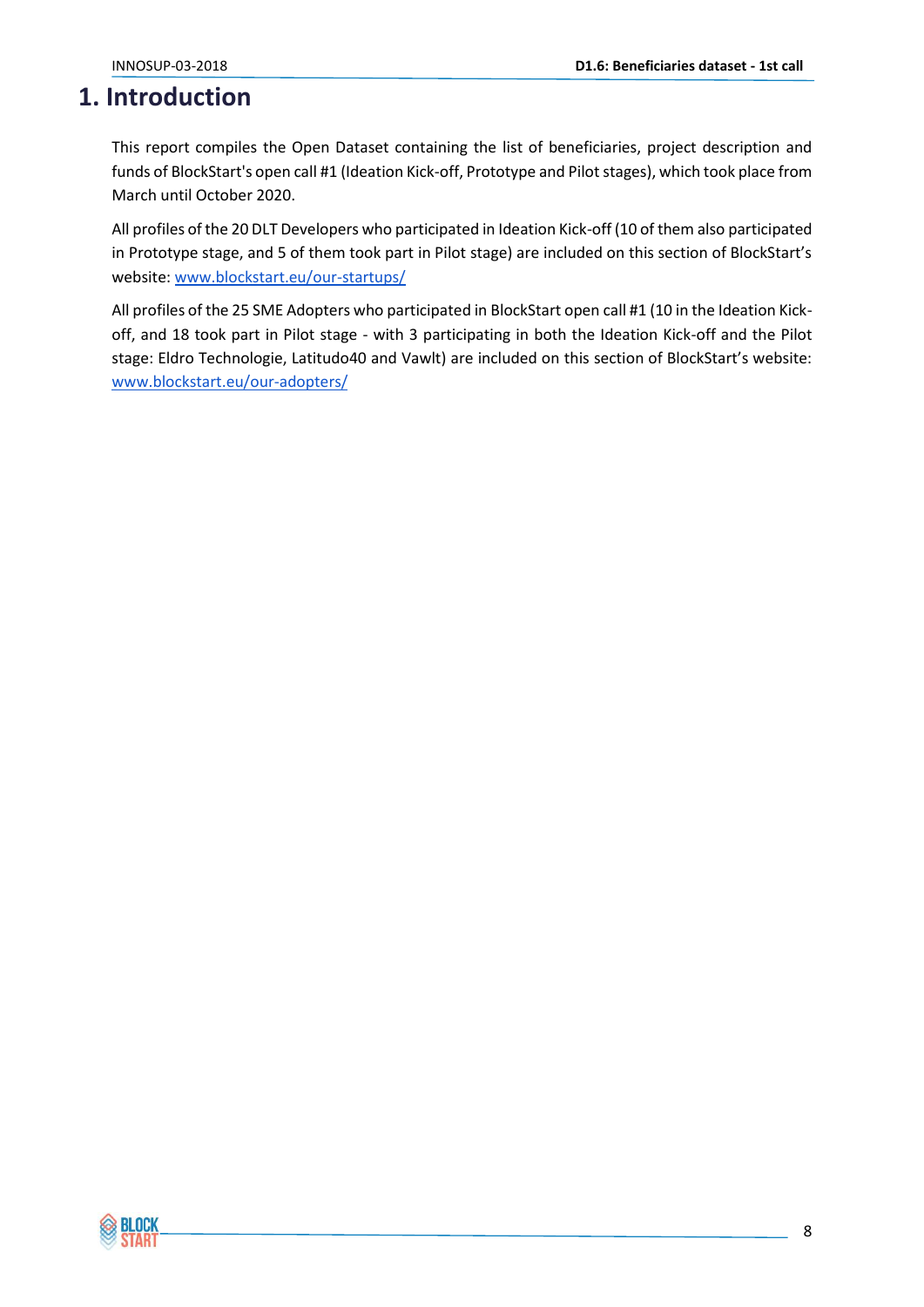# 1. Introduction

This report compiles the Open Dataset containing the list of beneficiaries, project description and funds of BlockStart's open call #1 (Ideation Kick-off, Prototype and Pilot stages), which took place from March until October 2020.

All profiles of the 20 DLT Developers who participated in Ideation Kick-off (10 of them also participated in Prototype stage, and 5 of them took part in Pilot stage) are included on this section of BlockStart's website: [www.blockstart.eu/our-startups/](www.blockstart.eu/our-startups/)

All profiles of the 25 SME Adopters who participated in BlockStart open call #1 (10 in the Ideation Kick-off, and 18 took part in Pilot stage - with 3 participating in both the Ideation Kick-off and the Pilot stage: Eldro Technologie, Latitudo40 and Vawlt) are included on this section of BlockStart's website: [www.blockstart.eu/our-adopters/](www.blockstart.eu/our-adopters/)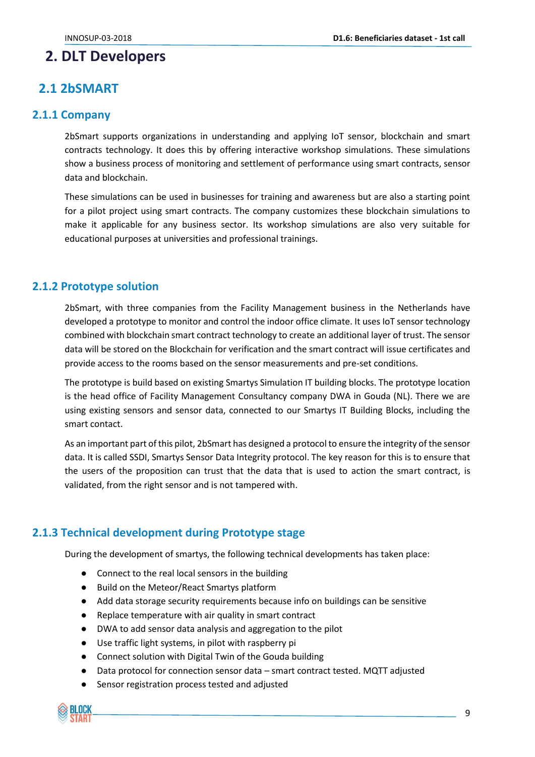# 2. DLT Developers

## 2.1 2bSMART

### 2.1.1 Company

2bSmart supports organizations in understanding and applying IoT sensor, blockchain and smart contracts technology. It does this by offering interactive workshop simulations. These simulations show a business process of monitoring and settlement of performance using smart contracts, sensor data and blockchain.

These simulations can be used in businesses for training and awareness but are also a starting point for a pilot project using smart contracts. The company customizes these blockchain simulations to make it applicable for any business sector. Its workshop simulations are also very suitable for educational purposes at universities and professional trainings.

### 2.1.2 Prototype solution

2bSmart, with three companies from the Facility Management business in the Netherlands have developed a prototype to monitor and control the indoor office climate. It uses IoT sensor technology combined with blockchain smart contract technology to create an additional layer of trust. The sensor data will be stored on the Blockchain for verification and the smart contract will issue certificates and provide access to the rooms based on the sensor measurements and pre-set conditions.

The prototype is build based on existing Smartys Simulation IT building blocks. The prototype location is the head office of Facility Management Consultancy company DWA in Gouda (NL). There we are using existing sensors and sensor data, connected to our Smartys IT Building Blocks, including the smart contact.

As an important part of this pilot, 2bSmart has designed a protocol to ensure the integrity of the sensor data. It is called SSDI, Smartys Sensor Data Integrity protocol. The key reason for this is to ensure that the users of the proposition can trust that the data that is used to action the smart contract, is validated, from the right sensor and is not tampered with.

### 2.1.3 Technical development during Prototype stage

During the development of smartys, the following technical developments has taken place:

- Connect to the real local sensors in the building
- Build on the Meteor/React Smartys platform
- Add data storage security requirements because info on buildings can be sensitive
- Replace temperature with air quality in smart contract
- DWA to add sensor data analysis and aggregation to the pilot
- Use traffic light systems, in pilot with raspberry pi
- Connect solution with Digital Twin of the Gouda building
- Data protocol for connection sensor data – smart contract tested. MQTT adjusted
- Sensor registration process tested and adjusted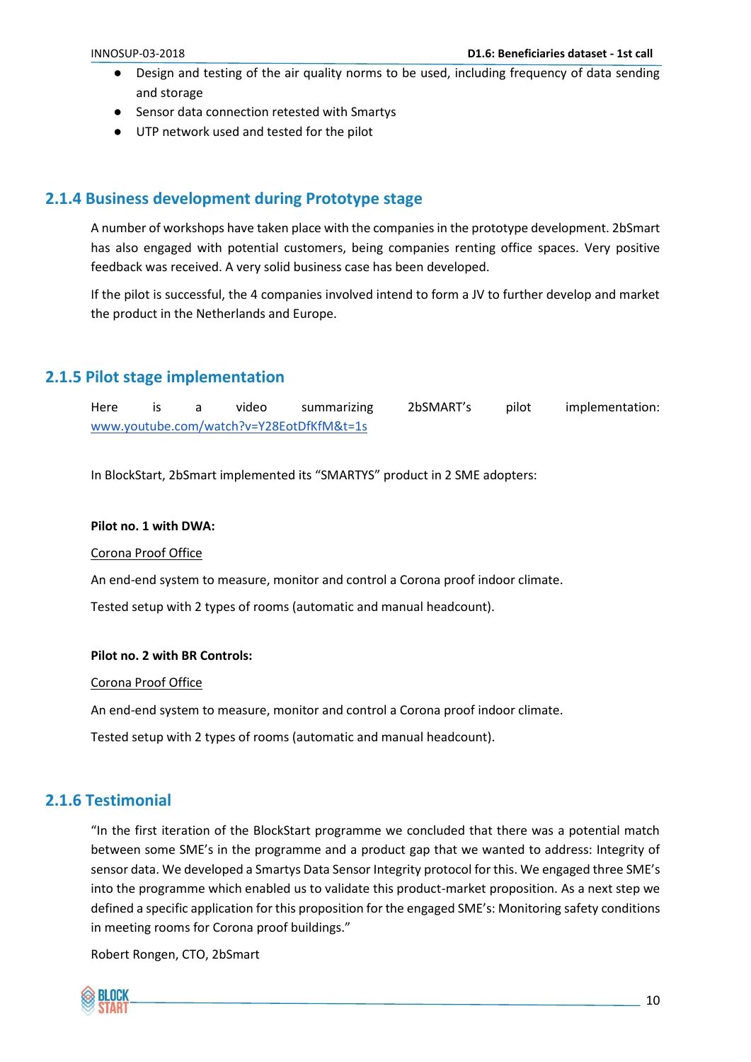- Design and testing of the air quality norms to be used, including frequency of data sending and storage
- Sensor data connection retested with Smartys
- UTP network used and tested for the pilot

### 2.1.4 Business development during Prototype stage

A number of workshops have taken place with the companies in the prototype development. 2bSmart has also engaged with potential customers, being companies renting office spaces. Very positive feedback was received. A very solid business case has been developed.

If the pilot is successful, the 4 companies involved intend to form a JV to further develop and market the product in the Netherlands and Europe.

### 2.1.5 Pilot stage implementation

Here is a video summarizing 2bSMART's pilot implementation: www.youtube.com/watch?v=Y28EotDfKfM&t=1s

In BlockStart, 2bSmart implemented its "SMARTYS" product in 2 SME adopters:

**Pilot no. 1 with DWA:**

Corona Proof Office

An end-end system to measure, monitor and control a Corona proof indoor climate.

Tested setup with 2 types of rooms (automatic and manual headcount).

**Pilot no. 2 with BR Controls:**

Corona Proof Office

An end-end system to measure, monitor and control a Corona proof indoor climate.

Tested setup with 2 types of rooms (automatic and manual headcount).

### 2.1.6 Testimonial

"In the first iteration of the BlockStart programme we concluded that there was a potential match between some SME's in the programme and a product gap that we wanted to address: Integrity of sensor data. We developed a Smartys Data Sensor Integrity protocol for this. We engaged three SME's into the programme which enabled us to validate this product-market proposition. As a next step we defined a specific application for this proposition for the engaged SME's: Monitoring safety conditions in meeting rooms for Corona proof buildings."

Robert Rongen, CTO, 2bSmart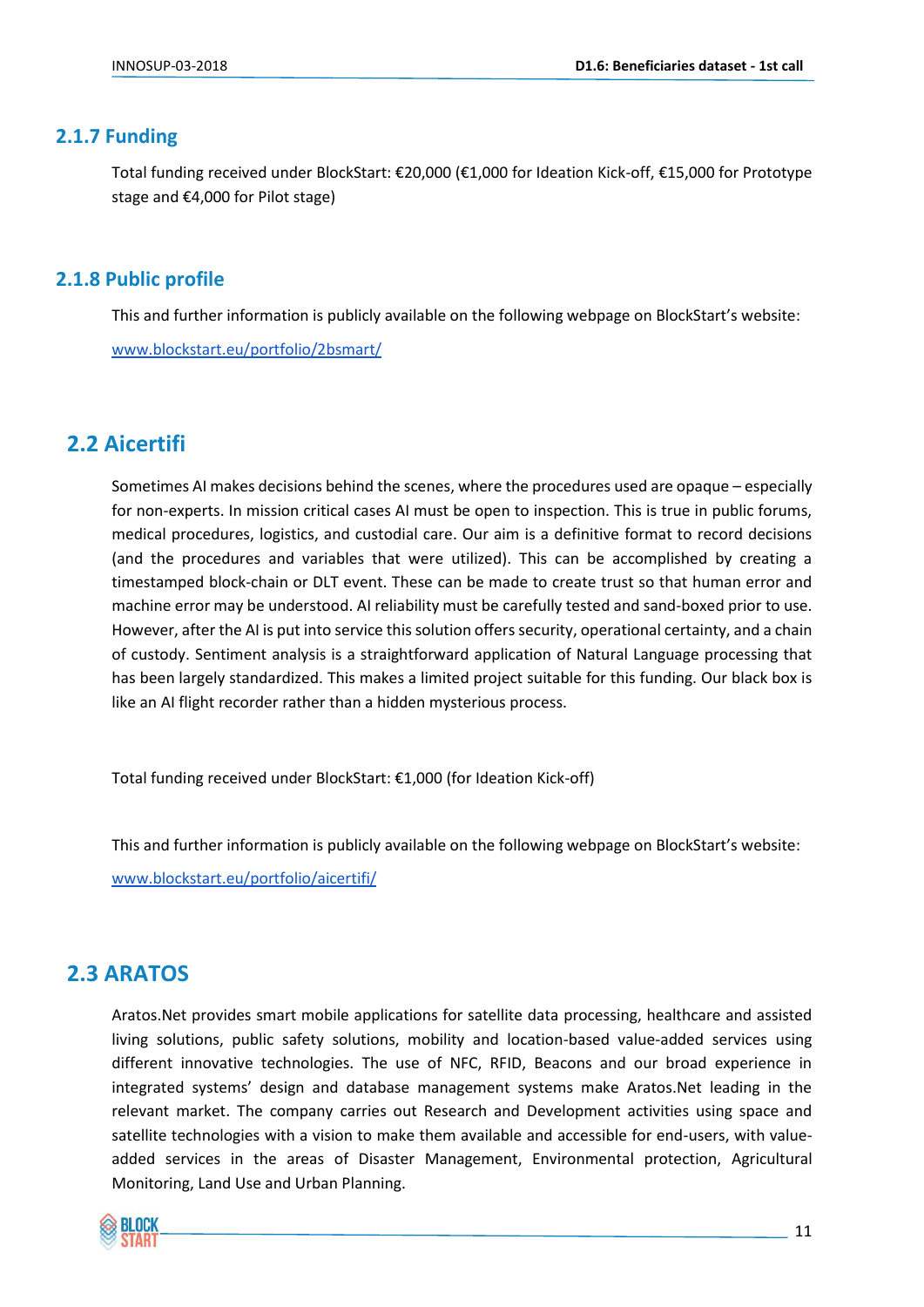### 2.1.7 Funding

Total funding received under BlockStart: €20,000 (€1,000 for Ideation Kick-off, €15,000 for Prototype stage and €4,000 for Pilot stage)

### 2.1.8 Public profile

This and further information is publicly available on the following webpage on BlockStart's website:

www.blockstart.eu/portfolio/2bsmart/

## 2.2 Aicertifi

Sometimes AI makes decisions behind the scenes, where the procedures used are opaque – especially for non-experts. In mission critical cases AI must be open to inspection. This is true in public forums, medical procedures, logistics, and custodial care. Our aim is a definitive format to record decisions (and the procedures and variables that were utilized). This can be accomplished by creating a timestamped block-chain or DLT event. These can be made to create trust so that human error and machine error may be understood. AI reliability must be carefully tested and sand-boxed prior to use. However, after the AI is put into service this solution offers security, operational certainty, and a chain of custody. Sentiment analysis is a straightforward application of Natural Language processing that has been largely standardized. This makes a limited project suitable for this funding. Our black box is like an AI flight recorder rather than a hidden mysterious process.

Total funding received under BlockStart: €1,000 (for Ideation Kick-off)

This and further information is publicly available on the following webpage on BlockStart's website:

www.blockstart.eu/portfolio/aicertifi/

## 2.3 ARATOS

Aratos.Net provides smart mobile applications for satellite data processing, healthcare and assisted living solutions, public safety solutions, mobility and location-based value-added services using different innovative technologies. The use of NFC, RFID, Beacons and our broad experience in integrated systems' design and database management systems make Aratos.Net leading in the relevant market. The company carries out Research and Development activities using space and satellite technologies with a vision to make them available and accessible for end-users, with value-added services in the areas of Disaster Management, Environmental protection, Agricultural Monitoring, Land Use and Urban Planning.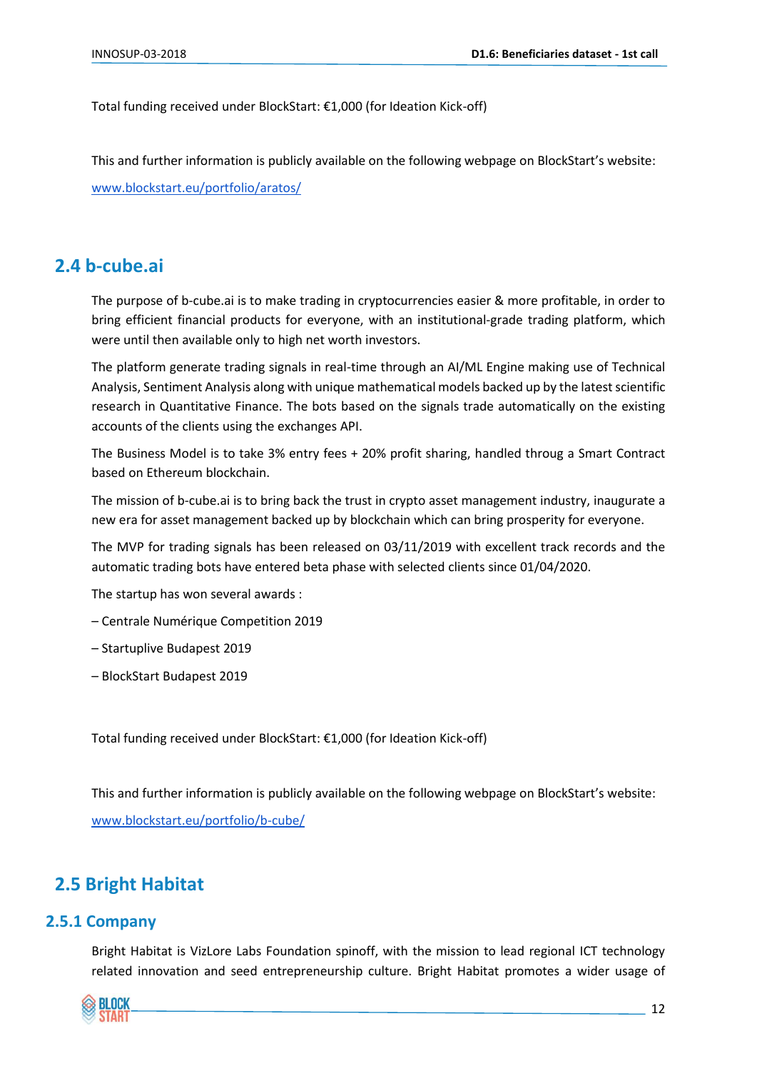Total funding received under BlockStart: €1,000 (for Ideation Kick-off)

This and further information is publicly available on the following webpage on BlockStart's website: www.blockstart.eu/portfolio/aratos/

## 2.4 b-cube.ai

The purpose of b-cube.ai is to make trading in cryptocurrencies easier & more profitable, in order to bring efficient financial products for everyone, with an institutional-grade trading platform, which were until then available only to high net worth investors.

The platform generate trading signals in real-time through an AI/ML Engine making use of Technical Analysis, Sentiment Analysis along with unique mathematical models backed up by the latest scientific research in Quantitative Finance. The bots based on the signals trade automatically on the existing accounts of the clients using the exchanges API.

The Business Model is to take 3% entry fees + 20% profit sharing, handled throug a Smart Contract based on Ethereum blockchain.

The mission of b-cube.ai is to bring back the trust in crypto asset management industry, inaugurate a new era for asset management backed up by blockchain which can bring prosperity for everyone.

The MVP for trading signals has been released on 03/11/2019 with excellent track records and the automatic trading bots have entered beta phase with selected clients since 01/04/2020.

The startup has won several awards :

– Centrale Numérique Competition 2019

– Startuplive Budapest 2019

– BlockStart Budapest 2019

Total funding received under BlockStart: €1,000 (for Ideation Kick-off)

This and further information is publicly available on the following webpage on BlockStart's website: www.blockstart.eu/portfolio/b-cube/

## 2.5 Bright Habitat

### 2.5.1 Company

Bright Habitat is VizLore Labs Foundation spinoff, with the mission to lead regional ICT technology related innovation and seed entrepreneurship culture. Bright Habitat promotes a wider usage of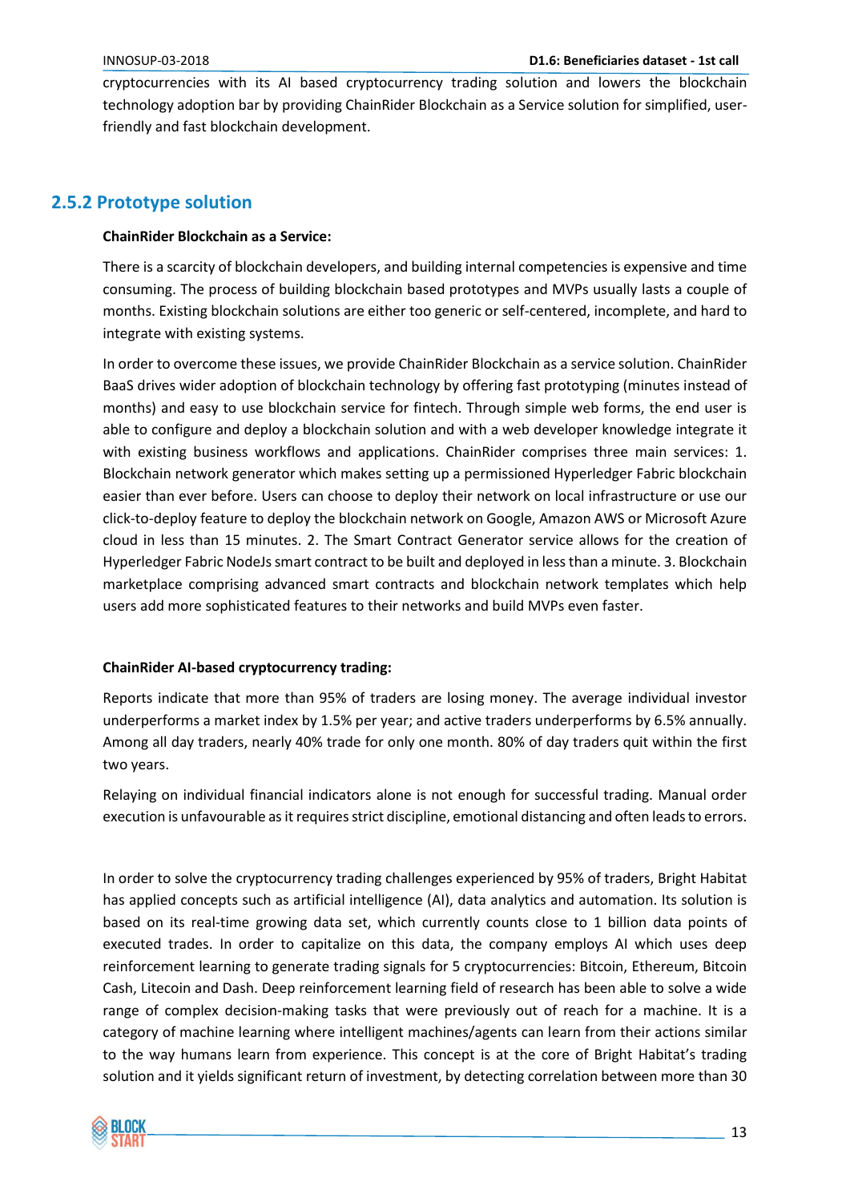cryptocurrencies with its AI based cryptocurrency trading solution and lowers the blockchain technology adoption bar by providing ChainRider Blockchain as a Service solution for simplified, user-friendly and fast blockchain development.

## 2.5.2 Prototype solution

**ChainRider Blockchain as a Service:**

There is a scarcity of blockchain developers, and building internal competencies is expensive and time consuming. The process of building blockchain based prototypes and MVPs usually lasts a couple of months. Existing blockchain solutions are either too generic or self-centered, incomplete, and hard to integrate with existing systems.

In order to overcome these issues, we provide ChainRider Blockchain as a service solution. ChainRider BaaS drives wider adoption of blockchain technology by offering fast prototyping (minutes instead of months) and easy to use blockchain service for fintech. Through simple web forms, the end user is able to configure and deploy a blockchain solution and with a web developer knowledge integrate it with existing business workflows and applications. ChainRider comprises three main services: 1. Blockchain network generator which makes setting up a permissioned Hyperledger Fabric blockchain easier than ever before. Users can choose to deploy their network on local infrastructure or use our click-to-deploy feature to deploy the blockchain network on Google, Amazon AWS or Microsoft Azure cloud in less than 15 minutes. 2. The Smart Contract Generator service allows for the creation of Hyperledger Fabric NodeJs smart contract to be built and deployed in less than a minute. 3. Blockchain marketplace comprising advanced smart contracts and blockchain network templates which help users add more sophisticated features to their networks and build MVPs even faster.

**ChainRider AI-based cryptocurrency trading:**

Reports indicate that more than 95% of traders are losing money. The average individual investor underperforms a market index by 1.5% per year; and active traders underperforms by 6.5% annually. Among all day traders, nearly 40% trade for only one month. 80% of day traders quit within the first two years.

Relaying on individual financial indicators alone is not enough for successful trading. Manual order execution is unfavourable as it requires strict discipline, emotional distancing and often leads to errors.

In order to solve the cryptocurrency trading challenges experienced by 95% of traders, Bright Habitat has applied concepts such as artificial intelligence (AI), data analytics and automation. Its solution is based on its real-time growing data set, which currently counts close to 1 billion data points of executed trades. In order to capitalize on this data, the company employs AI which uses deep reinforcement learning to generate trading signals for 5 cryptocurrencies: Bitcoin, Ethereum, Bitcoin Cash, Litecoin and Dash. Deep reinforcement learning field of research has been able to solve a wide range of complex decision-making tasks that were previously out of reach for a machine. It is a category of machine learning where intelligent machines/agents can learn from their actions similar to the way humans learn from experience. This concept is at the core of Bright Habitat's trading solution and it yields significant return of investment, by detecting correlation between more than 30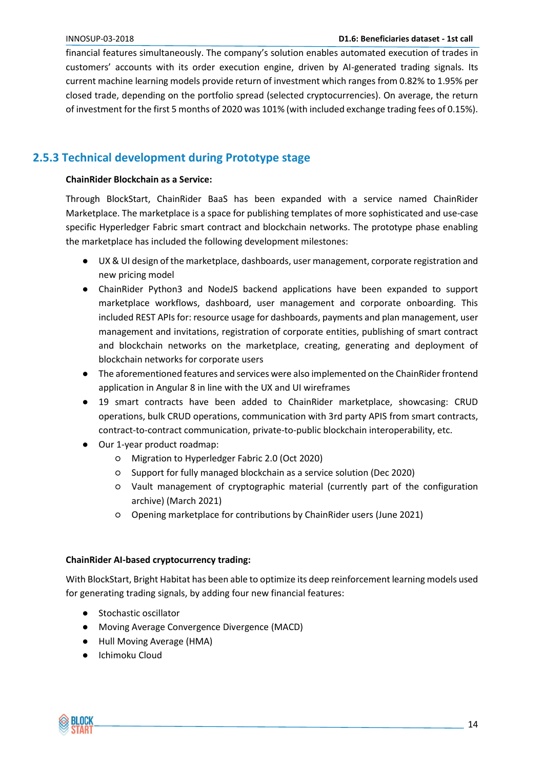financial features simultaneously. The company's solution enables automated execution of trades in customers' accounts with its order execution engine, driven by AI-generated trading signals. Its current machine learning models provide return of investment which ranges from 0.82% to 1.95% per closed trade, depending on the portfolio spread (selected cryptocurrencies). On average, the return of investment for the first 5 months of 2020 was 101% (with included exchange trading fees of 0.15%).

### 2.5.3 Technical development during Prototype stage

**ChainRider Blockchain as a Service:**

Through BlockStart, ChainRider BaaS has been expanded with a service named ChainRider Marketplace. The marketplace is a space for publishing templates of more sophisticated and use-case specific Hyperledger Fabric smart contract and blockchain networks. The prototype phase enabling the marketplace has included the following development milestones:

- UX & UI design of the marketplace, dashboards, user management, corporate registration and new pricing model
- ChainRider Python3 and NodeJS backend applications have been expanded to support marketplace workflows, dashboard, user management and corporate onboarding. This included REST APIs for: resource usage for dashboards, payments and plan management, user management and invitations, registration of corporate entities, publishing of smart contract and blockchain networks on the marketplace, creating, generating and deployment of blockchain networks for corporate users
- The aforementioned features and services were also implemented on the ChainRider frontend application in Angular 8 in line with the UX and UI wireframes
- 19 smart contracts have been added to ChainRider marketplace, showcasing: CRUD operations, bulk CRUD operations, communication with 3rd party APIS from smart contracts, contract-to-contract communication, private-to-public blockchain interoperability, etc.
- Our 1-year product roadmap:
  - Migration to Hyperledger Fabric 2.0 (Oct 2020)
  - Support for fully managed blockchain as a service solution (Dec 2020)
  - Vault management of cryptographic material (currently part of the configuration archive) (March 2021)
  - Opening marketplace for contributions by ChainRider users (June 2021)

**ChainRider AI-based cryptocurrency trading:**

With BlockStart, Bright Habitat has been able to optimize its deep reinforcement learning models used for generating trading signals, by adding four new financial features:

- Stochastic oscillator
- Moving Average Convergence Divergence (MACD)
- Hull Moving Average (HMA)
- Ichimoku Cloud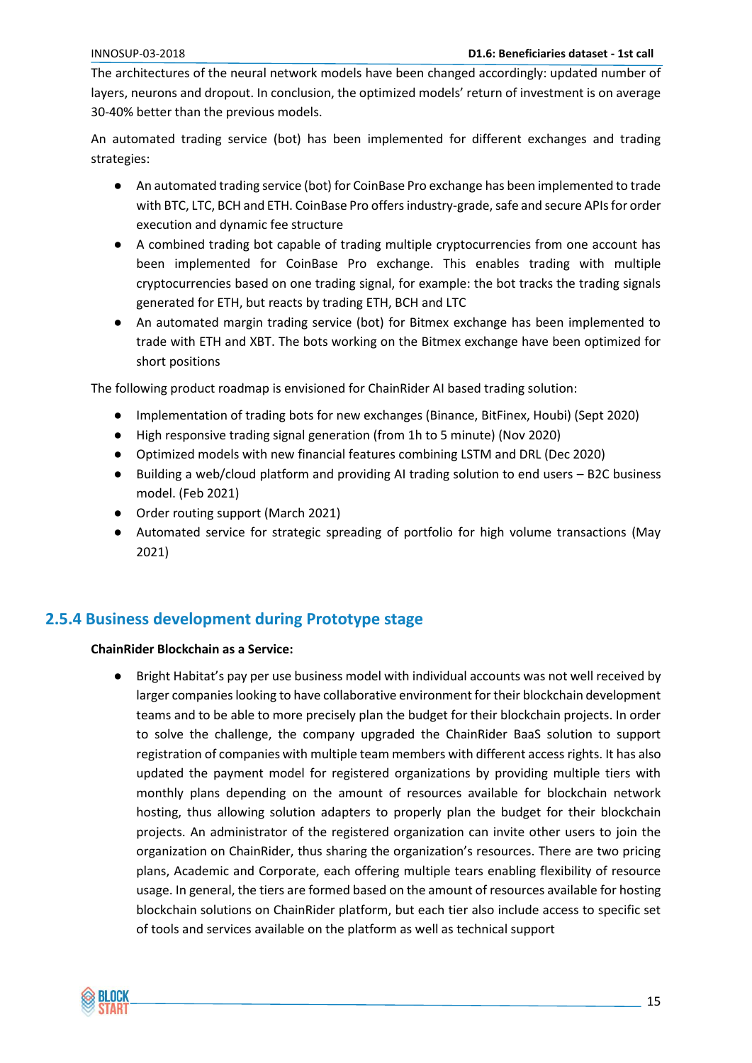The architectures of the neural network models have been changed accordingly: updated number of layers, neurons and dropout. In conclusion, the optimized models' return of investment is on average 30-40% better than the previous models.

An automated trading service (bot) has been implemented for different exchanges and trading strategies:

- An automated trading service (bot) for CoinBase Pro exchange has been implemented to trade with BTC, LTC, BCH and ETH. CoinBase Pro offers industry-grade, safe and secure APIs for order execution and dynamic fee structure
- A combined trading bot capable of trading multiple cryptocurrencies from one account has been implemented for CoinBase Pro exchange. This enables trading with multiple cryptocurrencies based on one trading signal, for example: the bot tracks the trading signals generated for ETH, but reacts by trading ETH, BCH and LTC
- An automated margin trading service (bot) for Bitmex exchange has been implemented to trade with ETH and XBT. The bots working on the Bitmex exchange have been optimized for short positions

The following product roadmap is envisioned for ChainRider AI based trading solution:

- Implementation of trading bots for new exchanges (Binance, BitFinex, Houbi) (Sept 2020)
- High responsive trading signal generation (from 1h to 5 minute) (Nov 2020)
- Optimized models with new financial features combining LSTM and DRL (Dec 2020)
- Building a web/cloud platform and providing AI trading solution to end users – B2C business model. (Feb 2021)
- Order routing support (March 2021)
- Automated service for strategic spreading of portfolio for high volume transactions (May 2021)

### 2.5.4 Business development during Prototype stage

**ChainRider Blockchain as a Service:**

- Bright Habitat's pay per use business model with individual accounts was not well received by larger companies looking to have collaborative environment for their blockchain development teams and to be able to more precisely plan the budget for their blockchain projects. In order to solve the challenge, the company upgraded the ChainRider BaaS solution to support registration of companies with multiple team members with different access rights. It has also updated the payment model for registered organizations by providing multiple tiers with monthly plans depending on the amount of resources available for blockchain network hosting, thus allowing solution adapters to properly plan the budget for their blockchain projects. An administrator of the registered organization can invite other users to join the organization on ChainRider, thus sharing the organization's resources. There are two pricing plans, Academic and Corporate, each offering multiple tears enabling flexibility of resource usage. In general, the tiers are formed based on the amount of resources available for hosting blockchain solutions on ChainRider platform, but each tier also include access to specific set of tools and services available on the platform as well as technical support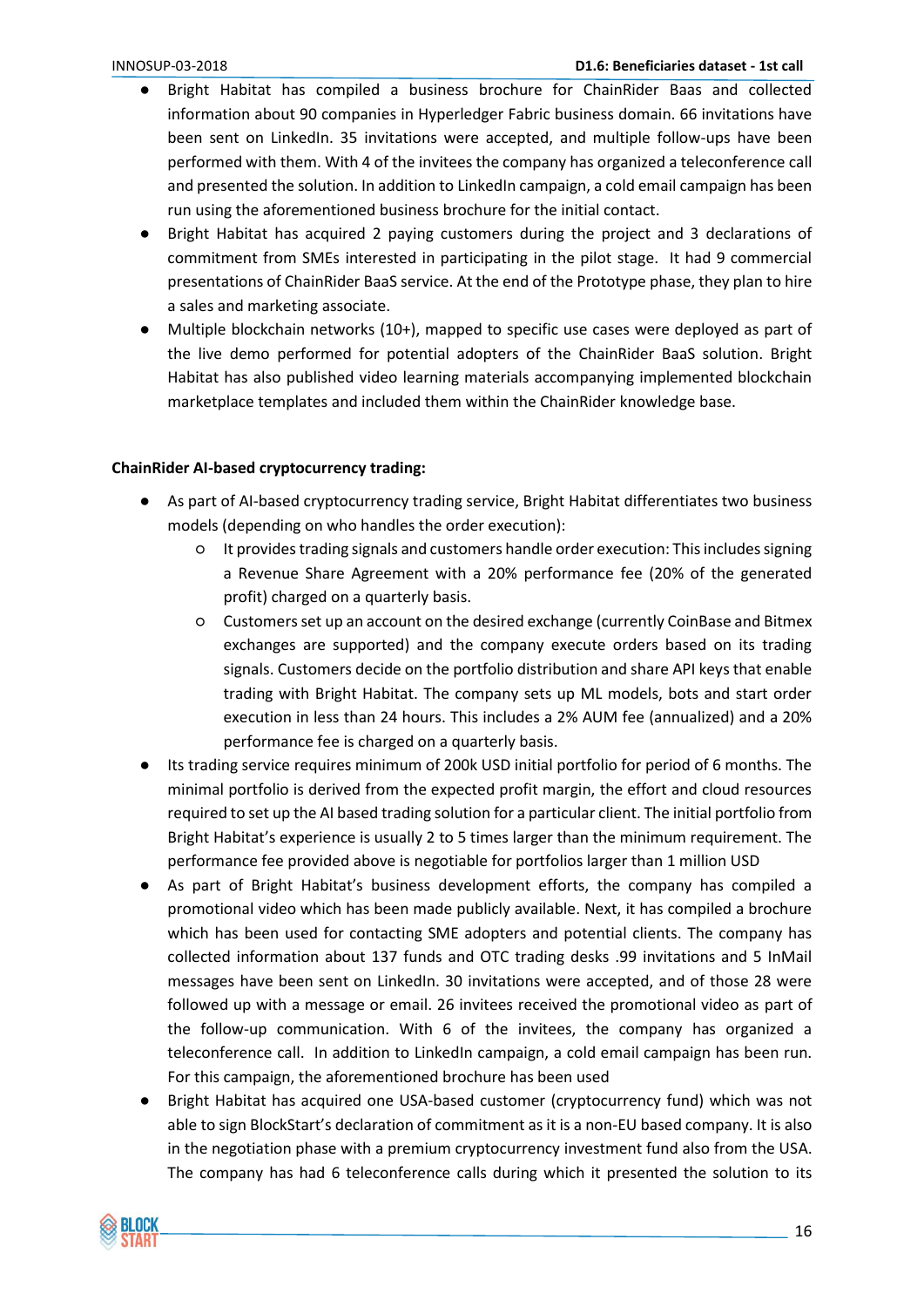- Bright Habitat has compiled a business brochure for ChainRider Baas and collected information about 90 companies in Hyperledger Fabric business domain. 66 invitations have been sent on LinkedIn. 35 invitations were accepted, and multiple follow-ups have been performed with them. With 4 of the invitees the company has organized a teleconference call and presented the solution. In addition to LinkedIn campaign, a cold email campaign has been run using the aforementioned business brochure for the initial contact.
- Bright Habitat has acquired 2 paying customers during the project and 3 declarations of commitment from SMEs interested in participating in the pilot stage. It had 9 commercial presentations of ChainRider BaaS service. At the end of the Prototype phase, they plan to hire a sales and marketing associate.
- Multiple blockchain networks (10+), mapped to specific use cases were deployed as part of the live demo performed for potential adopters of the ChainRider BaaS solution. Bright Habitat has also published video learning materials accompanying implemented blockchain marketplace templates and included them within the ChainRider knowledge base.

**ChainRider AI-based cryptocurrency trading:**

- As part of AI-based cryptocurrency trading service, Bright Habitat differentiates two business models (depending on who handles the order execution):
  - It provides trading signals and customers handle order execution: This includes signing a Revenue Share Agreement with a 20% performance fee (20% of the generated profit) charged on a quarterly basis.
  - Customers set up an account on the desired exchange (currently CoinBase and Bitmex exchanges are supported) and the company execute orders based on its trading signals. Customers decide on the portfolio distribution and share API keys that enable trading with Bright Habitat. The company sets up ML models, bots and start order execution in less than 24 hours. This includes a 2% AUM fee (annualized) and a 20% performance fee is charged on a quarterly basis.
- Its trading service requires minimum of 200k USD initial portfolio for period of 6 months. The minimal portfolio is derived from the expected profit margin, the effort and cloud resources required to set up the AI based trading solution for a particular client. The initial portfolio from Bright Habitat's experience is usually 2 to 5 times larger than the minimum requirement. The performance fee provided above is negotiable for portfolios larger than 1 million USD
- As part of Bright Habitat's business development efforts, the company has compiled a promotional video which has been made publicly available. Next, it has compiled a brochure which has been used for contacting SME adopters and potential clients. The company has collected information about 137 funds and OTC trading desks .99 invitations and 5 InMail messages have been sent on LinkedIn. 30 invitations were accepted, and of those 28 were followed up with a message or email. 26 invitees received the promotional video as part of the follow-up communication. With 6 of the invitees, the company has organized a teleconference call. In addition to LinkedIn campaign, a cold email campaign has been run. For this campaign, the aforementioned brochure has been used
- Bright Habitat has acquired one USA-based customer (cryptocurrency fund) which was not able to sign BlockStart's declaration of commitment as it is a non-EU based company. It is also in the negotiation phase with a premium cryptocurrency investment fund also from the USA. The company has had 6 teleconference calls during which it presented the solution to its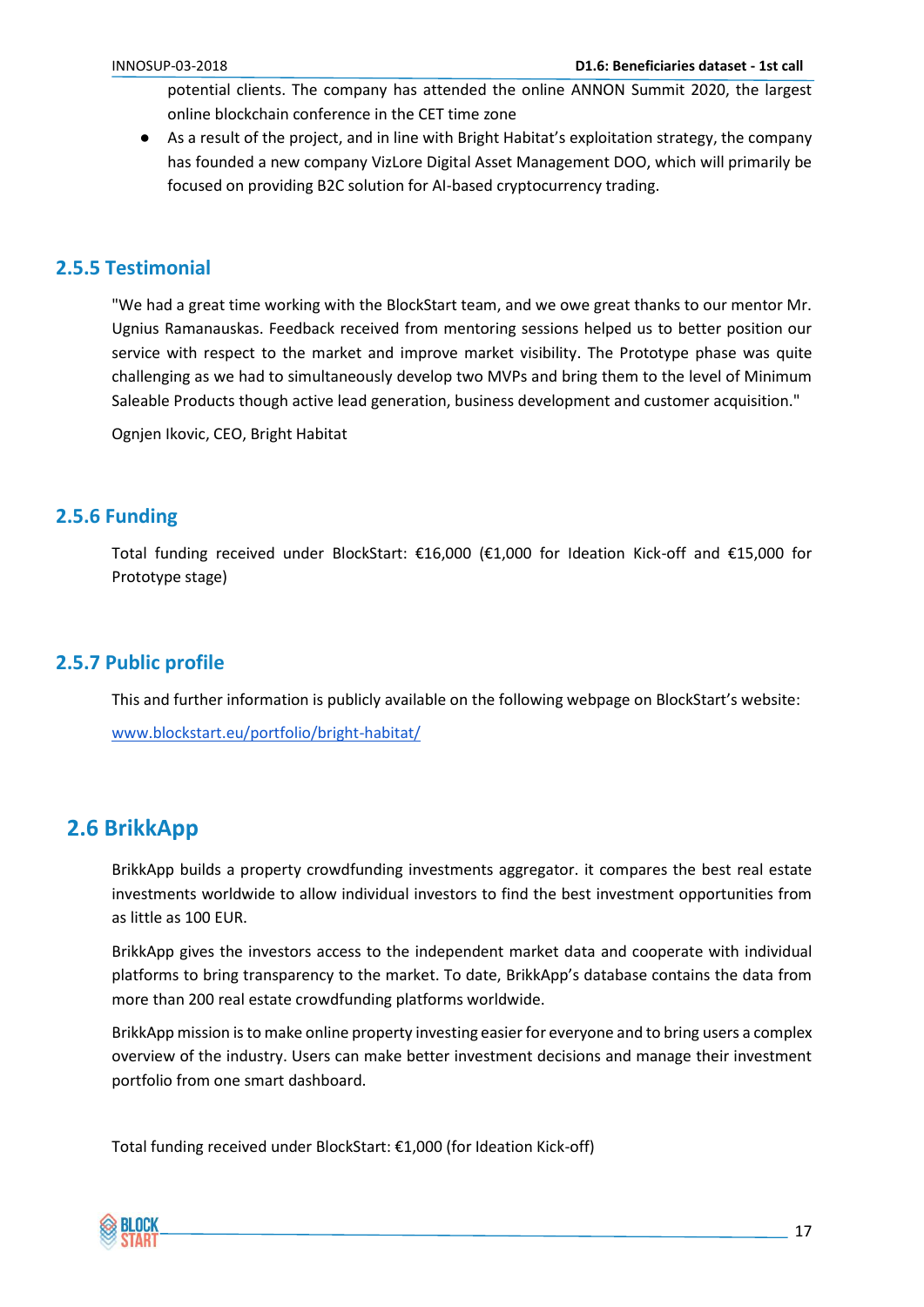potential clients. The company has attended the online ANNON Summit 2020, the largest online blockchain conference in the CET time zone

- As a result of the project, and in line with Bright Habitat's exploitation strategy, the company has founded a new company VizLore Digital Asset Management DOO, which will primarily be focused on providing B2C solution for AI-based cryptocurrency trading.

### 2.5.5 Testimonial

"We had a great time working with the BlockStart team, and we owe great thanks to our mentor Mr. Ugnius Ramanauskas. Feedback received from mentoring sessions helped us to better position our service with respect to the market and improve market visibility. The Prototype phase was quite challenging as we had to simultaneously develop two MVPs and bring them to the level of Minimum Saleable Products though active lead generation, business development and customer acquisition."

Ognjen Ikovic, CEO, Bright Habitat

### 2.5.6 Funding

Total funding received under BlockStart: €16,000 (€1,000 for Ideation Kick-off and €15,000 for Prototype stage)

### 2.5.7 Public profile

This and further information is publicly available on the following webpage on BlockStart's website:

[www.blockstart.eu/portfolio/bright-habitat/](www.blockstart.eu/portfolio/bright-habitat/)

## 2.6 BrikkApp

BrikkApp builds a property crowdfunding investments aggregator. it compares the best real estate investments worldwide to allow individual investors to find the best investment opportunities from as little as 100 EUR.

BrikkApp gives the investors access to the independent market data and cooperate with individual platforms to bring transparency to the market. To date, BrikkApp's database contains the data from more than 200 real estate crowdfunding platforms worldwide.

BrikkApp mission is to make online property investing easier for everyone and to bring users a complex overview of the industry. Users can make better investment decisions and manage their investment portfolio from one smart dashboard.

Total funding received under BlockStart: €1,000 (for Ideation Kick-off)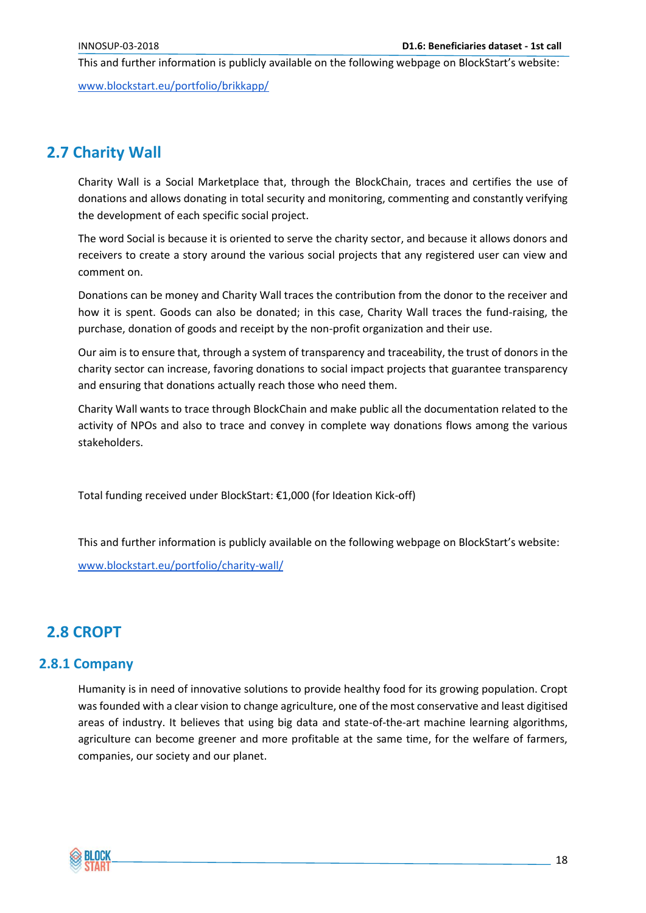This and further information is publicly available on the following webpage on BlockStart's website:

www.blockstart.eu/portfolio/brikkapp/

## 2.7 Charity Wall

Charity Wall is a Social Marketplace that, through the BlockChain, traces and certifies the use of donations and allows donating in total security and monitoring, commenting and constantly verifying the development of each specific social project.

The word Social is because it is oriented to serve the charity sector, and because it allows donors and receivers to create a story around the various social projects that any registered user can view and comment on.

Donations can be money and Charity Wall traces the contribution from the donor to the receiver and how it is spent. Goods can also be donated; in this case, Charity Wall traces the fund-raising, the purchase, donation of goods and receipt by the non-profit organization and their use.

Our aim is to ensure that, through a system of transparency and traceability, the trust of donors in the charity sector can increase, favoring donations to social impact projects that guarantee transparency and ensuring that donations actually reach those who need them.

Charity Wall wants to trace through BlockChain and make public all the documentation related to the activity of NPOs and also to trace and convey in complete way donations flows among the various stakeholders.

Total funding received under BlockStart: €1,000 (for Ideation Kick-off)

This and further information is publicly available on the following webpage on BlockStart's website:

www.blockstart.eu/portfolio/charity-wall/

## 2.8 CROPT

### 2.8.1 Company

Humanity is in need of innovative solutions to provide healthy food for its growing population. Cropt was founded with a clear vision to change agriculture, one of the most conservative and least digitised areas of industry. It believes that using big data and state-of-the-art machine learning algorithms, agriculture can become greener and more profitable at the same time, for the welfare of farmers, companies, our society and our planet.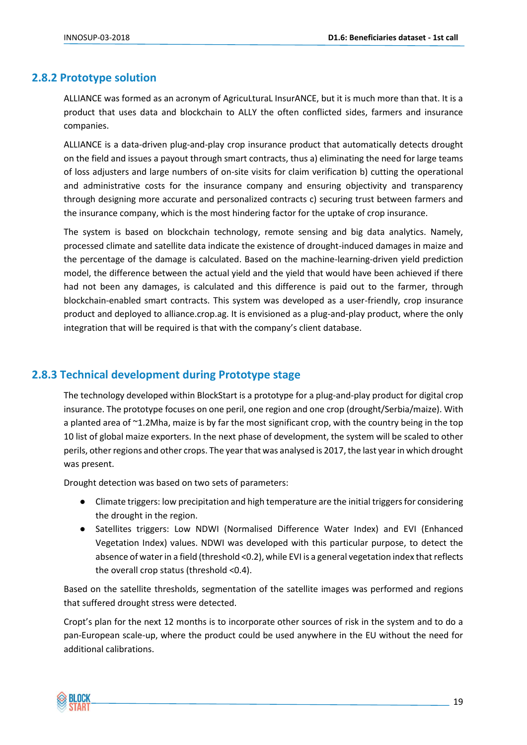### 2.8.2 Prototype solution

ALLIANCE was formed as an acronym of AgricuLturaL InsurANCE, but it is much more than that. It is a product that uses data and blockchain to ALLY the often conflicted sides, farmers and insurance companies.

ALLIANCE is a data-driven plug-and-play crop insurance product that automatically detects drought on the field and issues a payout through smart contracts, thus a) eliminating the need for large teams of loss adjusters and large numbers of on-site visits for claim verification b) cutting the operational and administrative costs for the insurance company and ensuring objectivity and transparency through designing more accurate and personalized contracts c) securing trust between farmers and the insurance company, which is the most hindering factor for the uptake of crop insurance.

The system is based on blockchain technology, remote sensing and big data analytics. Namely, processed climate and satellite data indicate the existence of drought-induced damages in maize and the percentage of the damage is calculated. Based on the machine-learning-driven yield prediction model, the difference between the actual yield and the yield that would have been achieved if there had not been any damages, is calculated and this difference is paid out to the farmer, through blockchain-enabled smart contracts. This system was developed as a user-friendly, crop insurance product and deployed to alliance.crop.ag. It is envisioned as a plug-and-play product, where the only integration that will be required is that with the company's client database.

### 2.8.3 Technical development during Prototype stage

The technology developed within BlockStart is a prototype for a plug-and-play product for digital crop insurance. The prototype focuses on one peril, one region and one crop (drought/Serbia/maize). With a planted area of ~1.2Mha, maize is by far the most significant crop, with the country being in the top 10 list of global maize exporters. In the next phase of development, the system will be scaled to other perils, other regions and other crops. The year that was analysed is 2017, the last year in which drought was present.

Drought detection was based on two sets of parameters:

- Climate triggers: low precipitation and high temperature are the initial triggers for considering the drought in the region.
- Satellites triggers: Low NDWI (Normalised Difference Water Index) and EVI (Enhanced Vegetation Index) values. NDWI was developed with this particular purpose, to detect the absence of water in a field (threshold <0.2), while EVI is a general vegetation index that reflects the overall crop status (threshold <0.4).

Based on the satellite thresholds, segmentation of the satellite images was performed and regions that suffered drought stress were detected.

Cropt's plan for the next 12 months is to incorporate other sources of risk in the system and to do a pan-European scale-up, where the product could be used anywhere in the EU without the need for additional calibrations.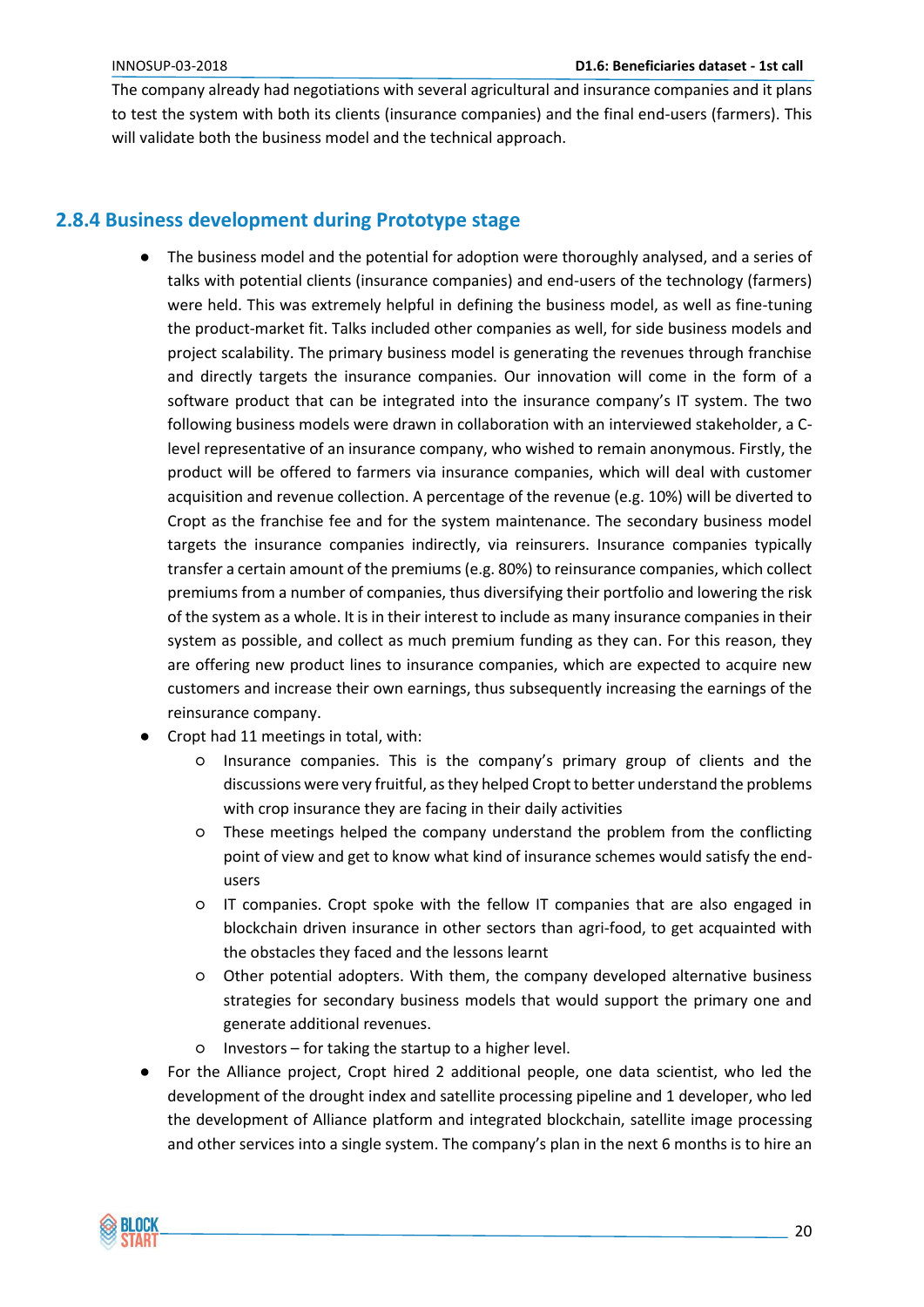The company already had negotiations with several agricultural and insurance companies and it plans to test the system with both its clients (insurance companies) and the final end-users (farmers). This will validate both the business model and the technical approach.

### 2.8.4 Business development during Prototype stage

- The business model and the potential for adoption were thoroughly analysed, and a series of talks with potential clients (insurance companies) and end-users of the technology (farmers) were held. This was extremely helpful in defining the business model, as well as fine-tuning the product-market fit. Talks included other companies as well, for side business models and project scalability. The primary business model is generating the revenues through franchise and directly targets the insurance companies. Our innovation will come in the form of a software product that can be integrated into the insurance company's IT system. The two following business models were drawn in collaboration with an interviewed stakeholder, a C-level representative of an insurance company, who wished to remain anonymous. Firstly, the product will be offered to farmers via insurance companies, which will deal with customer acquisition and revenue collection. A percentage of the revenue (e.g. 10%) will be diverted to Cropt as the franchise fee and for the system maintenance. The secondary business model targets the insurance companies indirectly, via reinsurers. Insurance companies typically transfer a certain amount of the premiums (e.g. 80%) to reinsurance companies, which collect premiums from a number of companies, thus diversifying their portfolio and lowering the risk of the system as a whole. It is in their interest to include as many insurance companies in their system as possible, and collect as much premium funding as they can. For this reason, they are offering new product lines to insurance companies, which are expected to acquire new customers and increase their own earnings, thus subsequently increasing the earnings of the reinsurance company.
- Cropt had 11 meetings in total, with:
  - Insurance companies. This is the company's primary group of clients and the discussions were very fruitful, as they helped Cropt to better understand the problems with crop insurance they are facing in their daily activities
  - These meetings helped the company understand the problem from the conflicting point of view and get to know what kind of insurance schemes would satisfy the end-users
  - IT companies. Cropt spoke with the fellow IT companies that are also engaged in blockchain driven insurance in other sectors than agri-food, to get acquainted with the obstacles they faced and the lessons learnt
  - Other potential adopters. With them, the company developed alternative business strategies for secondary business models that would support the primary one and generate additional revenues.
  - Investors – for taking the startup to a higher level.
- For the Alliance project, Cropt hired 2 additional people, one data scientist, who led the development of the drought index and satellite processing pipeline and 1 developer, who led the development of Alliance platform and integrated blockchain, satellite image processing and other services into a single system. The company's plan in the next 6 months is to hire an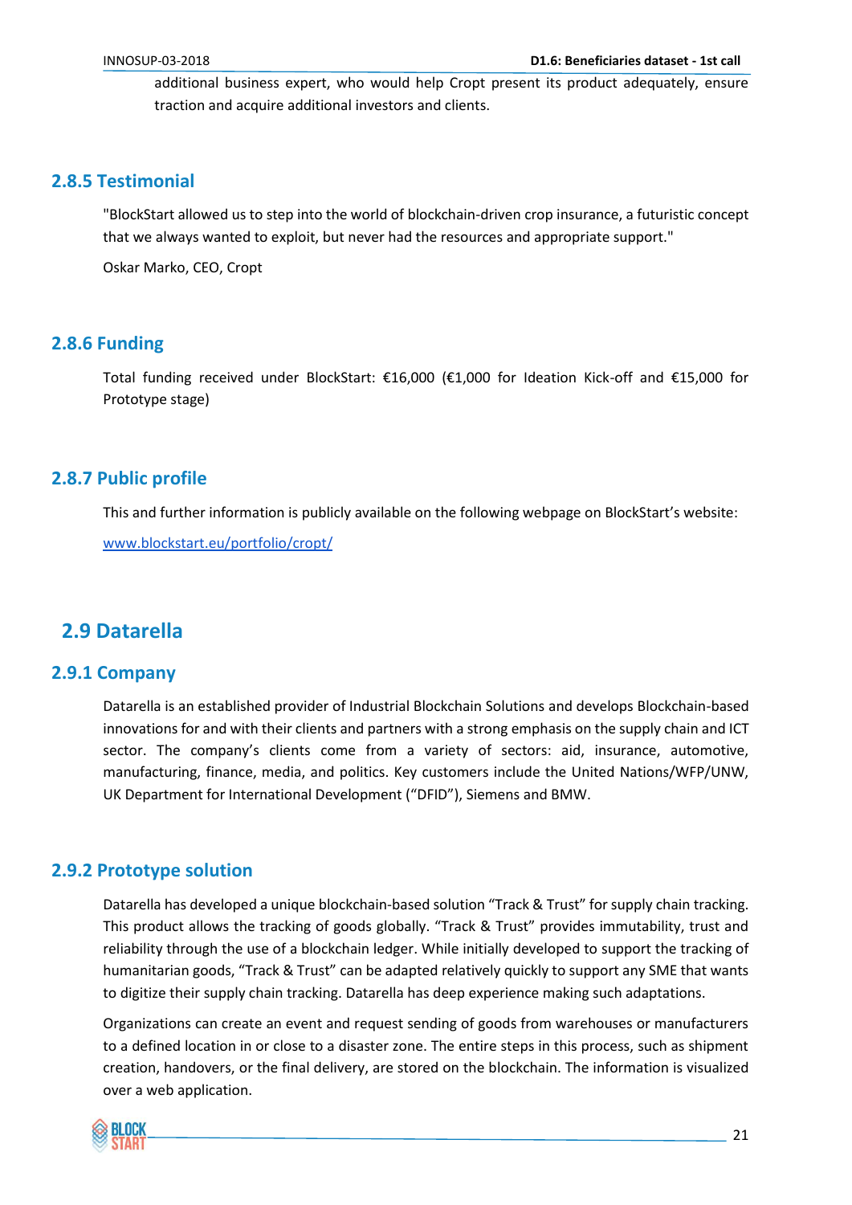additional business expert, who would help Cropt present its product adequately, ensure traction and acquire additional investors and clients.

### 2.8.5 Testimonial

"BlockStart allowed us to step into the world of blockchain-driven crop insurance, a futuristic concept that we always wanted to exploit, but never had the resources and appropriate support."

Oskar Marko, CEO, Cropt

### 2.8.6 Funding

Total funding received under BlockStart: €16,000 (€1,000 for Ideation Kick-off and €15,000 for Prototype stage)

### 2.8.7 Public profile

This and further information is publicly available on the following webpage on BlockStart's website:

[www.blockstart.eu/portfolio/cropt/](www.blockstart.eu/portfolio/cropt/)

## 2.9 Datarella

### 2.9.1 Company

Datarella is an established provider of Industrial Blockchain Solutions and develops Blockchain-based innovations for and with their clients and partners with a strong emphasis on the supply chain and ICT sector. The company's clients come from a variety of sectors: aid, insurance, automotive, manufacturing, finance, media, and politics. Key customers include the United Nations/WFP/UNW, UK Department for International Development ("DFID"), Siemens and BMW.

### 2.9.2 Prototype solution

Datarella has developed a unique blockchain-based solution "Track & Trust" for supply chain tracking. This product allows the tracking of goods globally. "Track & Trust" provides immutability, trust and reliability through the use of a blockchain ledger. While initially developed to support the tracking of humanitarian goods, "Track & Trust" can be adapted relatively quickly to support any SME that wants to digitize their supply chain tracking. Datarella has deep experience making such adaptations.

Organizations can create an event and request sending of goods from warehouses or manufacturers to a defined location in or close to a disaster zone. The entire steps in this process, such as shipment creation, handovers, or the final delivery, are stored on the blockchain. The information is visualized over a web application.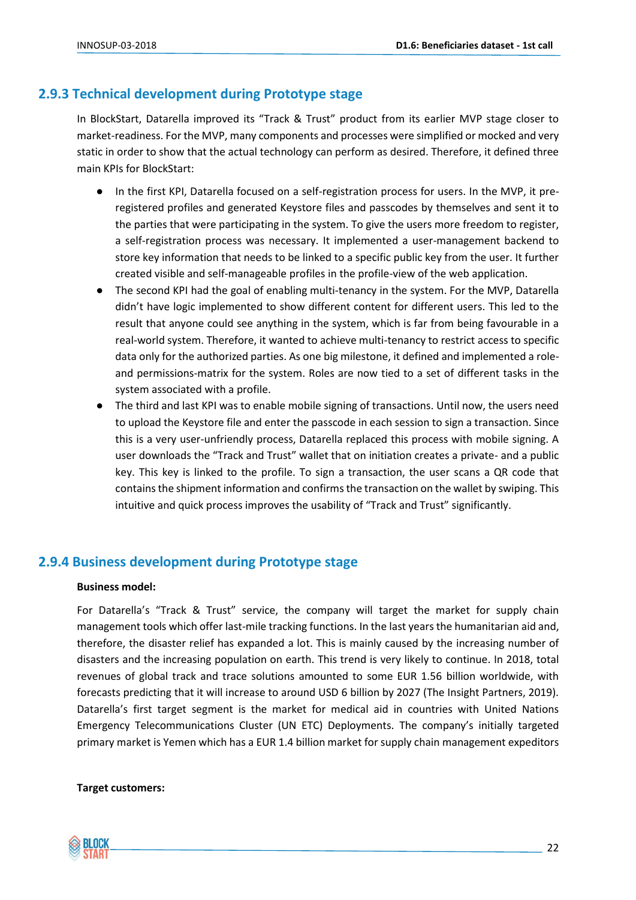### 2.9.3 Technical development during Prototype stage

In BlockStart, Datarella improved its “Track & Trust” product from its earlier MVP stage closer to market-readiness. For the MVP, many components and processes were simplified or mocked and very static in order to show that the actual technology can perform as desired. Therefore, it defined three main KPIs for BlockStart:

- In the first KPI, Datarella focused on a self-registration process for users. In the MVP, it pre-registered profiles and generated Keystore files and passcodes by themselves and sent it to the parties that were participating in the system. To give the users more freedom to register, a self-registration process was necessary. It implemented a user-management backend to store key information that needs to be linked to a specific public key from the user. It further created visible and self-manageable profiles in the profile-view of the web application.
- The second KPI had the goal of enabling multi-tenancy in the system. For the MVP, Datarella didn’t have logic implemented to show different content for different users. This led to the result that anyone could see anything in the system, which is far from being favourable in a real-world system. Therefore, it wanted to achieve multi-tenancy to restrict access to specific data only for the authorized parties. As one big milestone, it defined and implemented a role- and permissions-matrix for the system. Roles are now tied to a set of different tasks in the system associated with a profile.
- The third and last KPI was to enable mobile signing of transactions. Until now, the users need to upload the Keystore file and enter the passcode in each session to sign a transaction. Since this is a very user-unfriendly process, Datarella replaced this process with mobile signing. A user downloads the “Track and Trust” wallet that on initiation creates a private- and a public key. This key is linked to the profile. To sign a transaction, the user scans a QR code that contains the shipment information and confirms the transaction on the wallet by swiping. This intuitive and quick process improves the usability of “Track and Trust” significantly.

### 2.9.4 Business development during Prototype stage

**Business model:**

For Datarella’s “Track & Trust” service, the company will target the market for supply chain management tools which offer last-mile tracking functions. In the last years the humanitarian aid and, therefore, the disaster relief has expanded a lot. This is mainly caused by the increasing number of disasters and the increasing population on earth. This trend is very likely to continue. In 2018, total revenues of global track and trace solutions amounted to some EUR 1.56 billion worldwide, with forecasts predicting that it will increase to around USD 6 billion by 2027 (The Insight Partners, 2019). Datarella’s first target segment is the market for medical aid in countries with United Nations Emergency Telecommunications Cluster (UN ETC) Deployments. The company’s initially targeted primary market is Yemen which has a EUR 1.4 billion market for supply chain management expeditors

**Target customers:**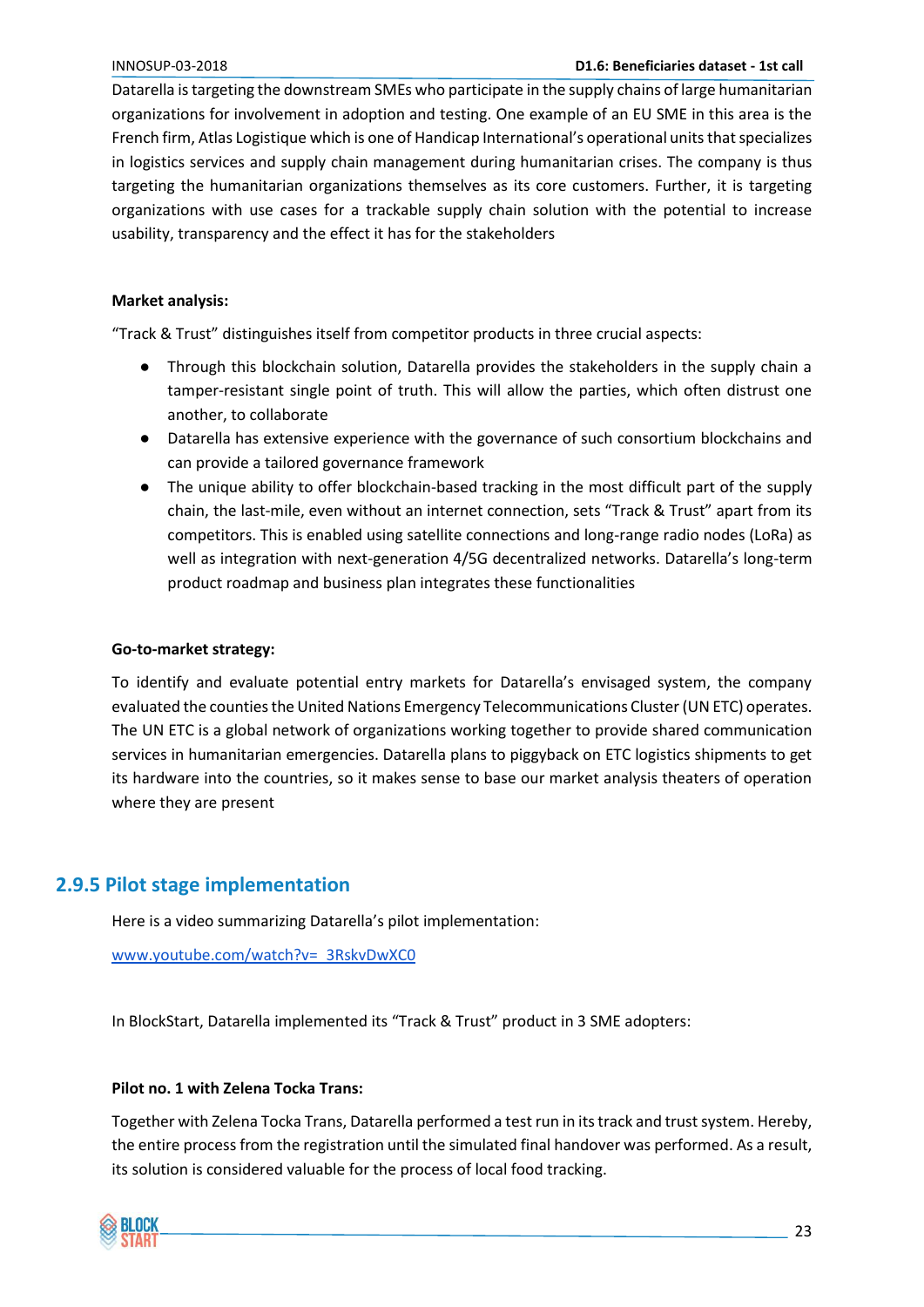Datarella is targeting the downstream SMEs who participate in the supply chains of large humanitarian organizations for involvement in adoption and testing. One example of an EU SME in this area is the French firm, Atlas Logistique which is one of Handicap International's operational units that specializes in logistics services and supply chain management during humanitarian crises. The company is thus targeting the humanitarian organizations themselves as its core customers. Further, it is targeting organizations with use cases for a trackable supply chain solution with the potential to increase usability, transparency and the effect it has for the stakeholders

**Market analysis:**

"Track & Trust" distinguishes itself from competitor products in three crucial aspects:

- Through this blockchain solution, Datarella provides the stakeholders in the supply chain a tamper-resistant single point of truth. This will allow the parties, which often distrust one another, to collaborate
- Datarella has extensive experience with the governance of such consortium blockchains and can provide a tailored governance framework
- The unique ability to offer blockchain-based tracking in the most difficult part of the supply chain, the last-mile, even without an internet connection, sets "Track & Trust" apart from its competitors. This is enabled using satellite connections and long-range radio nodes (LoRa) as well as integration with next-generation 4/5G decentralized networks. Datarella's long-term product roadmap and business plan integrates these functionalities

**Go-to-market strategy:**

To identify and evaluate potential entry markets for Datarella's envisaged system, the company evaluated the counties the United Nations Emergency Telecommunications Cluster (UN ETC) operates. The UN ETC is a global network of organizations working together to provide shared communication services in humanitarian emergencies. Datarella plans to piggyback on ETC logistics shipments to get its hardware into the countries, so it makes sense to base our market analysis theaters of operation where they are present

## 2.9.5 Pilot stage implementation

Here is a video summarizing Datarella's pilot implementation:

www.youtube.com/watch?v=_3RskvDwXC0

In BlockStart, Datarella implemented its "Track & Trust" product in 3 SME adopters:

**Pilot no. 1 with Zelena Tocka Trans:**

Together with Zelena Tocka Trans, Datarella performed a test run in its track and trust system. Hereby, the entire process from the registration until the simulated final handover was performed. As a result, its solution is considered valuable for the process of local food tracking.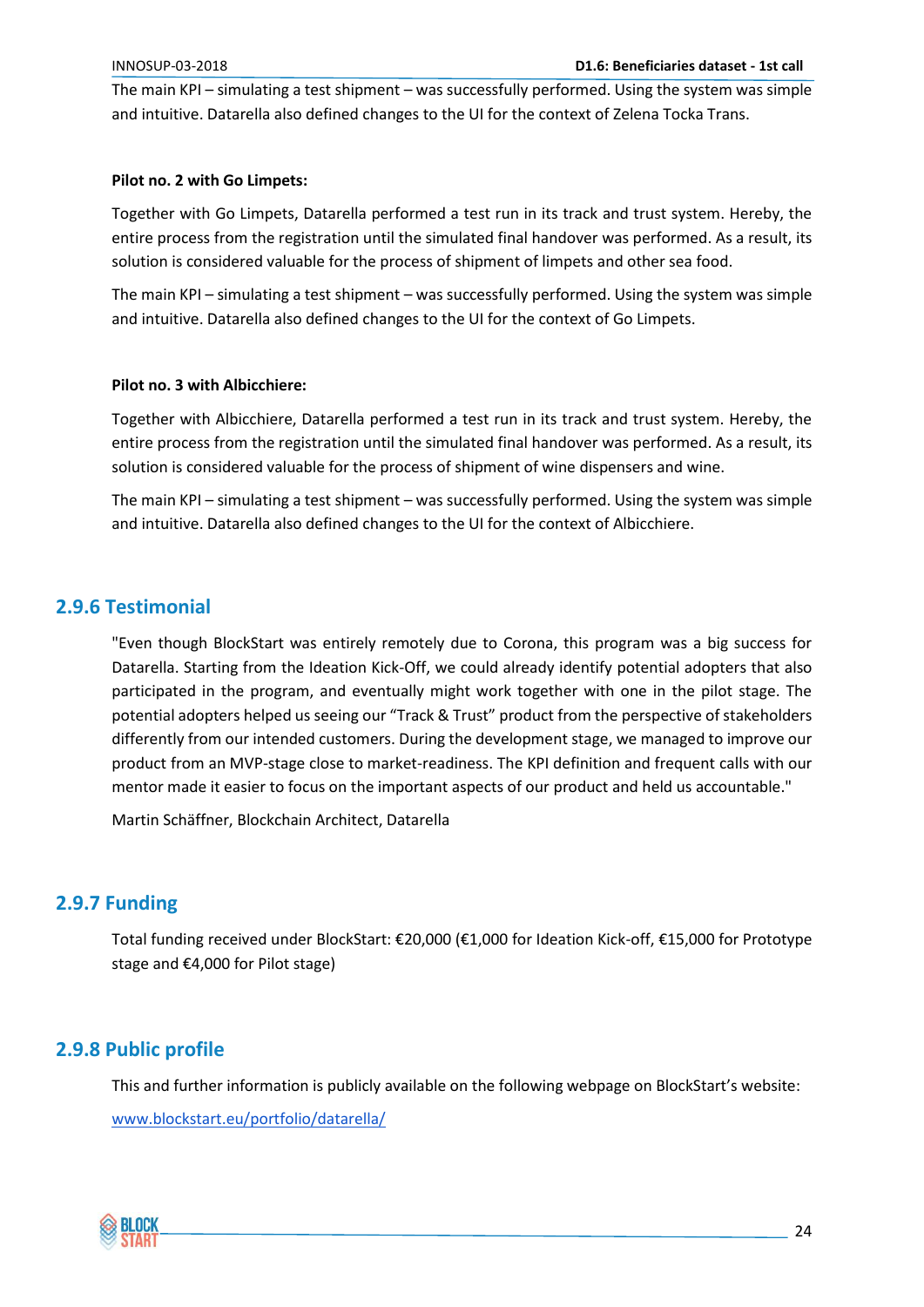The main KPI – simulating a test shipment – was successfully performed. Using the system was simple and intuitive. Datarella also defined changes to the UI for the context of Zelena Tocka Trans.

**Pilot no. 2 with Go Limpets:**

Together with Go Limpets, Datarella performed a test run in its track and trust system. Hereby, the entire process from the registration until the simulated final handover was performed. As a result, its solution is considered valuable for the process of shipment of limpets and other sea food.

The main KPI – simulating a test shipment – was successfully performed. Using the system was simple and intuitive. Datarella also defined changes to the UI for the context of Go Limpets.

**Pilot no. 3 with Albicchiere:**

Together with Albicchiere, Datarella performed a test run in its track and trust system. Hereby, the entire process from the registration until the simulated final handover was performed. As a result, its solution is considered valuable for the process of shipment of wine dispensers and wine.

The main KPI – simulating a test shipment – was successfully performed. Using the system was simple and intuitive. Datarella also defined changes to the UI for the context of Albicchiere.

### 2.9.6 Testimonial

"Even though BlockStart was entirely remotely due to Corona, this program was a big success for Datarella. Starting from the Ideation Kick-Off, we could already identify potential adopters that also participated in the program, and eventually might work together with one in the pilot stage. The potential adopters helped us seeing our "Track & Trust" product from the perspective of stakeholders differently from our intended customers. During the development stage, we managed to improve our product from an MVP-stage close to market-readiness. The KPI definition and frequent calls with our mentor made it easier to focus on the important aspects of our product and held us accountable."

Martin Schäffner, Blockchain Architect, Datarella

### 2.9.7 Funding

Total funding received under BlockStart: €20,000 (€1,000 for Ideation Kick-off, €15,000 for Prototype stage and €4,000 for Pilot stage)

### 2.9.8 Public profile

This and further information is publicly available on the following webpage on BlockStart's website:

[www.blockstart.eu/portfolio/datarella/](www.blockstart.eu/portfolio/datarella/)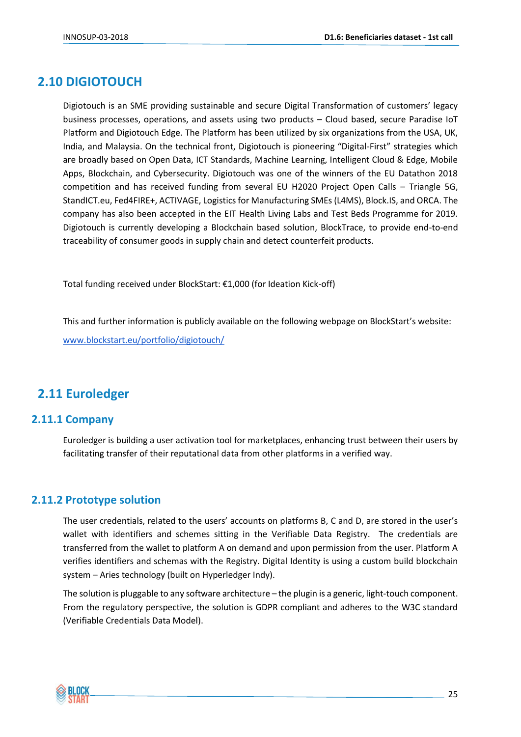## 2.10 DIGIOTOUCH

Digiotouch is an SME providing sustainable and secure Digital Transformation of customers' legacy business processes, operations, and assets using two products – Cloud based, secure Paradise IoT Platform and Digiotouch Edge. The Platform has been utilized by six organizations from the USA, UK, India, and Malaysia. On the technical front, Digiotouch is pioneering "Digital-First" strategies which are broadly based on Open Data, ICT Standards, Machine Learning, Intelligent Cloud & Edge, Mobile Apps, Blockchain, and Cybersecurity. Digiotouch was one of the winners of the EU Datathon 2018 competition and has received funding from several EU H2020 Project Open Calls – Triangle 5G, StandICT.eu, Fed4FIRE+, ACTIVAGE, Logistics for Manufacturing SMEs (L4MS), Block.IS, and ORCA. The company has also been accepted in the EIT Health Living Labs and Test Beds Programme for 2019. Digiotouch is currently developing a Blockchain based solution, BlockTrace, to provide end-to-end traceability of consumer goods in supply chain and detect counterfeit products.

Total funding received under BlockStart: €1,000 (for Ideation Kick-off)

This and further information is publicly available on the following webpage on BlockStart's website:

[www.blockstart.eu/portfolio/digiotouch/](www.blockstart.eu/portfolio/digiotouch/)

## 2.11 Euroledger

### 2.11.1 Company

Euroledger is building a user activation tool for marketplaces, enhancing trust between their users by facilitating transfer of their reputational data from other platforms in a verified way.

### 2.11.2 Prototype solution

The user credentials, related to the users' accounts on platforms B, C and D, are stored in the user's wallet with identifiers and schemes sitting in the Verifiable Data Registry. The credentials are transferred from the wallet to platform A on demand and upon permission from the user. Platform A verifies identifiers and schemas with the Registry. Digital Identity is using a custom build blockchain system – Aries technology (built on Hyperledger Indy).

The solution is pluggable to any software architecture – the plugin is a generic, light-touch component. From the regulatory perspective, the solution is GDPR compliant and adheres to the W3C standard (Verifiable Credentials Data Model).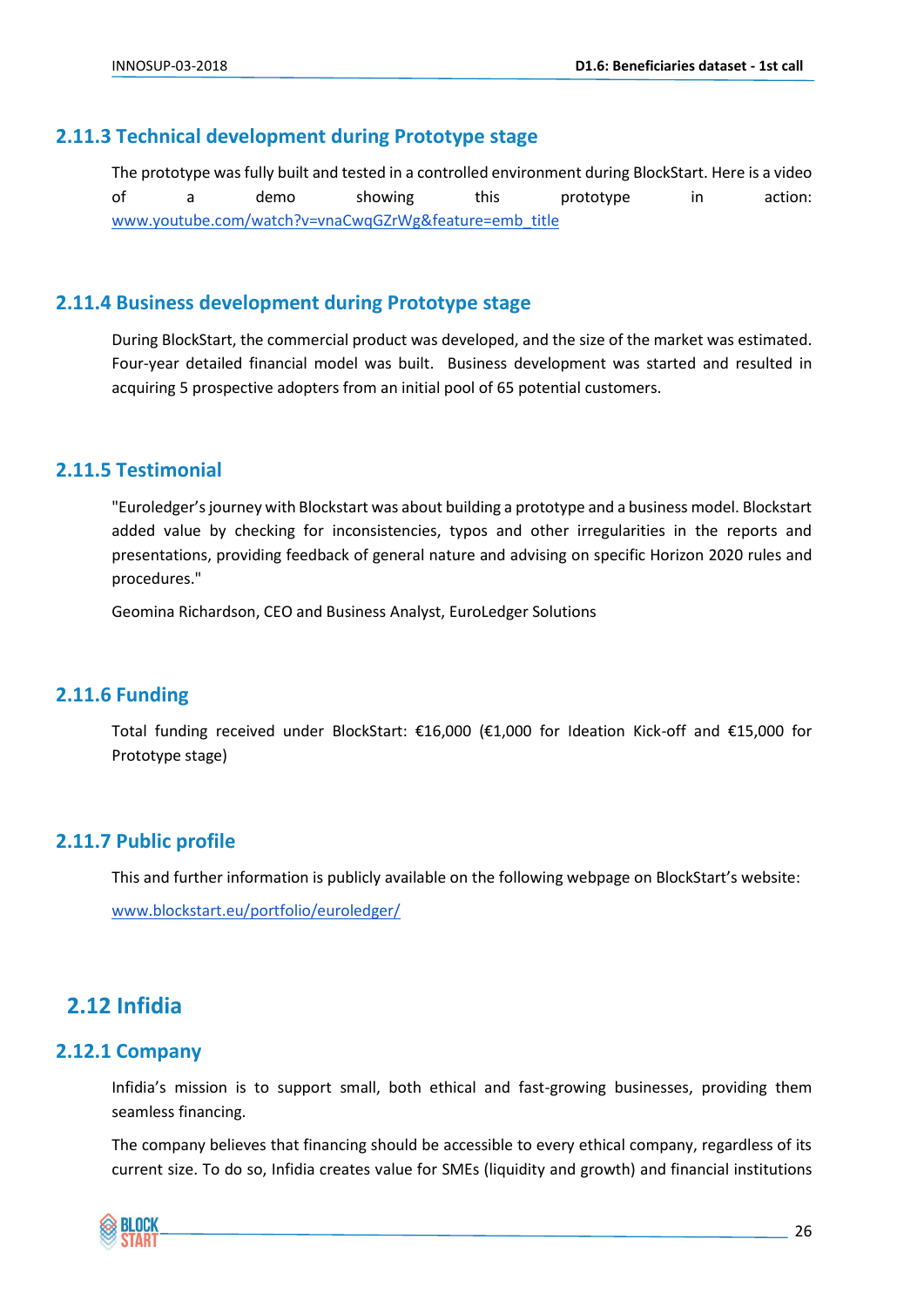### 2.11.3 Technical development during Prototype stage

The prototype was fully built and tested in a controlled environment during BlockStart. Here is a video of a demo showing this prototype in action: www.youtube.com/watch?v=vnaCwqGZrWg&feature=emb_title

### 2.11.4 Business development during Prototype stage

During BlockStart, the commercial product was developed, and the size of the market was estimated. Four-year detailed financial model was built. Business development was started and resulted in acquiring 5 prospective adopters from an initial pool of 65 potential customers.

### 2.11.5 Testimonial

"Euroledger's journey with Blockstart was about building a prototype and a business model. Blockstart added value by checking for inconsistencies, typos and other irregularities in the reports and presentations, providing feedback of general nature and advising on specific Horizon 2020 rules and procedures."

Geomina Richardson, CEO and Business Analyst, EuroLedger Solutions

### 2.11.6 Funding

Total funding received under BlockStart: €16,000 (€1,000 for Ideation Kick-off and €15,000 for Prototype stage)

### 2.11.7 Public profile

This and further information is publicly available on the following webpage on BlockStart's website:

www.blockstart.eu/portfolio/euroledger/

## 2.12 Infidia

### 2.12.1 Company

Infidia's mission is to support small, both ethical and fast-growing businesses, providing them seamless financing.

The company believes that financing should be accessible to every ethical company, regardless of its current size. To do so, Infidia creates value for SMEs (liquidity and growth) and financial institutions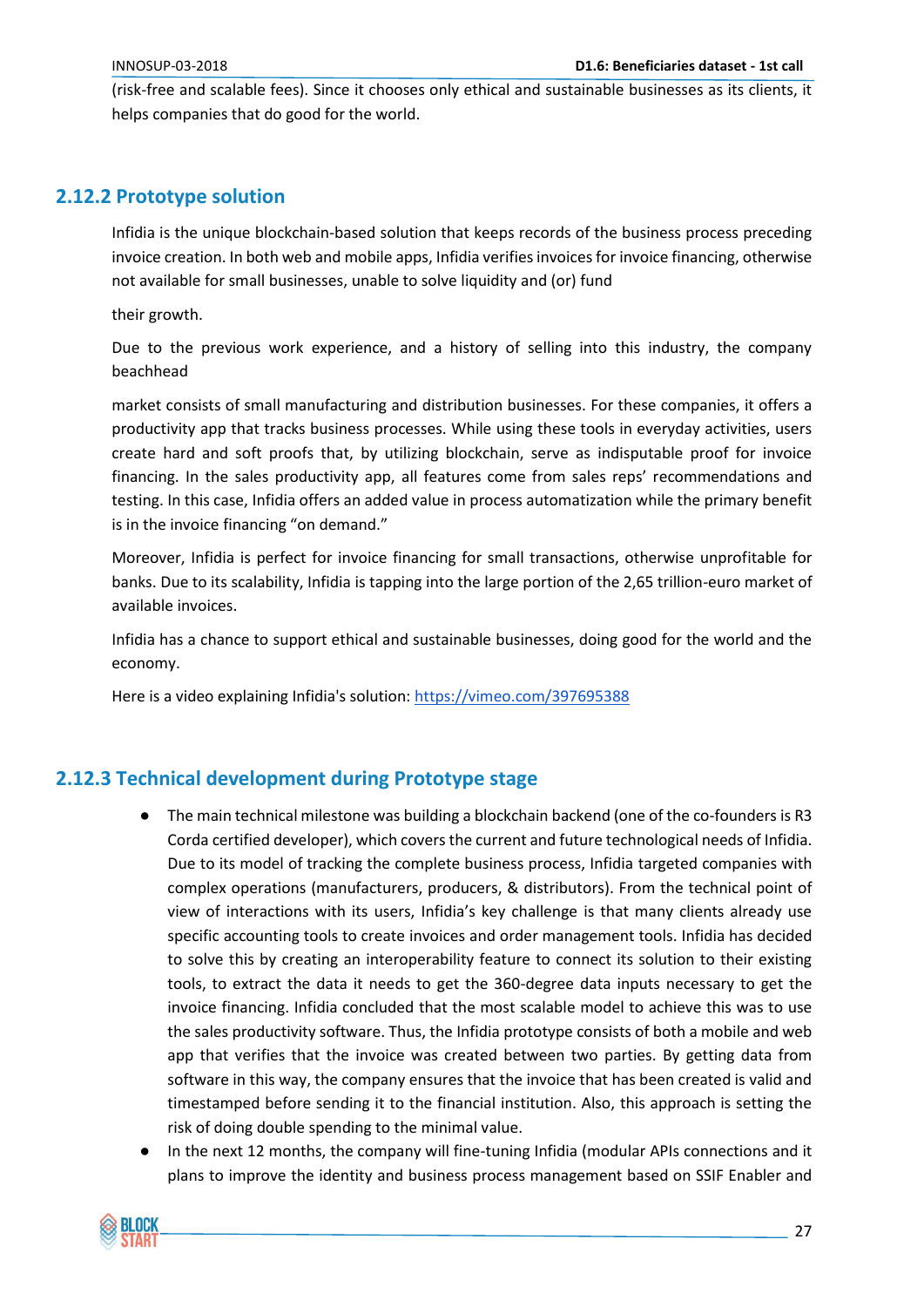(risk-free and scalable fees). Since it chooses only ethical and sustainable businesses as its clients, it helps companies that do good for the world.

## 2.12.2 Prototype solution

Infidia is the unique blockchain-based solution that keeps records of the business process preceding invoice creation. In both web and mobile apps, Infidia verifies invoices for invoice financing, otherwise not available for small businesses, unable to solve liquidity and (or) fund

their growth.

Due to the previous work experience, and a history of selling into this industry, the company beachhead

market consists of small manufacturing and distribution businesses. For these companies, it offers a productivity app that tracks business processes. While using these tools in everyday activities, users create hard and soft proofs that, by utilizing blockchain, serve as indisputable proof for invoice financing. In the sales productivity app, all features come from sales reps' recommendations and testing. In this case, Infidia offers an added value in process automatization while the primary benefit is in the invoice financing "on demand."

Moreover, Infidia is perfect for invoice financing for small transactions, otherwise unprofitable for banks. Due to its scalability, Infidia is tapping into the large portion of the 2,65 trillion-euro market of available invoices.

Infidia has a chance to support ethical and sustainable businesses, doing good for the world and the economy.

Here is a video explaining Infidia's solution: https://vimeo.com/397695388

## 2.12.3 Technical development during Prototype stage

- The main technical milestone was building a blockchain backend (one of the co-founders is R3 Corda certified developer), which covers the current and future technological needs of Infidia. Due to its model of tracking the complete business process, Infidia targeted companies with complex operations (manufacturers, producers, & distributors). From the technical point of view of interactions with its users, Infidia's key challenge is that many clients already use specific accounting tools to create invoices and order management tools. Infidia has decided to solve this by creating an interoperability feature to connect its solution to their existing tools, to extract the data it needs to get the 360-degree data inputs necessary to get the invoice financing. Infidia concluded that the most scalable model to achieve this was to use the sales productivity software. Thus, the Infidia prototype consists of both a mobile and web app that verifies that the invoice was created between two parties. By getting data from software in this way, the company ensures that the invoice that has been created is valid and timestamped before sending it to the financial institution. Also, this approach is setting the risk of doing double spending to the minimal value.
- In the next 12 months, the company will fine-tuning Infidia (modular APIs connections and it plans to improve the identity and business process management based on SSIF Enabler and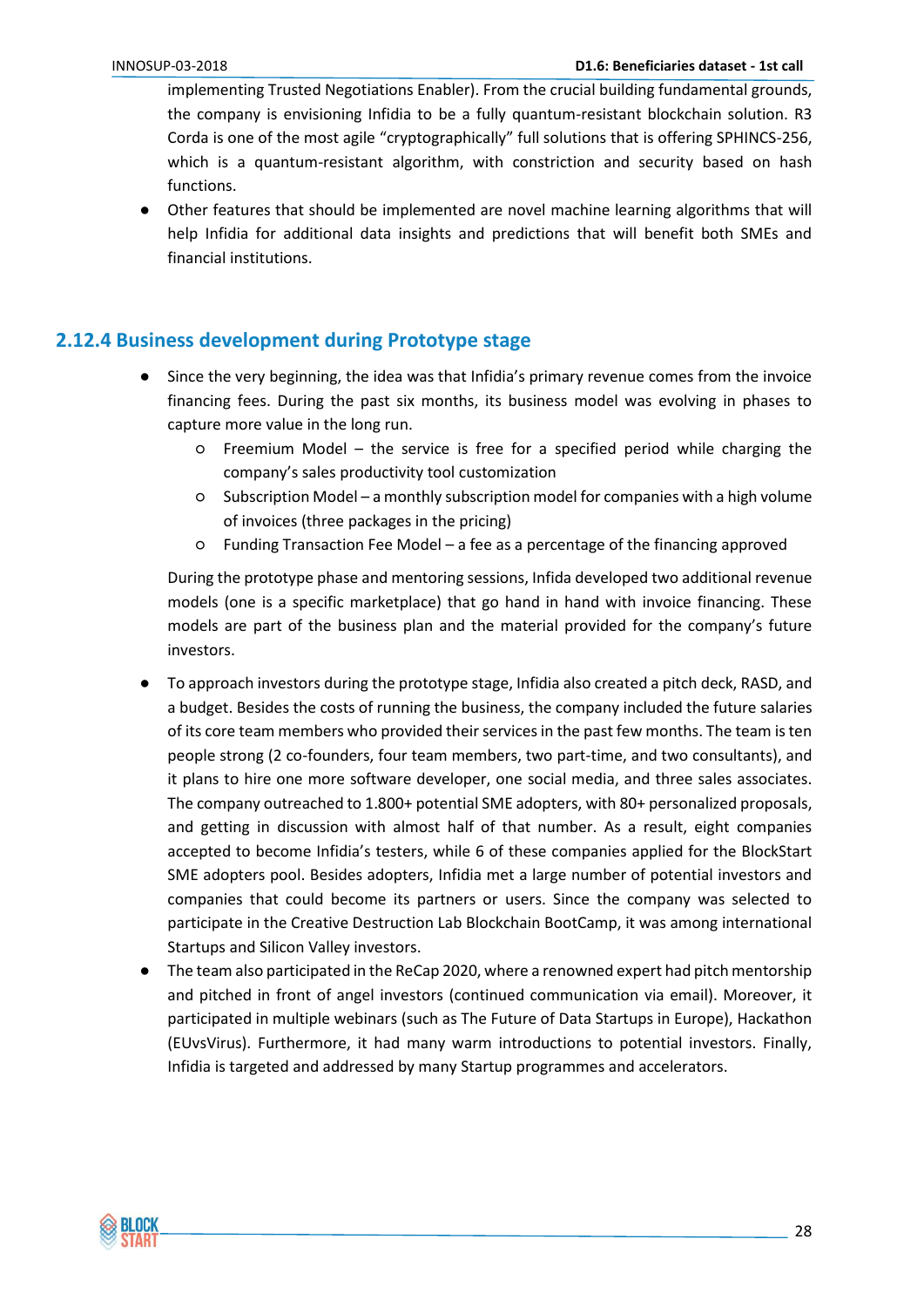implementing Trusted Negotiations Enabler). From the crucial building fundamental grounds, the company is envisioning Infidia to be a fully quantum-resistant blockchain solution. R3 Corda is one of the most agile "cryptographically" full solutions that is offering SPHINCS-256, which is a quantum-resistant algorithm, with constriction and security based on hash functions.

- Other features that should be implemented are novel machine learning algorithms that will help Infidia for additional data insights and predictions that will benefit both SMEs and financial institutions.

### 2.12.4 Business development during Prototype stage

- Since the very beginning, the idea was that Infidia's primary revenue comes from the invoice financing fees. During the past six months, its business model was evolving in phases to capture more value in the long run.
  - Freemium Model – the service is free for a specified period while charging the company's sales productivity tool customization
  - Subscription Model – a monthly subscription model for companies with a high volume of invoices (three packages in the pricing)
  - Funding Transaction Fee Model – a fee as a percentage of the financing approved

  During the prototype phase and mentoring sessions, Infida developed two additional revenue models (one is a specific marketplace) that go hand in hand with invoice financing. These models are part of the business plan and the material provided for the company's future investors.

- To approach investors during the prototype stage, Infidia also created a pitch deck, RASD, and a budget. Besides the costs of running the business, the company included the future salaries of its core team members who provided their services in the past few months. The team is ten people strong (2 co-founders, four team members, two part-time, and two consultants), and it plans to hire one more software developer, one social media, and three sales associates. The company outreached to 1.800+ potential SME adopters, with 80+ personalized proposals, and getting in discussion with almost half of that number. As a result, eight companies accepted to become Infidia's testers, while 6 of these companies applied for the BlockStart SME adopters pool. Besides adopters, Infidia met a large number of potential investors and companies that could become its partners or users. Since the company was selected to participate in the Creative Destruction Lab Blockchain BootCamp, it was among international Startups and Silicon Valley investors.
- The team also participated in the ReCap 2020, where a renowned expert had pitch mentorship and pitched in front of angel investors (continued communication via email). Moreover, it participated in multiple webinars (such as The Future of Data Startups in Europe), Hackathon (EUvsVirus). Furthermore, it had many warm introductions to potential investors. Finally, Infidia is targeted and addressed by many Startup programmes and accelerators.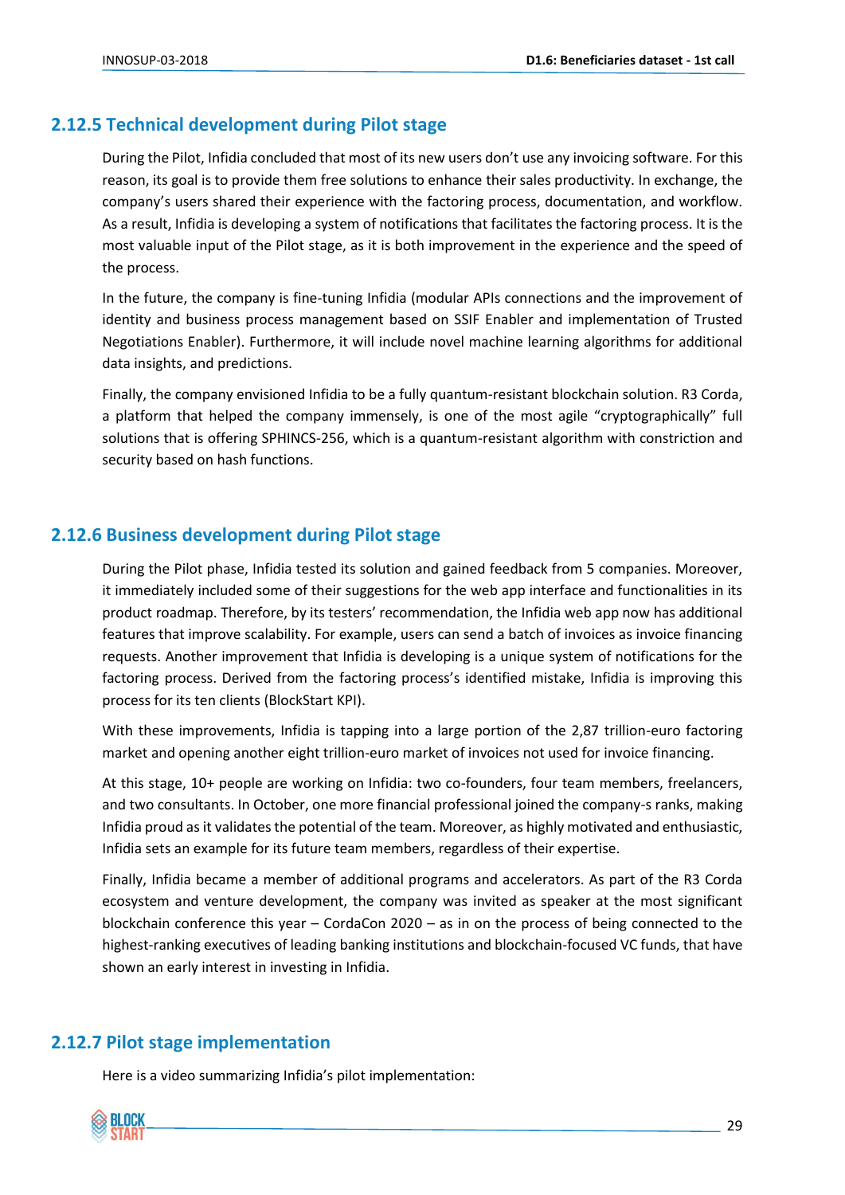### 2.12.5 Technical development during Pilot stage

During the Pilot, Infidia concluded that most of its new users don't use any invoicing software. For this reason, its goal is to provide them free solutions to enhance their sales productivity. In exchange, the company's users shared their experience with the factoring process, documentation, and workflow. As a result, Infidia is developing a system of notifications that facilitates the factoring process. It is the most valuable input of the Pilot stage, as it is both improvement in the experience and the speed of the process.

In the future, the company is fine-tuning Infidia (modular APIs connections and the improvement of identity and business process management based on SSIF Enabler and implementation of Trusted Negotiations Enabler). Furthermore, it will include novel machine learning algorithms for additional data insights, and predictions.

Finally, the company envisioned Infidia to be a fully quantum-resistant blockchain solution. R3 Corda, a platform that helped the company immensely, is one of the most agile "cryptographically" full solutions that is offering SPHINCS-256, which is a quantum-resistant algorithm with constriction and security based on hash functions.

### 2.12.6 Business development during Pilot stage

During the Pilot phase, Infidia tested its solution and gained feedback from 5 companies. Moreover, it immediately included some of their suggestions for the web app interface and functionalities in its product roadmap. Therefore, by its testers' recommendation, the Infidia web app now has additional features that improve scalability. For example, users can send a batch of invoices as invoice financing requests. Another improvement that Infidia is developing is a unique system of notifications for the factoring process. Derived from the factoring process's identified mistake, Infidia is improving this process for its ten clients (BlockStart KPI).

With these improvements, Infidia is tapping into a large portion of the 2,87 trillion-euro factoring market and opening another eight trillion-euro market of invoices not used for invoice financing.

At this stage, 10+ people are working on Infidia: two co-founders, four team members, freelancers, and two consultants. In October, one more financial professional joined the company-s ranks, making Infidia proud as it validates the potential of the team. Moreover, as highly motivated and enthusiastic, Infidia sets an example for its future team members, regardless of their expertise.

Finally, Infidia became a member of additional programs and accelerators. As part of the R3 Corda ecosystem and venture development, the company was invited as speaker at the most significant blockchain conference this year – CordaCon 2020 – as in on the process of being connected to the highest-ranking executives of leading banking institutions and blockchain-focused VC funds, that have shown an early interest in investing in Infidia.

### 2.12.7 Pilot stage implementation

Here is a video summarizing Infidia's pilot implementation: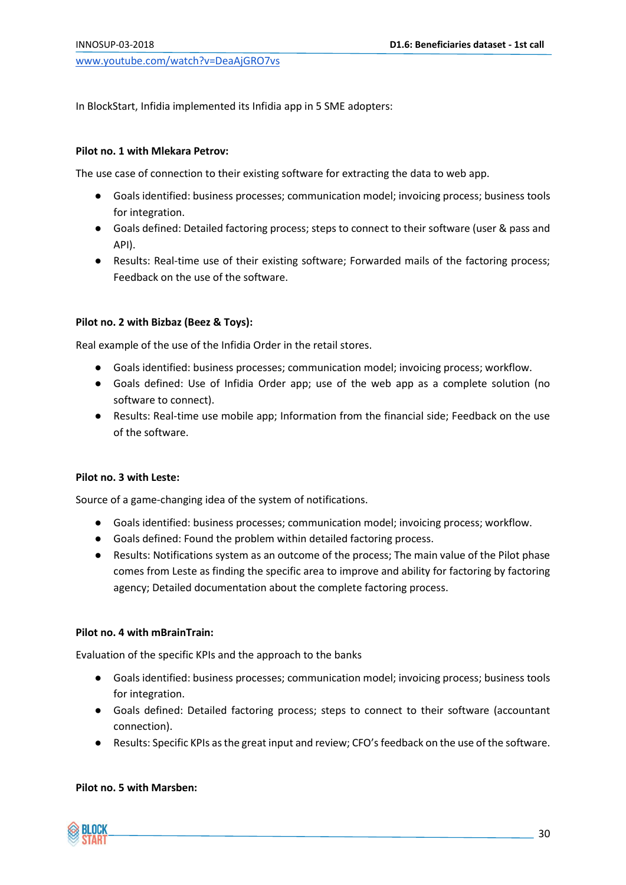www.youtube.com/watch?v=DeaAjGRO7vs

In BlockStart, Infidia implemented its Infidia app in 5 SME adopters:

**Pilot no. 1 with Mlekara Petrov:**

The use case of connection to their existing software for extracting the data to web app.

- Goals identified: business processes; communication model; invoicing process; business tools for integration.
- Goals defined: Detailed factoring process; steps to connect to their software (user & pass and API).
- Results: Real-time use of their existing software; Forwarded mails of the factoring process; Feedback on the use of the software.

**Pilot no. 2 with Bizbaz (Beez & Toys):**

Real example of the use of the Infidia Order in the retail stores.

- Goals identified: business processes; communication model; invoicing process; workflow.
- Goals defined: Use of Infidia Order app; use of the web app as a complete solution (no software to connect).
- Results: Real-time use mobile app; Information from the financial side; Feedback on the use of the software.

**Pilot no. 3 with Leste:**

Source of a game-changing idea of the system of notifications.

- Goals identified: business processes; communication model; invoicing process; workflow.
- Goals defined: Found the problem within detailed factoring process.
- Results: Notifications system as an outcome of the process; The main value of the Pilot phase comes from Leste as finding the specific area to improve and ability for factoring by factoring agency; Detailed documentation about the complete factoring process.

**Pilot no. 4 with mBrainTrain:**

Evaluation of the specific KPIs and the approach to the banks

- Goals identified: business processes; communication model; invoicing process; business tools for integration.
- Goals defined: Detailed factoring process; steps to connect to their software (accountant connection).
- Results: Specific KPIs as the great input and review; CFO's feedback on the use of the software.

**Pilot no. 5 with Marsben:**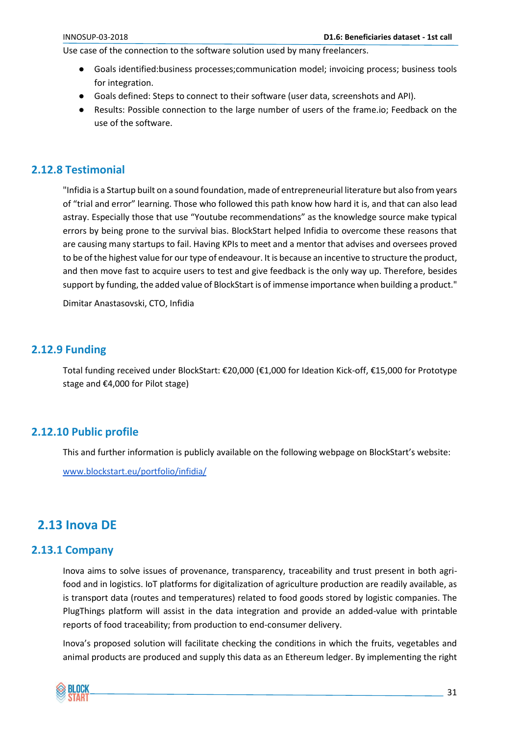Use case of the connection to the software solution used by many freelancers.

- Goals identified:business processes;communication model; invoicing process; business tools for integration.
- Goals defined: Steps to connect to their software (user data, screenshots and API).
- Results: Possible connection to the large number of users of the frame.io; Feedback on the use of the software.

### 2.12.8 Testimonial

"Infidia is a Startup built on a sound foundation, made of entrepreneurial literature but also from years of "trial and error" learning. Those who followed this path know how hard it is, and that can also lead astray. Especially those that use "Youtube recommendations" as the knowledge source make typical errors by being prone to the survival bias. BlockStart helped Infidia to overcome these reasons that are causing many startups to fail. Having KPIs to meet and a mentor that advises and oversees proved to be of the highest value for our type of endeavour. It is because an incentive to structure the product, and then move fast to acquire users to test and give feedback is the only way up. Therefore, besides support by funding, the added value of BlockStart is of immense importance when building a product."

Dimitar Anastasovski, CTO, Infidia

### 2.12.9 Funding

Total funding received under BlockStart: €20,000 (€1,000 for Ideation Kick-off, €15,000 for Prototype stage and €4,000 for Pilot stage)

### 2.12.10 Public profile

This and further information is publicly available on the following webpage on BlockStart's website:

[www.blockstart.eu/portfolio/infidia/](www.blockstart.eu/portfolio/infidia/)

## 2.13 Inova DE

### 2.13.1 Company

Inova aims to solve issues of provenance, transparency, traceability and trust present in both agri-food and in logistics. IoT platforms for digitalization of agriculture production are readily available, as is transport data (routes and temperatures) related to food goods stored by logistic companies. The PlugThings platform will assist in the data integration and provide an added-value with printable reports of food traceability; from production to end-consumer delivery.

Inova's proposed solution will facilitate checking the conditions in which the fruits, vegetables and animal products are produced and supply this data as an Ethereum ledger. By implementing the right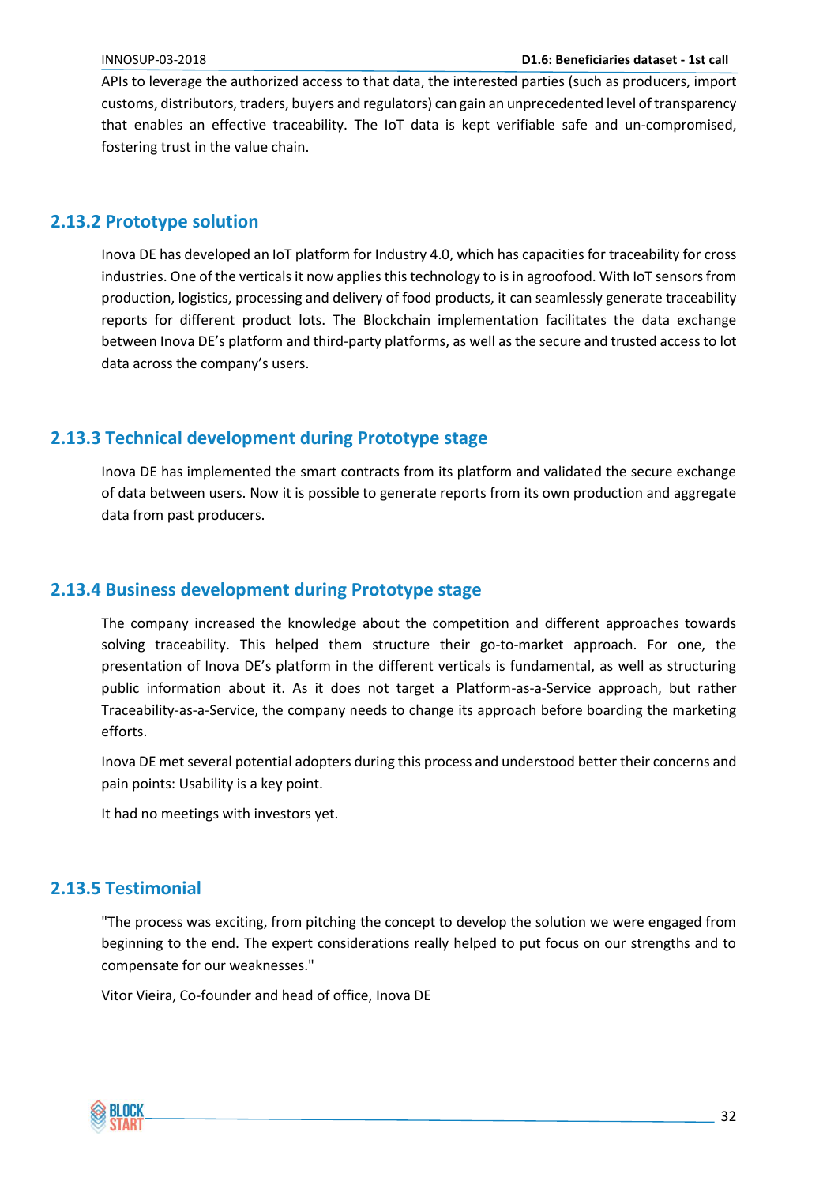APIs to leverage the authorized access to that data, the interested parties (such as producers, import customs, distributors, traders, buyers and regulators) can gain an unprecedented level of transparency that enables an effective traceability. The IoT data is kept verifiable safe and un-compromised, fostering trust in the value chain.

### 2.13.2 Prototype solution

Inova DE has developed an IoT platform for Industry 4.0, which has capacities for traceability for cross industries. One of the verticals it now applies this technology to is in agroofood. With IoT sensors from production, logistics, processing and delivery of food products, it can seamlessly generate traceability reports for different product lots. The Blockchain implementation facilitates the data exchange between Inova DE's platform and third-party platforms, as well as the secure and trusted access to lot data across the company's users.

### 2.13.3 Technical development during Prototype stage

Inova DE has implemented the smart contracts from its platform and validated the secure exchange of data between users. Now it is possible to generate reports from its own production and aggregate data from past producers.

### 2.13.4 Business development during Prototype stage

The company increased the knowledge about the competition and different approaches towards solving traceability. This helped them structure their go-to-market approach. For one, the presentation of Inova DE's platform in the different verticals is fundamental, as well as structuring public information about it. As it does not target a Platform-as-a-Service approach, but rather Traceability-as-a-Service, the company needs to change its approach before boarding the marketing efforts.

Inova DE met several potential adopters during this process and understood better their concerns and pain points: Usability is a key point.

It had no meetings with investors yet.

### 2.13.5 Testimonial

"The process was exciting, from pitching the concept to develop the solution we were engaged from beginning to the end. The expert considerations really helped to put focus on our strengths and to compensate for our weaknesses."

Vitor Vieira, Co-founder and head of office, Inova DE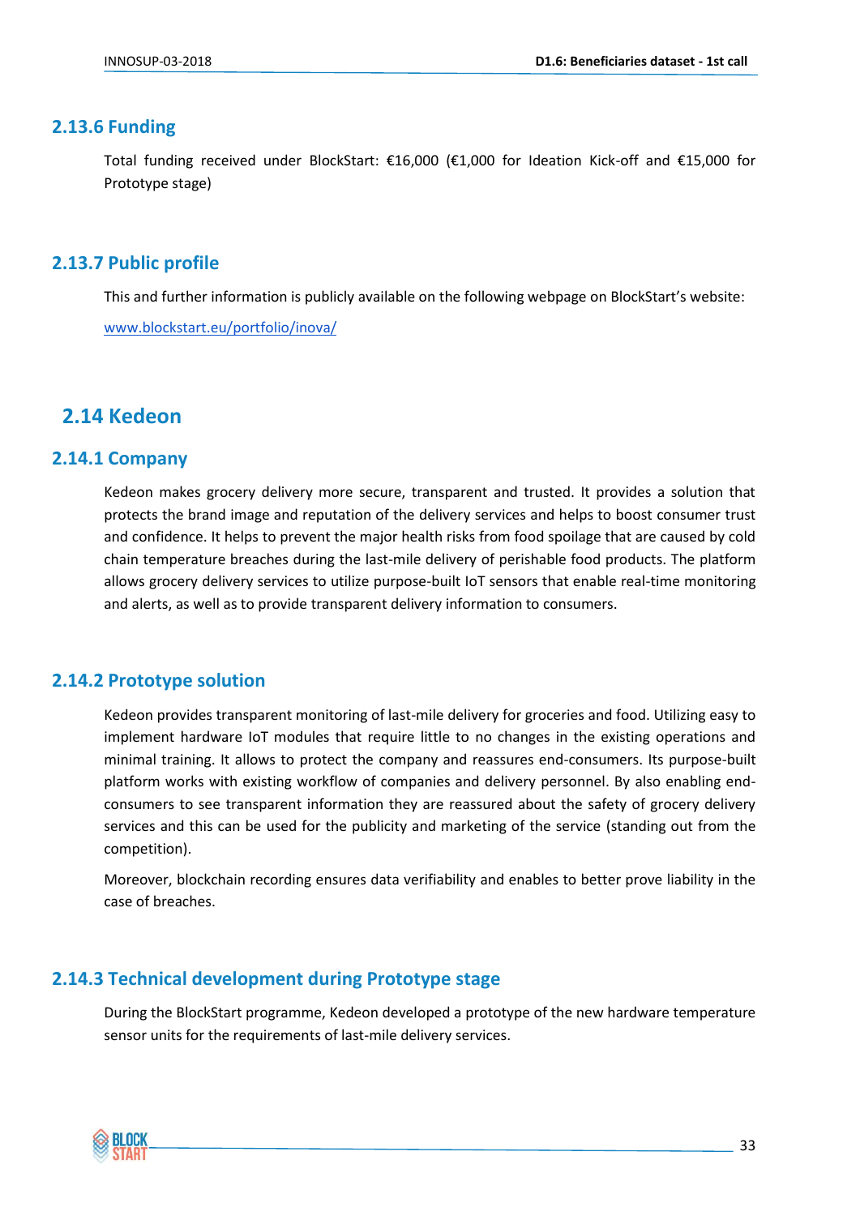### 2.13.6 Funding

Total funding received under BlockStart: €16,000 (€1,000 for Ideation Kick-off and €15,000 for Prototype stage)

### 2.13.7 Public profile

This and further information is publicly available on the following webpage on BlockStart's website:

www.blockstart.eu/portfolio/inova/

## 2.14 Kedeon

### 2.14.1 Company

Kedeon makes grocery delivery more secure, transparent and trusted. It provides a solution that protects the brand image and reputation of the delivery services and helps to boost consumer trust and confidence. It helps to prevent the major health risks from food spoilage that are caused by cold chain temperature breaches during the last-mile delivery of perishable food products. The platform allows grocery delivery services to utilize purpose-built IoT sensors that enable real-time monitoring and alerts, as well as to provide transparent delivery information to consumers.

### 2.14.2 Prototype solution

Kedeon provides transparent monitoring of last-mile delivery for groceries and food. Utilizing easy to implement hardware IoT modules that require little to no changes in the existing operations and minimal training. It allows to protect the company and reassures end-consumers. Its purpose-built platform works with existing workflow of companies and delivery personnel. By also enabling end-consumers to see transparent information they are reassured about the safety of grocery delivery services and this can be used for the publicity and marketing of the service (standing out from the competition).

Moreover, blockchain recording ensures data verifiability and enables to better prove liability in the case of breaches.

### 2.14.3 Technical development during Prototype stage

During the BlockStart programme, Kedeon developed a prototype of the new hardware temperature sensor units for the requirements of last-mile delivery services.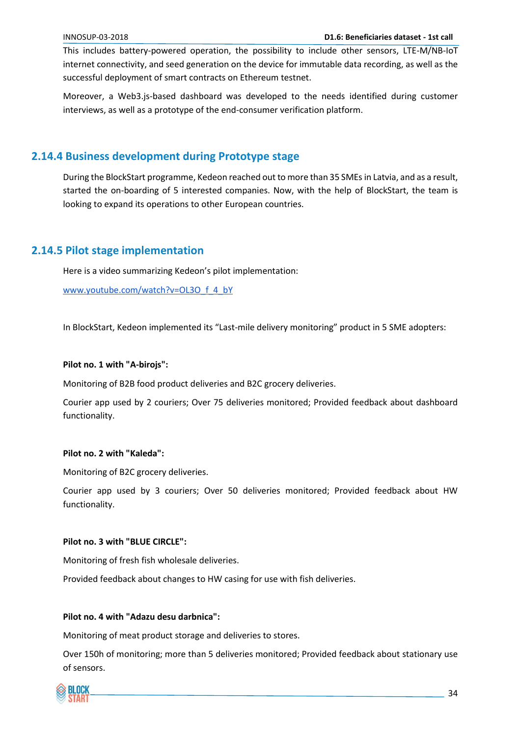This includes battery-powered operation, the possibility to include other sensors, LTE-M/NB-IoT internet connectivity, and seed generation on the device for immutable data recording, as well as the successful deployment of smart contracts on Ethereum testnet.

Moreover, a Web3.js-based dashboard was developed to the needs identified during customer interviews, as well as a prototype of the end-consumer verification platform.

### 2.14.4 Business development during Prototype stage

During the BlockStart programme, Kedeon reached out to more than 35 SMEs in Latvia, and as a result, started the on-boarding of 5 interested companies. Now, with the help of BlockStart, the team is looking to expand its operations to other European countries.

### 2.14.5 Pilot stage implementation

Here is a video summarizing Kedeon's pilot implementation:

www.youtube.com/watch?v=OL3O_f_4_bY

In BlockStart, Kedeon implemented its "Last-mile delivery monitoring" product in 5 SME adopters:

**Pilot no. 1 with "A-birojs":**

Monitoring of B2B food product deliveries and B2C grocery deliveries.

Courier app used by 2 couriers; Over 75 deliveries monitored; Provided feedback about dashboard functionality.

**Pilot no. 2 with "Kaleda":**

Monitoring of B2C grocery deliveries.

Courier app used by 3 couriers; Over 50 deliveries monitored; Provided feedback about HW functionality.

**Pilot no. 3 with "BLUE CIRCLE":**

Monitoring of fresh fish wholesale deliveries.

Provided feedback about changes to HW casing for use with fish deliveries.

**Pilot no. 4 with "Adazu desu darbnica":**

Monitoring of meat product storage and deliveries to stores.

Over 150h of monitoring; more than 5 deliveries monitored; Provided feedback about stationary use of sensors.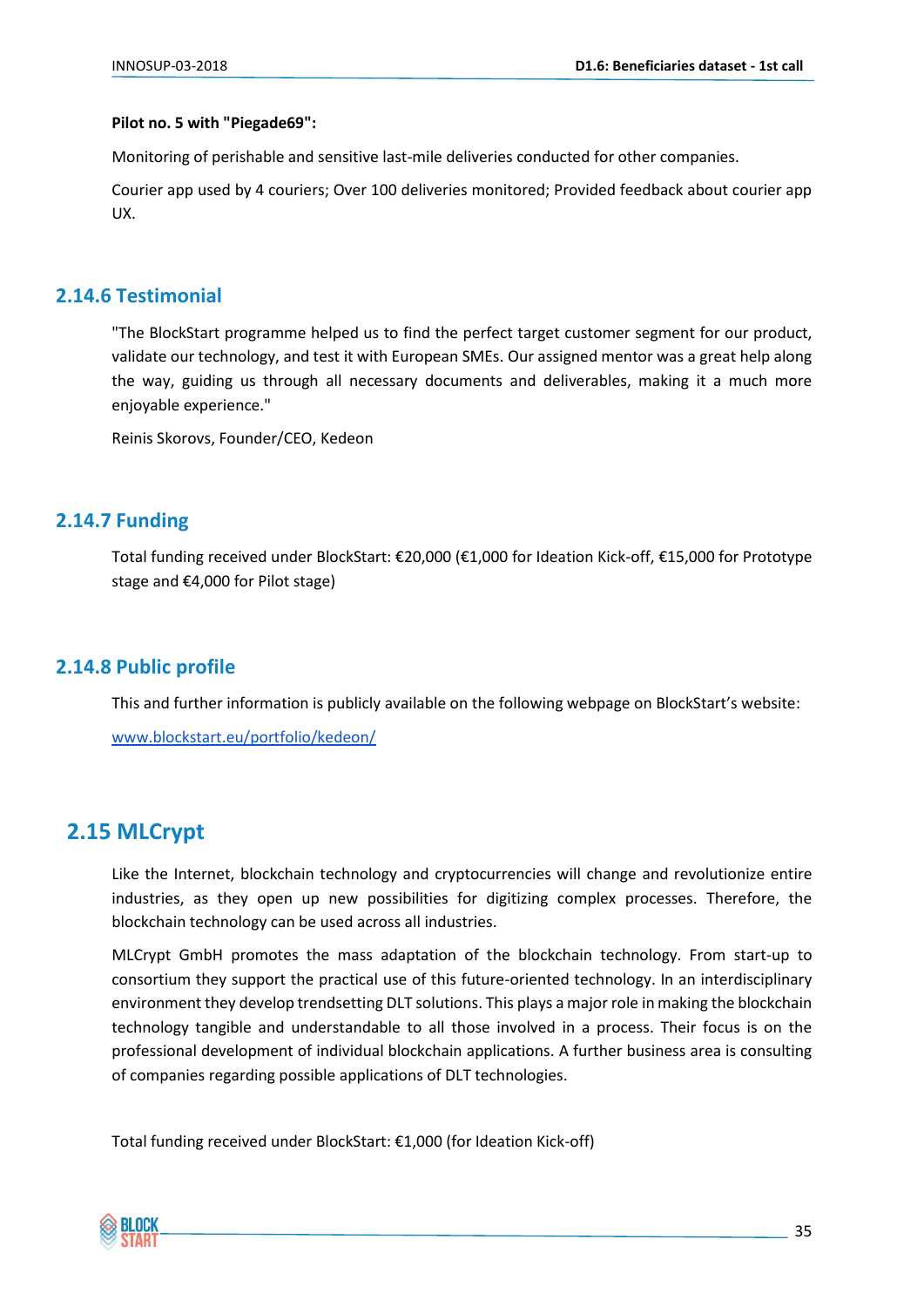**Pilot no. 5 with "Piegade69":**

Monitoring of perishable and sensitive last-mile deliveries conducted for other companies.

Courier app used by 4 couriers; Over 100 deliveries monitored; Provided feedback about courier app UX.

### 2.14.6 Testimonial

"The BlockStart programme helped us to find the perfect target customer segment for our product, validate our technology, and test it with European SMEs. Our assigned mentor was a great help along the way, guiding us through all necessary documents and deliverables, making it a much more enjoyable experience."

Reinis Skorovs, Founder/CEO, Kedeon

### 2.14.7 Funding

Total funding received under BlockStart: €20,000 (€1,000 for Ideation Kick-off, €15,000 for Prototype stage and €4,000 for Pilot stage)

### 2.14.8 Public profile

This and further information is publicly available on the following webpage on BlockStart's website:

[www.blockstart.eu/portfolio/kedeon/](www.blockstart.eu/portfolio/kedeon/)

## 2.15 MLCrypt

Like the Internet, blockchain technology and cryptocurrencies will change and revolutionize entire industries, as they open up new possibilities for digitizing complex processes. Therefore, the blockchain technology can be used across all industries.

MLCrypt GmbH promotes the mass adaptation of the blockchain technology. From start-up to consortium they support the practical use of this future-oriented technology. In an interdisciplinary environment they develop trendsetting DLT solutions. This plays a major role in making the blockchain technology tangible and understandable to all those involved in a process. Their focus is on the professional development of individual blockchain applications. A further business area is consulting of companies regarding possible applications of DLT technologies.

Total funding received under BlockStart: €1,000 (for Ideation Kick-off)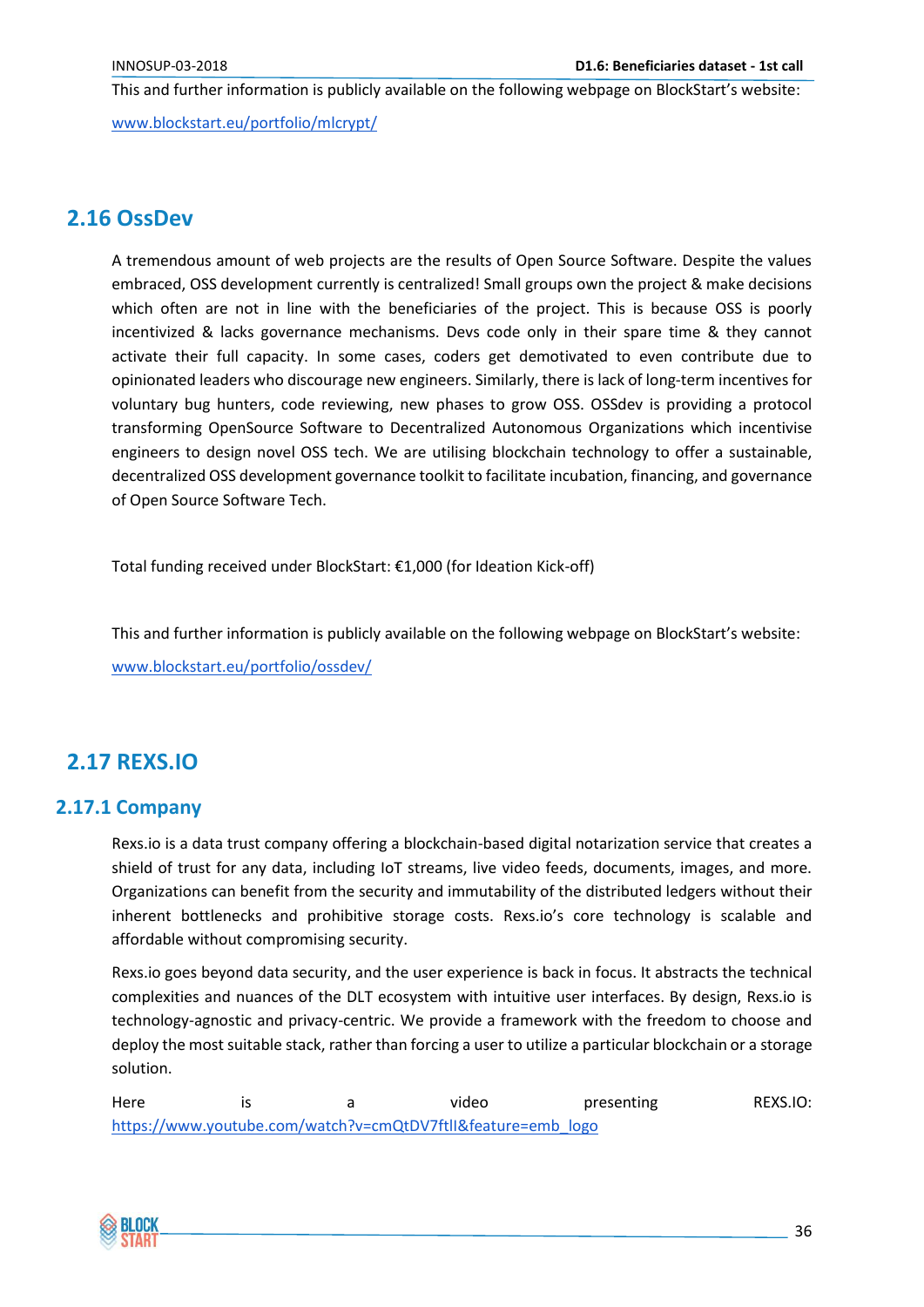This and further information is publicly available on the following webpage on BlockStart's website:

www.blockstart.eu/portfolio/mlcrypt/

## 2.16 OssDev

A tremendous amount of web projects are the results of Open Source Software. Despite the values embraced, OSS development currently is centralized! Small groups own the project & make decisions which often are not in line with the beneficiaries of the project. This is because OSS is poorly incentivized & lacks governance mechanisms. Devs code only in their spare time & they cannot activate their full capacity. In some cases, coders get demotivated to even contribute due to opinionated leaders who discourage new engineers. Similarly, there is lack of long-term incentives for voluntary bug hunters, code reviewing, new phases to grow OSS. OSSdev is providing a protocol transforming OpenSource Software to Decentralized Autonomous Organizations which incentivise engineers to design novel OSS tech. We are utilising blockchain technology to offer a sustainable, decentralized OSS development governance toolkit to facilitate incubation, financing, and governance of Open Source Software Tech.

Total funding received under BlockStart: €1,000 (for Ideation Kick-off)

This and further information is publicly available on the following webpage on BlockStart's website:

www.blockstart.eu/portfolio/ossdev/

## 2.17 REXS.IO

### 2.17.1 Company

Rexs.io is a data trust company offering a blockchain-based digital notarization service that creates a shield of trust for any data, including IoT streams, live video feeds, documents, images, and more. Organizations can benefit from the security and immutability of the distributed ledgers without their inherent bottlenecks and prohibitive storage costs. Rexs.io's core technology is scalable and affordable without compromising security.

Rexs.io goes beyond data security, and the user experience is back in focus. It abstracts the technical complexities and nuances of the DLT ecosystem with intuitive user interfaces. By design, Rexs.io is technology-agnostic and privacy-centric. We provide a framework with the freedom to choose and deploy the most suitable stack, rather than forcing a user to utilize a particular blockchain or a storage solution.

Here is a video presenting REXS.IO: https://www.youtube.com/watch?v=cmQtDV7ftlI&feature=emb_logo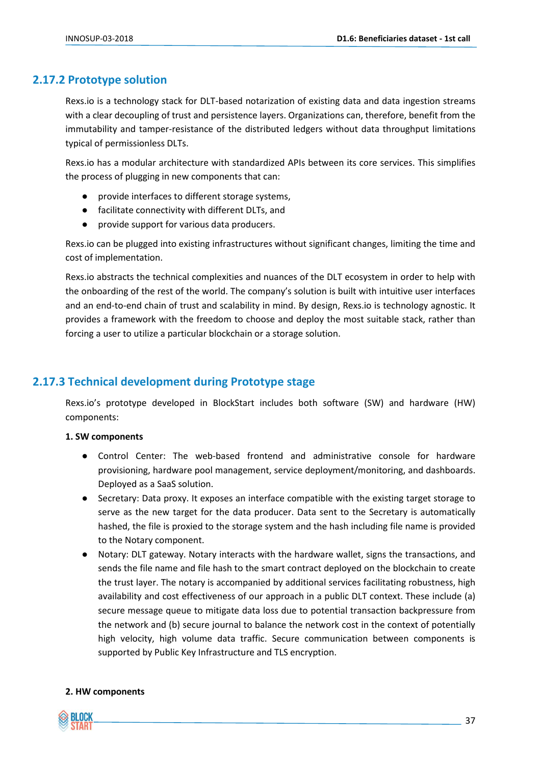### 2.17.2 Prototype solution

Rexs.io is a technology stack for DLT-based notarization of existing data and data ingestion streams with a clear decoupling of trust and persistence layers. Organizations can, therefore, benefit from the immutability and tamper-resistance of the distributed ledgers without data throughput limitations typical of permissionless DLTs.

Rexs.io has a modular architecture with standardized APIs between its core services. This simplifies the process of plugging in new components that can:

- provide interfaces to different storage systems,
- facilitate connectivity with different DLTs, and
- provide support for various data producers.

Rexs.io can be plugged into existing infrastructures without significant changes, limiting the time and cost of implementation.

Rexs.io abstracts the technical complexities and nuances of the DLT ecosystem in order to help with the onboarding of the rest of the world. The company's solution is built with intuitive user interfaces and an end-to-end chain of trust and scalability in mind. By design, Rexs.io is technology agnostic. It provides a framework with the freedom to choose and deploy the most suitable stack, rather than forcing a user to utilize a particular blockchain or a storage solution.

### 2.17.3 Technical development during Prototype stage

Rexs.io's prototype developed in BlockStart includes both software (SW) and hardware (HW) components:

**1. SW components**

- Control Center: The web-based frontend and administrative console for hardware provisioning, hardware pool management, service deployment/monitoring, and dashboards. Deployed as a SaaS solution.
- Secretary: Data proxy. It exposes an interface compatible with the existing target storage to serve as the new target for the data producer. Data sent to the Secretary is automatically hashed, the file is proxied to the storage system and the hash including file name is provided to the Notary component.
- Notary: DLT gateway. Notary interacts with the hardware wallet, signs the transactions, and sends the file name and file hash to the smart contract deployed on the blockchain to create the trust layer. The notary is accompanied by additional services facilitating robustness, high availability and cost effectiveness of our approach in a public DLT context. These include (a) secure message queue to mitigate data loss due to potential transaction backpressure from the network and (b) secure journal to balance the network cost in the context of potentially high velocity, high volume data traffic. Secure communication between components is supported by Public Key Infrastructure and TLS encryption.

**2. HW components**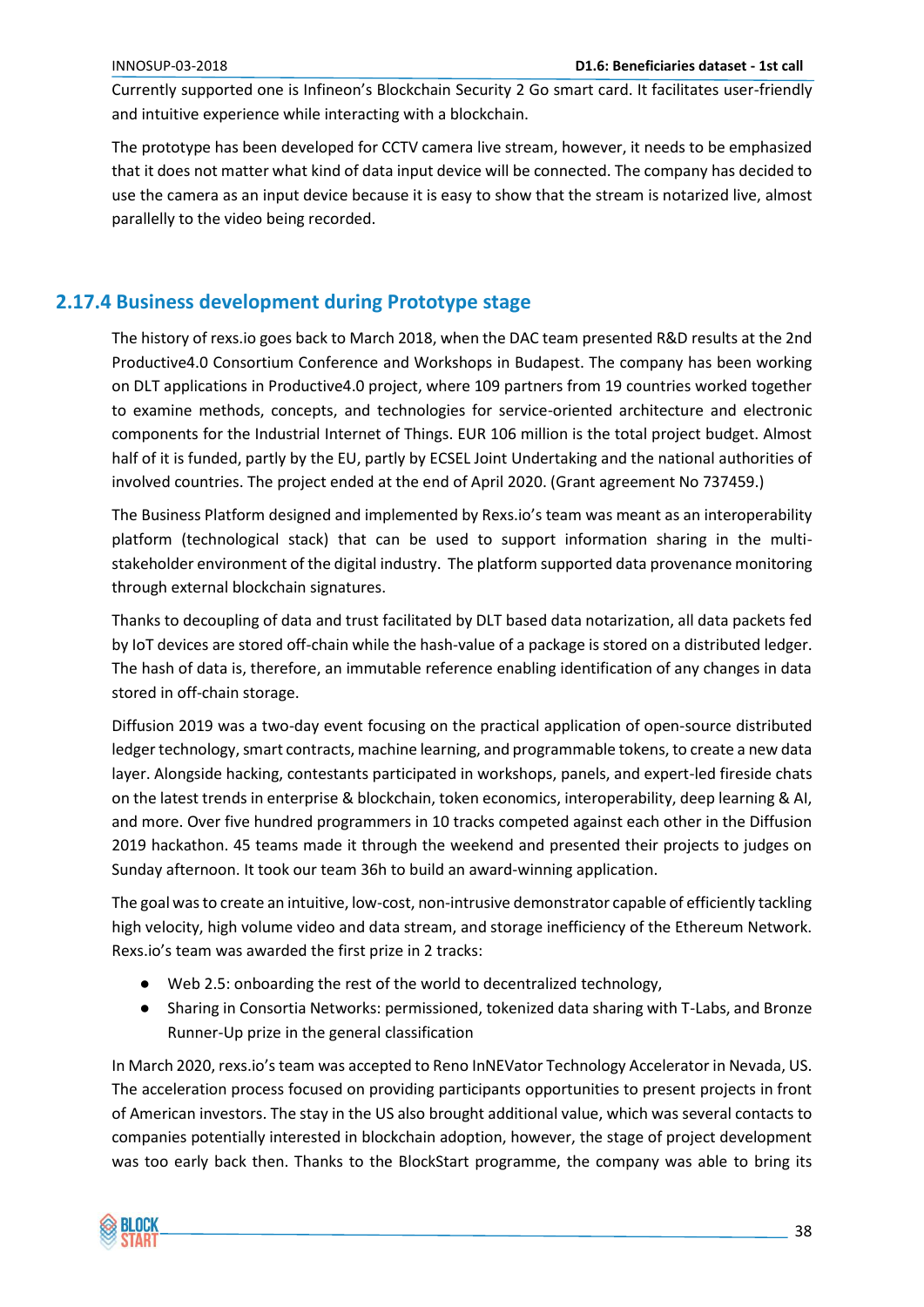Currently supported one is Infineon's Blockchain Security 2 Go smart card. It facilitates user-friendly and intuitive experience while interacting with a blockchain.

The prototype has been developed for CCTV camera live stream, however, it needs to be emphasized that it does not matter what kind of data input device will be connected. The company has decided to use the camera as an input device because it is easy to show that the stream is notarized live, almost parallelly to the video being recorded.

### 2.17.4 Business development during Prototype stage

The history of rexs.io goes back to March 2018, when the DAC team presented R&D results at the 2nd Productive4.0 Consortium Conference and Workshops in Budapest. The company has been working on DLT applications in Productive4.0 project, where 109 partners from 19 countries worked together to examine methods, concepts, and technologies for service-oriented architecture and electronic components for the Industrial Internet of Things. EUR 106 million is the total project budget. Almost half of it is funded, partly by the EU, partly by ECSEL Joint Undertaking and the national authorities of involved countries. The project ended at the end of April 2020. (Grant agreement No 737459.)

The Business Platform designed and implemented by Rexs.io's team was meant as an interoperability platform (technological stack) that can be used to support information sharing in the multi-stakeholder environment of the digital industry. The platform supported data provenance monitoring through external blockchain signatures.

Thanks to decoupling of data and trust facilitated by DLT based data notarization, all data packets fed by IoT devices are stored off-chain while the hash-value of a package is stored on a distributed ledger. The hash of data is, therefore, an immutable reference enabling identification of any changes in data stored in off-chain storage.

Diffusion 2019 was a two-day event focusing on the practical application of open-source distributed ledger technology, smart contracts, machine learning, and programmable tokens, to create a new data layer. Alongside hacking, contestants participated in workshops, panels, and expert-led fireside chats on the latest trends in enterprise & blockchain, token economics, interoperability, deep learning & AI, and more. Over five hundred programmers in 10 tracks competed against each other in the Diffusion 2019 hackathon. 45 teams made it through the weekend and presented their projects to judges on Sunday afternoon. It took our team 36h to build an award-winning application.

The goal was to create an intuitive, low-cost, non-intrusive demonstrator capable of efficiently tackling high velocity, high volume video and data stream, and storage inefficiency of the Ethereum Network. Rexs.io's team was awarded the first prize in 2 tracks:

- Web 2.5: onboarding the rest of the world to decentralized technology,
- Sharing in Consortia Networks: permissioned, tokenized data sharing with T-Labs, and Bronze Runner-Up prize in the general classification

In March 2020, rexs.io's team was accepted to Reno InNEVator Technology Accelerator in Nevada, US. The acceleration process focused on providing participants opportunities to present projects in front of American investors. The stay in the US also brought additional value, which was several contacts to companies potentially interested in blockchain adoption, however, the stage of project development was too early back then. Thanks to the BlockStart programme, the company was able to bring its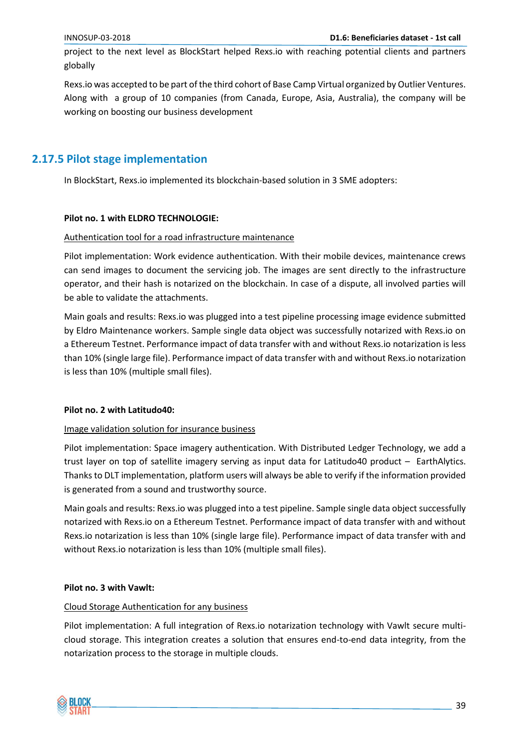project to the next level as BlockStart helped Rexs.io with reaching potential clients and partners globally

Rexs.io was accepted to be part of the third cohort of Base Camp Virtual organized by Outlier Ventures. Along with a group of 10 companies (from Canada, Europe, Asia, Australia), the company will be working on boosting our business development

## 2.17.5 Pilot stage implementation

In BlockStart, Rexs.io implemented its blockchain-based solution in 3 SME adopters:

**Pilot no. 1 with ELDRO TECHNOLOGIE:**

Authentication tool for a road infrastructure maintenance

Pilot implementation: Work evidence authentication. With their mobile devices, maintenance crews can send images to document the servicing job. The images are sent directly to the infrastructure operator, and their hash is notarized on the blockchain. In case of a dispute, all involved parties will be able to validate the attachments.

Main goals and results: Rexs.io was plugged into a test pipeline processing image evidence submitted by Eldro Maintenance workers. Sample single data object was successfully notarized with Rexs.io on a Ethereum Testnet. Performance impact of data transfer with and without Rexs.io notarization is less than 10% (single large file). Performance impact of data transfer with and without Rexs.io notarization is less than 10% (multiple small files).

**Pilot no. 2 with Latitudo40:**

Image validation solution for insurance business

Pilot implementation: Space imagery authentication. With Distributed Ledger Technology, we add a trust layer on top of satellite imagery serving as input data for Latitudo40 product – EarthAlytics. Thanks to DLT implementation, platform users will always be able to verify if the information provided is generated from a sound and trustworthy source.

Main goals and results: Rexs.io was plugged into a test pipeline. Sample single data object successfully notarized with Rexs.io on a Ethereum Testnet. Performance impact of data transfer with and without Rexs.io notarization is less than 10% (single large file). Performance impact of data transfer with and without Rexs.io notarization is less than 10% (multiple small files).

**Pilot no. 3 with Vawlt:**

Cloud Storage Authentication for any business

Pilot implementation: A full integration of Rexs.io notarization technology with Vawlt secure multi-cloud storage. This integration creates a solution that ensures end-to-end data integrity, from the notarization process to the storage in multiple clouds.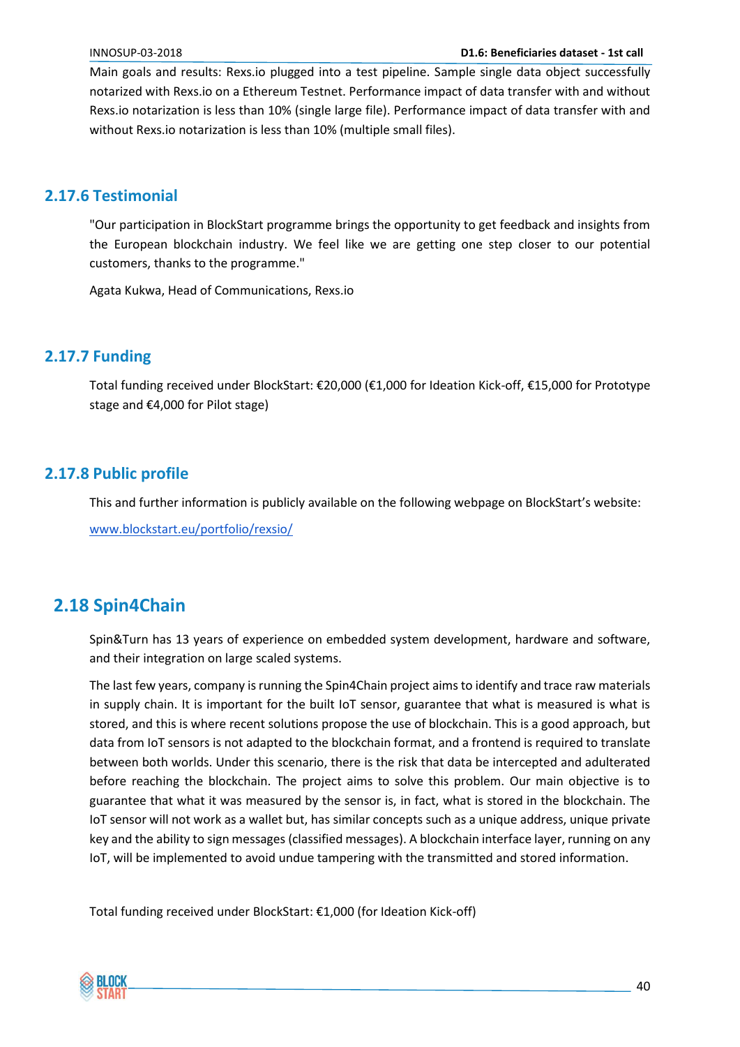Main goals and results: Rexs.io plugged into a test pipeline. Sample single data object successfully notarized with Rexs.io on a Ethereum Testnet. Performance impact of data transfer with and without Rexs.io notarization is less than 10% (single large file). Performance impact of data transfer with and without Rexs.io notarization is less than 10% (multiple small files).

### 2.17.6 Testimonial

"Our participation in BlockStart programme brings the opportunity to get feedback and insights from the European blockchain industry. We feel like we are getting one step closer to our potential customers, thanks to the programme."

Agata Kukwa, Head of Communications, Rexs.io

### 2.17.7 Funding

Total funding received under BlockStart: €20,000 (€1,000 for Ideation Kick-off, €15,000 for Prototype stage and €4,000 for Pilot stage)

### 2.17.8 Public profile

This and further information is publicly available on the following webpage on BlockStart's website:

[www.blockstart.eu/portfolio/rexsio/](www.blockstart.eu/portfolio/rexsio/)

## 2.18 Spin4Chain

Spin&Turn has 13 years of experience on embedded system development, hardware and software, and their integration on large scaled systems.

The last few years, company is running the Spin4Chain project aims to identify and trace raw materials in supply chain. It is important for the built IoT sensor, guarantee that what is measured is what is stored, and this is where recent solutions propose the use of blockchain. This is a good approach, but data from IoT sensors is not adapted to the blockchain format, and a frontend is required to translate between both worlds. Under this scenario, there is the risk that data be intercepted and adulterated before reaching the blockchain. The project aims to solve this problem. Our main objective is to guarantee that what it was measured by the sensor is, in fact, what is stored in the blockchain. The IoT sensor will not work as a wallet but, has similar concepts such as a unique address, unique private key and the ability to sign messages (classified messages). A blockchain interface layer, running on any IoT, will be implemented to avoid undue tampering with the transmitted and stored information.

Total funding received under BlockStart: €1,000 (for Ideation Kick-off)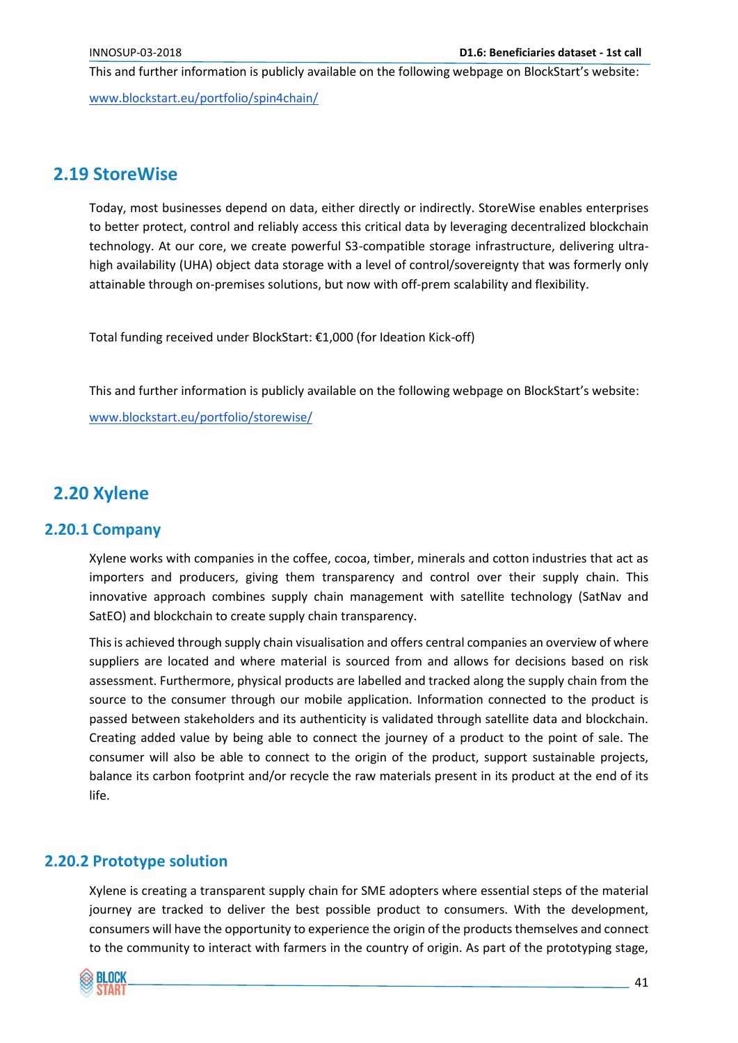This and further information is publicly available on the following webpage on BlockStart's website:

www.blockstart.eu/portfolio/spin4chain/

## 2.19 StoreWise

Today, most businesses depend on data, either directly or indirectly. StoreWise enables enterprises to better protect, control and reliably access this critical data by leveraging decentralized blockchain technology. At our core, we create powerful S3-compatible storage infrastructure, delivering ultra-high availability (UHA) object data storage with a level of control/sovereignty that was formerly only attainable through on-premises solutions, but now with off-prem scalability and flexibility.

Total funding received under BlockStart: €1,000 (for Ideation Kick-off)

This and further information is publicly available on the following webpage on BlockStart's website:

www.blockstart.eu/portfolio/storewise/

## 2.20 Xylene

### 2.20.1 Company

Xylene works with companies in the coffee, cocoa, timber, minerals and cotton industries that act as importers and producers, giving them transparency and control over their supply chain. This innovative approach combines supply chain management with satellite technology (SatNav and SatEO) and blockchain to create supply chain transparency.

This is achieved through supply chain visualisation and offers central companies an overview of where suppliers are located and where material is sourced from and allows for decisions based on risk assessment. Furthermore, physical products are labelled and tracked along the supply chain from the source to the consumer through our mobile application. Information connected to the product is passed between stakeholders and its authenticity is validated through satellite data and blockchain. Creating added value by being able to connect the journey of a product to the point of sale. The consumer will also be able to connect to the origin of the product, support sustainable projects, balance its carbon footprint and/or recycle the raw materials present in its product at the end of its life.

### 2.20.2 Prototype solution

Xylene is creating a transparent supply chain for SME adopters where essential steps of the material journey are tracked to deliver the best possible product to consumers. With the development, consumers will have the opportunity to experience the origin of the products themselves and connect to the community to interact with farmers in the country of origin. As part of the prototyping stage,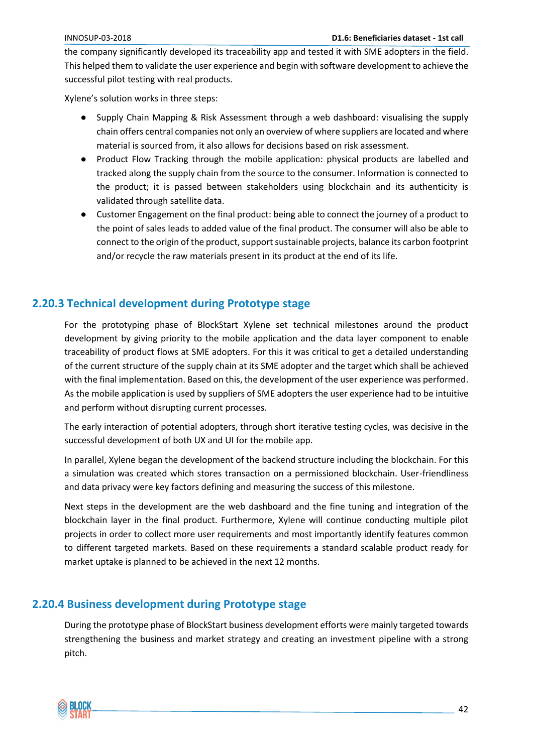the company significantly developed its traceability app and tested it with SME adopters in the field. This helped them to validate the user experience and begin with software development to achieve the successful pilot testing with real products.

Xylene's solution works in three steps:

- Supply Chain Mapping & Risk Assessment through a web dashboard: visualising the supply chain offers central companies not only an overview of where suppliers are located and where material is sourced from, it also allows for decisions based on risk assessment.
- Product Flow Tracking through the mobile application: physical products are labelled and tracked along the supply chain from the source to the consumer. Information is connected to the product; it is passed between stakeholders using blockchain and its authenticity is validated through satellite data.
- Customer Engagement on the final product: being able to connect the journey of a product to the point of sales leads to added value of the final product. The consumer will also be able to connect to the origin of the product, support sustainable projects, balance its carbon footprint and/or recycle the raw materials present in its product at the end of its life.

### 2.20.3 Technical development during Prototype stage

For the prototyping phase of BlockStart Xylene set technical milestones around the product development by giving priority to the mobile application and the data layer component to enable traceability of product flows at SME adopters. For this it was critical to get a detailed understanding of the current structure of the supply chain at its SME adopter and the target which shall be achieved with the final implementation. Based on this, the development of the user experience was performed. As the mobile application is used by suppliers of SME adopters the user experience had to be intuitive and perform without disrupting current processes.

The early interaction of potential adopters, through short iterative testing cycles, was decisive in the successful development of both UX and UI for the mobile app.

In parallel, Xylene began the development of the backend structure including the blockchain. For this a simulation was created which stores transaction on a permissioned blockchain. User-friendliness and data privacy were key factors defining and measuring the success of this milestone.

Next steps in the development are the web dashboard and the fine tuning and integration of the blockchain layer in the final product. Furthermore, Xylene will continue conducting multiple pilot projects in order to collect more user requirements and most importantly identify features common to different targeted markets. Based on these requirements a standard scalable product ready for market uptake is planned to be achieved in the next 12 months.

### 2.20.4 Business development during Prototype stage

During the prototype phase of BlockStart business development efforts were mainly targeted towards strengthening the business and market strategy and creating an investment pipeline with a strong pitch.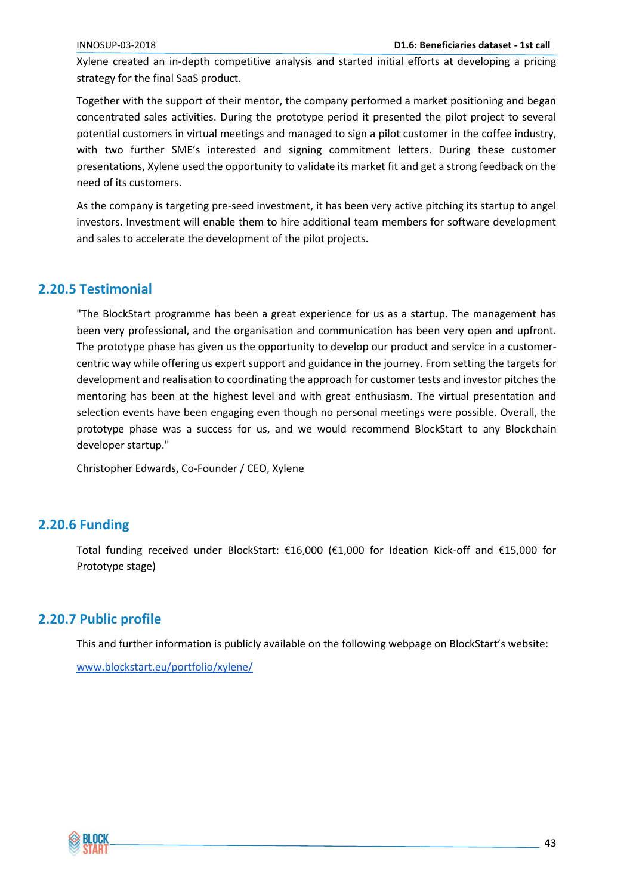Xylene created an in-depth competitive analysis and started initial efforts at developing a pricing strategy for the final SaaS product.

Together with the support of their mentor, the company performed a market positioning and began concentrated sales activities. During the prototype period it presented the pilot project to several potential customers in virtual meetings and managed to sign a pilot customer in the coffee industry, with two further SME's interested and signing commitment letters. During these customer presentations, Xylene used the opportunity to validate its market fit and get a strong feedback on the need of its customers.

As the company is targeting pre-seed investment, it has been very active pitching its startup to angel investors. Investment will enable them to hire additional team members for software development and sales to accelerate the development of the pilot projects.

### 2.20.5 Testimonial

"The BlockStart programme has been a great experience for us as a startup. The management has been very professional, and the organisation and communication has been very open and upfront. The prototype phase has given us the opportunity to develop our product and service in a customer-centric way while offering us expert support and guidance in the journey. From setting the targets for development and realisation to coordinating the approach for customer tests and investor pitches the mentoring has been at the highest level and with great enthusiasm. The virtual presentation and selection events have been engaging even though no personal meetings were possible. Overall, the prototype phase was a success for us, and we would recommend BlockStart to any Blockchain developer startup."

Christopher Edwards, Co-Founder / CEO, Xylene

### 2.20.6 Funding

Total funding received under BlockStart: €16,000 (€1,000 for Ideation Kick-off and €15,000 for Prototype stage)

### 2.20.7 Public profile

This and further information is publicly available on the following webpage on BlockStart's website:

[www.blockstart.eu/portfolio/xylene/](www.blockstart.eu/portfolio/xylene/)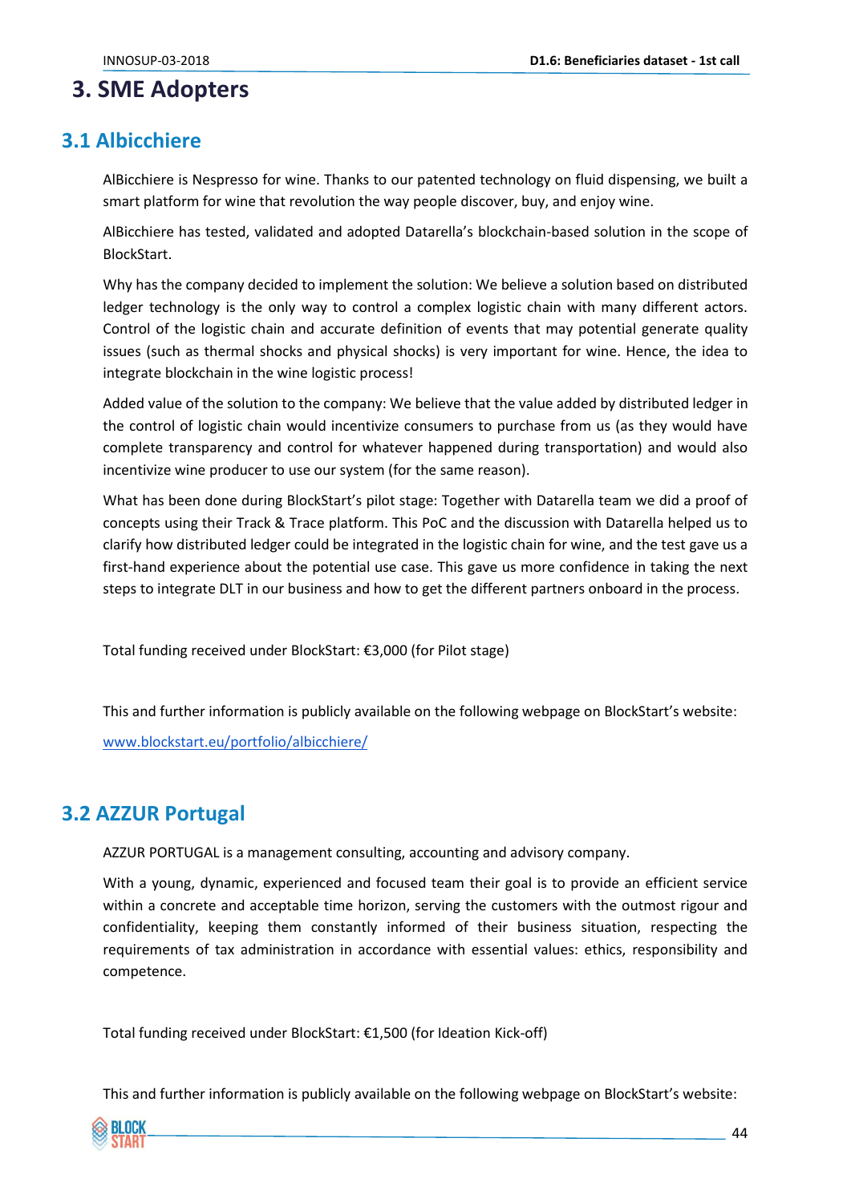# 3. SME Adopters

## 3.1 Albicchiere

AlBicchiere is Nespresso for wine. Thanks to our patented technology on fluid dispensing, we built a smart platform for wine that revolution the way people discover, buy, and enjoy wine.

AlBicchiere has tested, validated and adopted Datarella's blockchain-based solution in the scope of BlockStart.

Why has the company decided to implement the solution: We believe a solution based on distributed ledger technology is the only way to control a complex logistic chain with many different actors. Control of the logistic chain and accurate definition of events that may potential generate quality issues (such as thermal shocks and physical shocks) is very important for wine. Hence, the idea to integrate blockchain in the wine logistic process!

Added value of the solution to the company: We believe that the value added by distributed ledger in the control of logistic chain would incentivize consumers to purchase from us (as they would have complete transparency and control for whatever happened during transportation) and would also incentivize wine producer to use our system (for the same reason).

What has been done during BlockStart's pilot stage: Together with Datarella team we did a proof of concepts using their Track & Trace platform. This PoC and the discussion with Datarella helped us to clarify how distributed ledger could be integrated in the logistic chain for wine, and the test gave us a first-hand experience about the potential use case. This gave us more confidence in taking the next steps to integrate DLT in our business and how to get the different partners onboard in the process.

Total funding received under BlockStart: €3,000 (for Pilot stage)

This and further information is publicly available on the following webpage on BlockStart's website:

www.blockstart.eu/portfolio/albicchiere/

## 3.2 AZZUR Portugal

AZZUR PORTUGAL is a management consulting, accounting and advisory company.

With a young, dynamic, experienced and focused team their goal is to provide an efficient service within a concrete and acceptable time horizon, serving the customers with the outmost rigour and confidentiality, keeping them constantly informed of their business situation, respecting the requirements of tax administration in accordance with essential values: ethics, responsibility and competence.

Total funding received under BlockStart: €1,500 (for Ideation Kick-off)

This and further information is publicly available on the following webpage on BlockStart's website: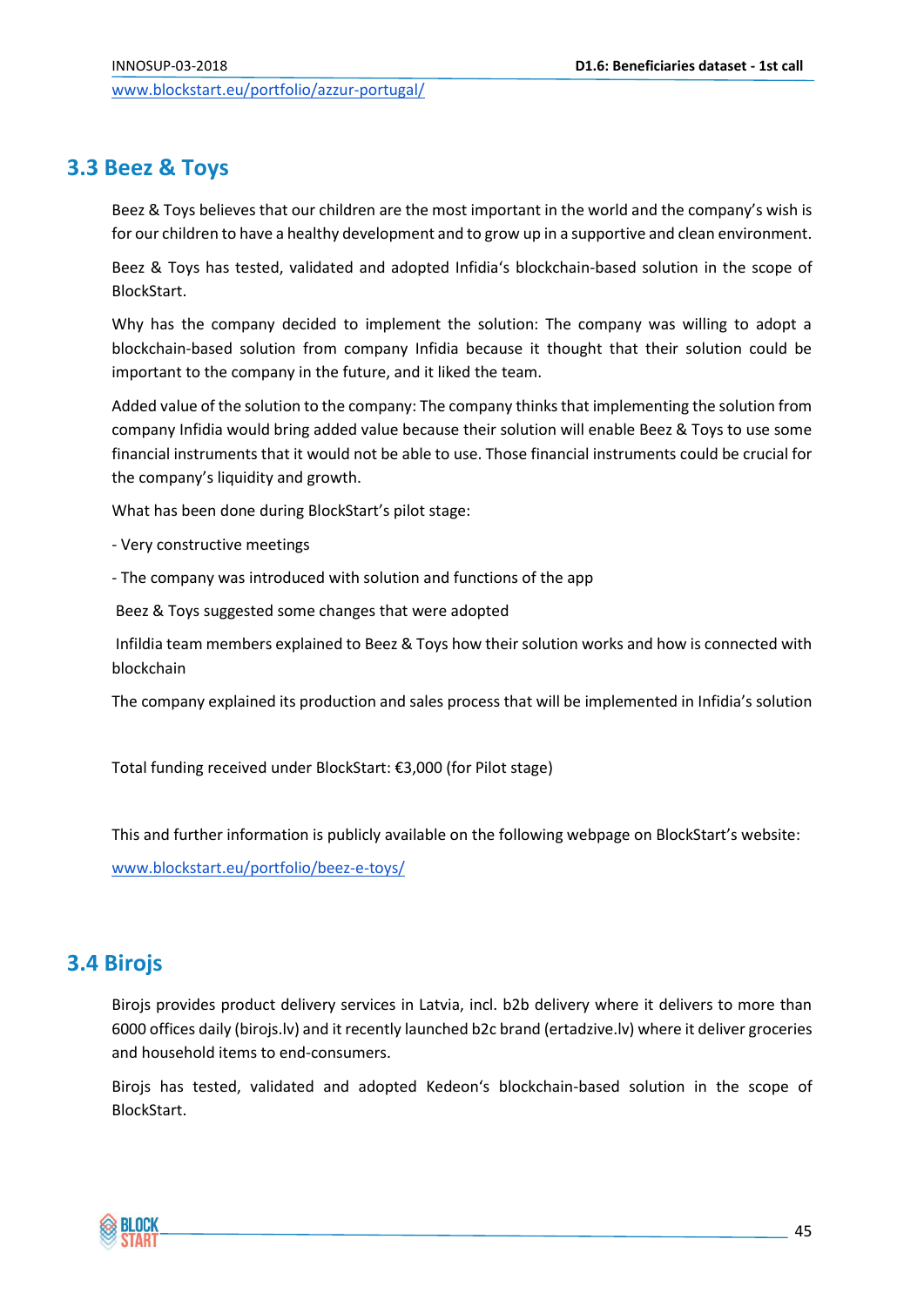[www.blockstart.eu/portfolio/azzur-portugal/](http://www.blockstart.eu/portfolio/azzur-portugal/)

## 3.3 Beez & Toys

Beez & Toys believes that our children are the most important in the world and the company's wish is for our children to have a healthy development and to grow up in a supportive and clean environment.

Beez & Toys has tested, validated and adopted Infidia's blockchain-based solution in the scope of BlockStart.

Why has the company decided to implement the solution: The company was willing to adopt a blockchain-based solution from company Infidia because it thought that their solution could be important to the company in the future, and it liked the team.

Added value of the solution to the company: The company thinks that implementing the solution from company Infidia would bring added value because their solution will enable Beez & Toys to use some financial instruments that it would not be able to use. Those financial instruments could be crucial for the company's liquidity and growth.

What has been done during BlockStart's pilot stage:

- Very constructive meetings

- The company was introduced with solution and functions of the app

Beez & Toys suggested some changes that were adopted

Infildia team members explained to Beez & Toys how their solution works and how is connected with blockchain

The company explained its production and sales process that will be implemented in Infidia's solution

Total funding received under BlockStart: €3,000 (for Pilot stage)

This and further information is publicly available on the following webpage on BlockStart's website:

[www.blockstart.eu/portfolio/beez-e-toys/](http://www.blockstart.eu/portfolio/beez-e-toys/)

## 3.4 Birojs

Birojs provides product delivery services in Latvia, incl. b2b delivery where it delivers to more than 6000 offices daily (birojs.lv) and it recently launched b2c brand (ertadzive.lv) where it deliver groceries and household items to end-consumers.

Birojs has tested, validated and adopted Kedeon's blockchain-based solution in the scope of BlockStart.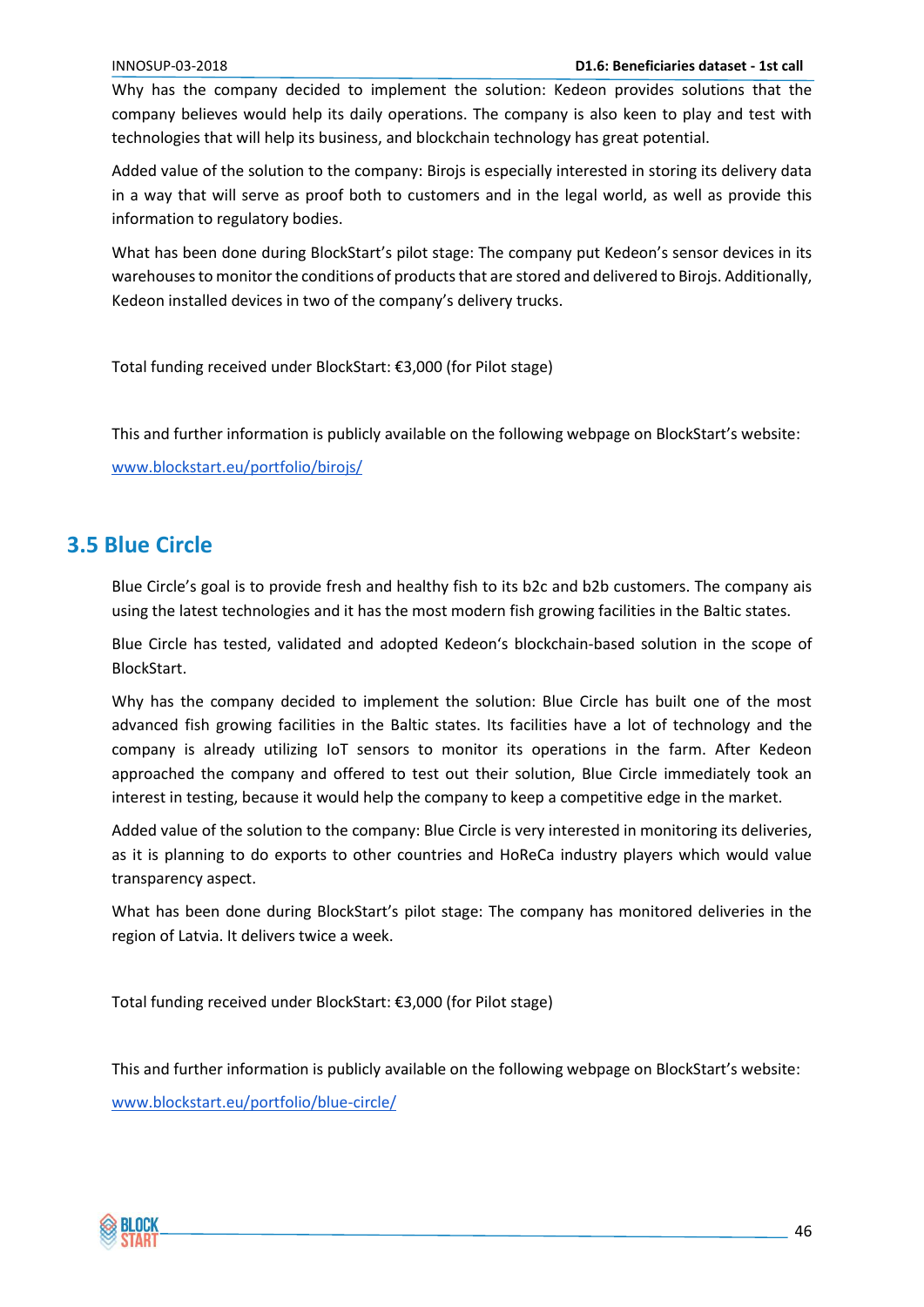Why has the company decided to implement the solution: Kedeon provides solutions that the company believes would help its daily operations. The company is also keen to play and test with technologies that will help its business, and blockchain technology has great potential.

Added value of the solution to the company: Birojs is especially interested in storing its delivery data in a way that will serve as proof both to customers and in the legal world, as well as provide this information to regulatory bodies.

What has been done during BlockStart's pilot stage: The company put Kedeon's sensor devices in its warehouses to monitor the conditions of products that are stored and delivered to Birojs. Additionally, Kedeon installed devices in two of the company's delivery trucks.

Total funding received under BlockStart: €3,000 (for Pilot stage)

This and further information is publicly available on the following webpage on BlockStart's website:

[www.blockstart.eu/portfolio/birojs/](www.blockstart.eu/portfolio/birojs/)

## 3.5 Blue Circle

Blue Circle's goal is to provide fresh and healthy fish to its b2c and b2b customers. The company ais using the latest technologies and it has the most modern fish growing facilities in the Baltic states.

Blue Circle has tested, validated and adopted Kedeon's blockchain-based solution in the scope of BlockStart.

Why has the company decided to implement the solution: Blue Circle has built one of the most advanced fish growing facilities in the Baltic states. Its facilities have a lot of technology and the company is already utilizing IoT sensors to monitor its operations in the farm. After Kedeon approached the company and offered to test out their solution, Blue Circle immediately took an interest in testing, because it would help the company to keep a competitive edge in the market.

Added value of the solution to the company: Blue Circle is very interested in monitoring its deliveries, as it is planning to do exports to other countries and HoReCa industry players which would value transparency aspect.

What has been done during BlockStart's pilot stage: The company has monitored deliveries in the region of Latvia. It delivers twice a week.

Total funding received under BlockStart: €3,000 (for Pilot stage)

This and further information is publicly available on the following webpage on BlockStart's website:

[www.blockstart.eu/portfolio/blue-circle/](www.blockstart.eu/portfolio/blue-circle/)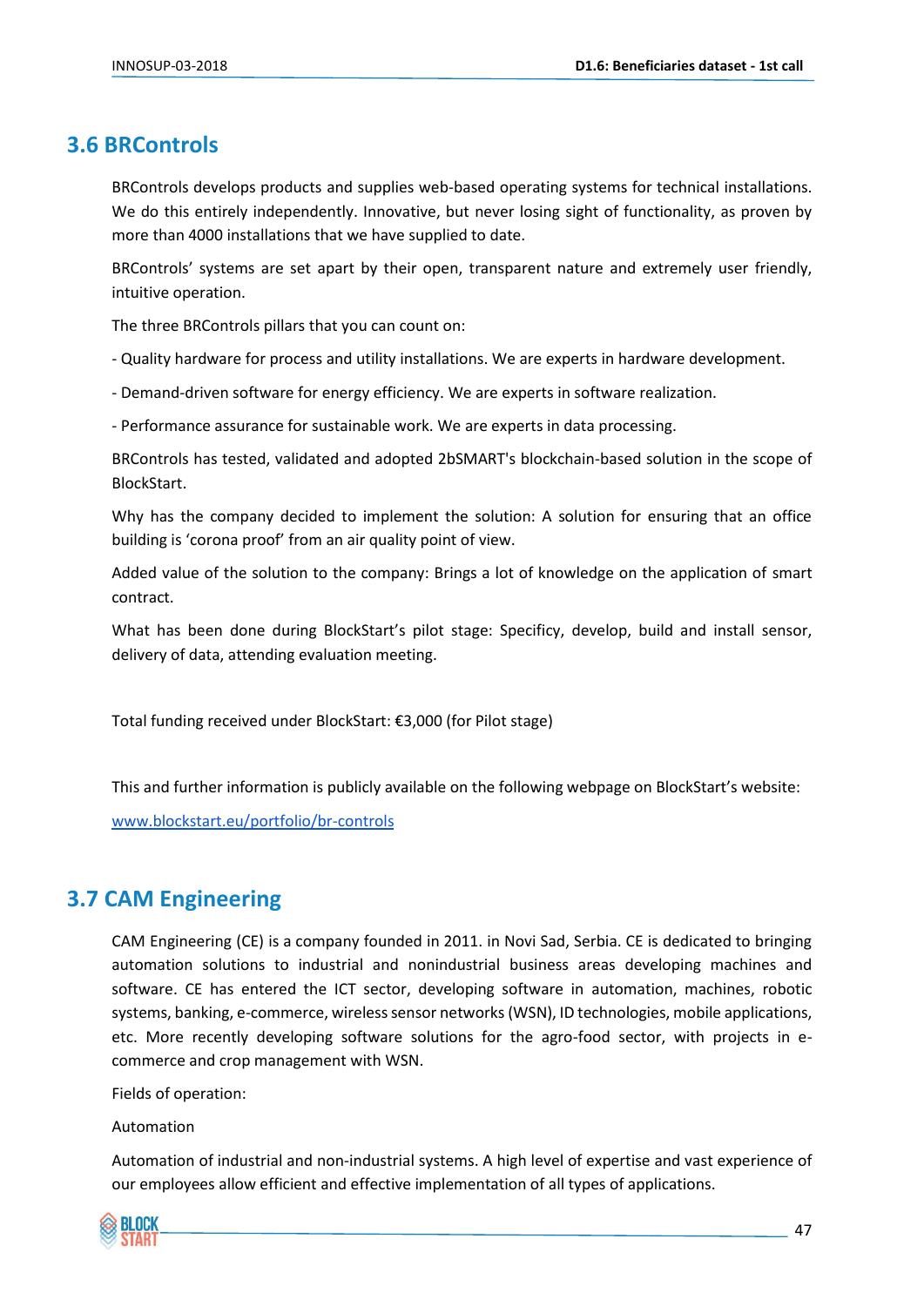## 3.6 BRControls

BRControls develops products and supplies web-based operating systems for technical installations. We do this entirely independently. Innovative, but never losing sight of functionality, as proven by more than 4000 installations that we have supplied to date.

BRControls' systems are set apart by their open, transparent nature and extremely user friendly, intuitive operation.

The three BRControls pillars that you can count on:

- Quality hardware for process and utility installations. We are experts in hardware development.

- Demand-driven software for energy efficiency. We are experts in software realization.

- Performance assurance for sustainable work. We are experts in data processing.

BRControls has tested, validated and adopted 2bSMART's blockchain-based solution in the scope of BlockStart.

Why has the company decided to implement the solution: A solution for ensuring that an office building is 'corona proof' from an air quality point of view.

Added value of the solution to the company: Brings a lot of knowledge on the application of smart contract.

What has been done during BlockStart's pilot stage: Specificy, develop, build and install sensor, delivery of data, attending evaluation meeting.

Total funding received under BlockStart: €3,000 (for Pilot stage)

This and further information is publicly available on the following webpage on BlockStart's website:

www.blockstart.eu/portfolio/br-controls

## 3.7 CAM Engineering

CAM Engineering (CE) is a company founded in 2011. in Novi Sad, Serbia. CE is dedicated to bringing automation solutions to industrial and nonindustrial business areas developing machines and software. CE has entered the ICT sector, developing software in automation, machines, robotic systems, banking, e-commerce, wireless sensor networks (WSN), ID technologies, mobile applications, etc. More recently developing software solutions for the agro-food sector, with projects in e-commerce and crop management with WSN.

Fields of operation:

Automation

Automation of industrial and non-industrial systems. A high level of expertise and vast experience of our employees allow efficient and effective implementation of all types of applications.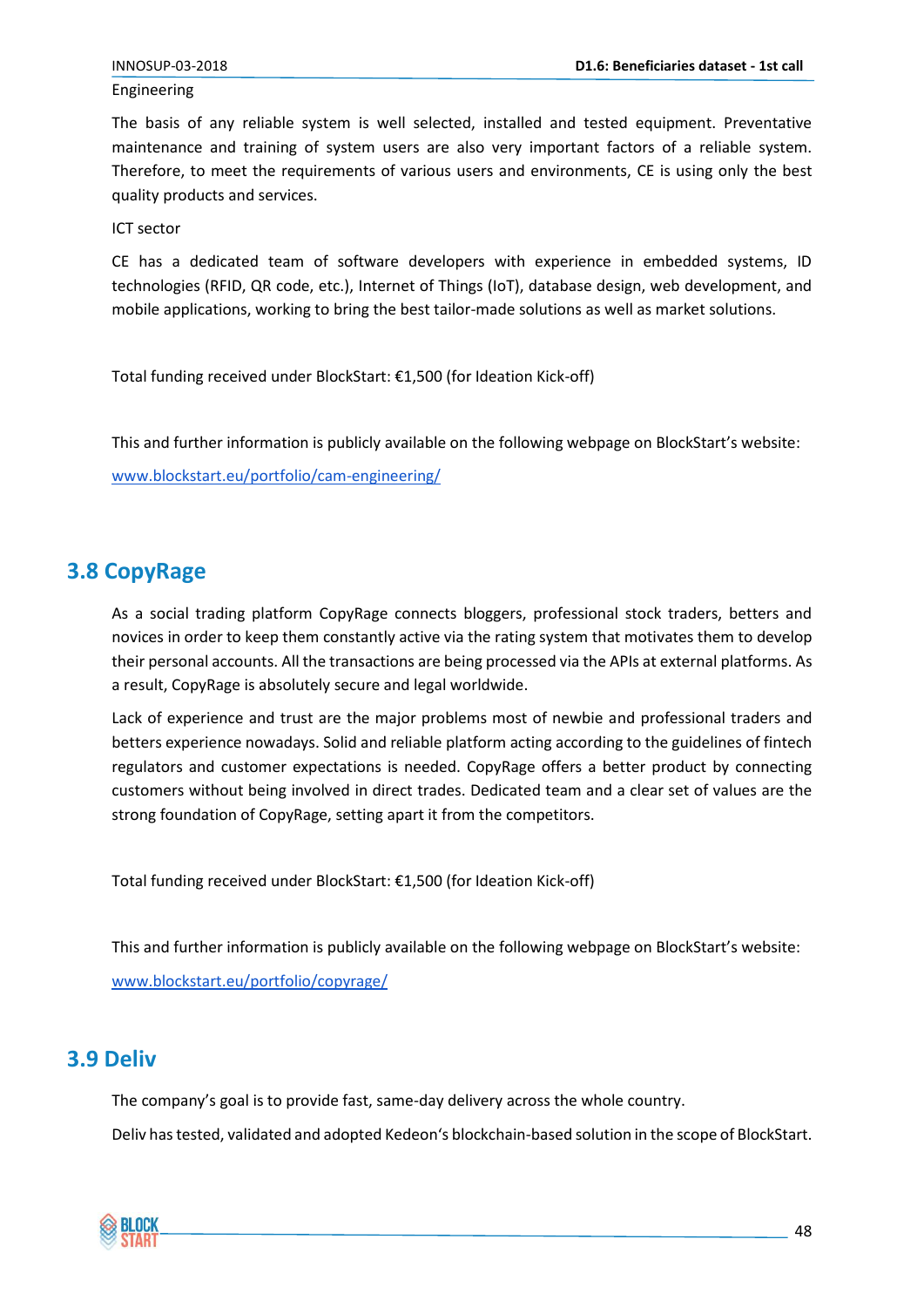Engineering

The basis of any reliable system is well selected, installed and tested equipment. Preventative maintenance and training of system users are also very important factors of a reliable system. Therefore, to meet the requirements of various users and environments, CE is using only the best quality products and services.

ICT sector

CE has a dedicated team of software developers with experience in embedded systems, ID technologies (RFID, QR code, etc.), Internet of Things (IoT), database design, web development, and mobile applications, working to bring the best tailor-made solutions as well as market solutions.

Total funding received under BlockStart: €1,500 (for Ideation Kick-off)

This and further information is publicly available on the following webpage on BlockStart's website:

[www.blockstart.eu/portfolio/cam-engineering/](www.blockstart.eu/portfolio/cam-engineering/)

## 3.8 CopyRage

As a social trading platform CopyRage connects bloggers, professional stock traders, betters and novices in order to keep them constantly active via the rating system that motivates them to develop their personal accounts. All the transactions are being processed via the APIs at external platforms. As a result, CopyRage is absolutely secure and legal worldwide.

Lack of experience and trust are the major problems most of newbie and professional traders and betters experience nowadays. Solid and reliable platform acting according to the guidelines of fintech regulators and customer expectations is needed. CopyRage offers a better product by connecting customers without being involved in direct trades. Dedicated team and a clear set of values are the strong foundation of CopyRage, setting apart it from the competitors.

Total funding received under BlockStart: €1,500 (for Ideation Kick-off)

This and further information is publicly available on the following webpage on BlockStart's website:

[www.blockstart.eu/portfolio/copyrage/](www.blockstart.eu/portfolio/copyrage/)

## 3.9 Deliv

The company's goal is to provide fast, same-day delivery across the whole country.

Deliv has tested, validated and adopted Kedeon's blockchain-based solution in the scope of BlockStart.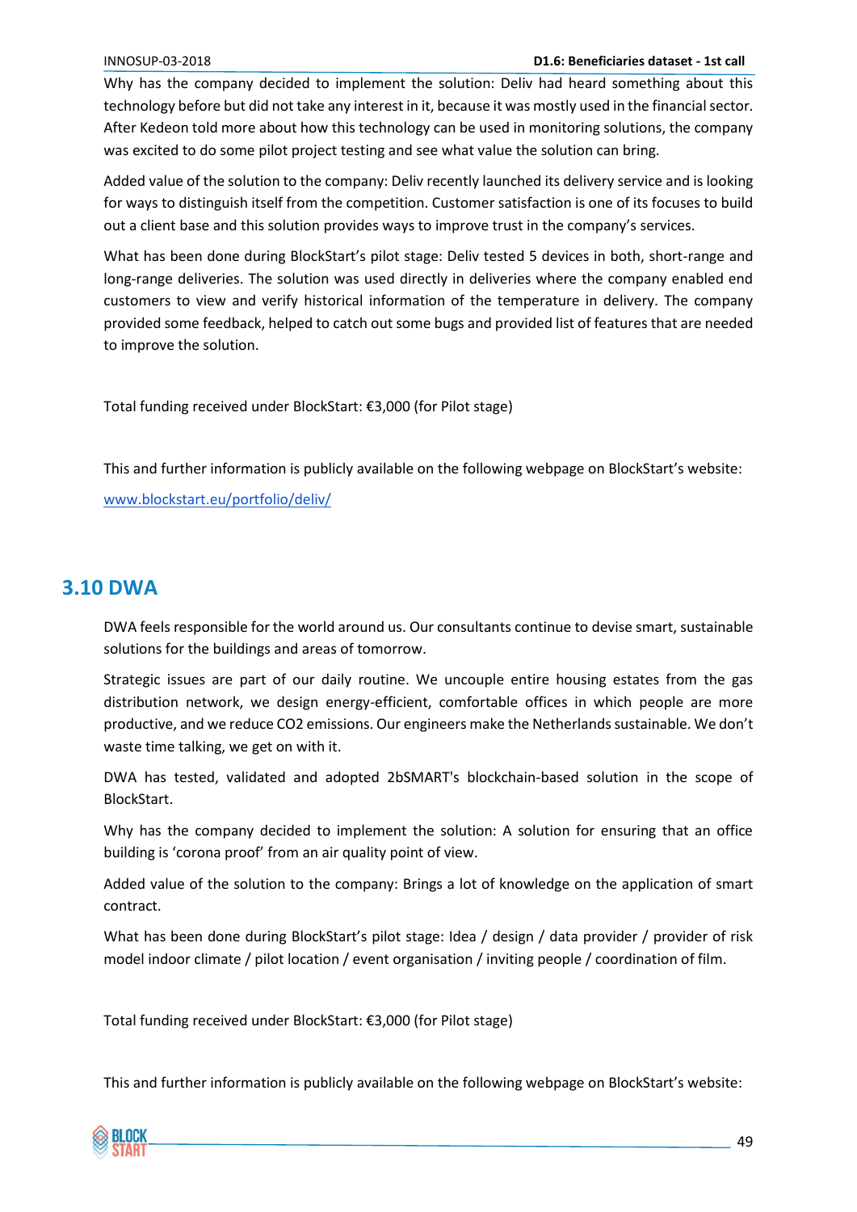Why has the company decided to implement the solution: Deliv had heard something about this technology before but did not take any interest in it, because it was mostly used in the financial sector. After Kedeon told more about how this technology can be used in monitoring solutions, the company was excited to do some pilot project testing and see what value the solution can bring.

Added value of the solution to the company: Deliv recently launched its delivery service and is looking for ways to distinguish itself from the competition. Customer satisfaction is one of its focuses to build out a client base and this solution provides ways to improve trust in the company's services.

What has been done during BlockStart's pilot stage: Deliv tested 5 devices in both, short-range and long-range deliveries. The solution was used directly in deliveries where the company enabled end customers to view and verify historical information of the temperature in delivery. The company provided some feedback, helped to catch out some bugs and provided list of features that are needed to improve the solution.

Total funding received under BlockStart: €3,000 (for Pilot stage)

This and further information is publicly available on the following webpage on BlockStart's website:

[www.blockstart.eu/portfolio/deliv/](www.blockstart.eu/portfolio/deliv/)

## 3.10 DWA

DWA feels responsible for the world around us. Our consultants continue to devise smart, sustainable solutions for the buildings and areas of tomorrow.

Strategic issues are part of our daily routine. We uncouple entire housing estates from the gas distribution network, we design energy-efficient, comfortable offices in which people are more productive, and we reduce $CO_2$ emissions. Our engineers make the Netherlands sustainable. We don't waste time talking, we get on with it.

DWA has tested, validated and adopted 2bSMART's blockchain-based solution in the scope of BlockStart.

Why has the company decided to implement the solution: A solution for ensuring that an office building is 'corona proof' from an air quality point of view.

Added value of the solution to the company: Brings a lot of knowledge on the application of smart contract.

What has been done during BlockStart's pilot stage: Idea / design / data provider / provider of risk model indoor climate / pilot location / event organisation / inviting people / coordination of film.

Total funding received under BlockStart: €3,000 (for Pilot stage)

This and further information is publicly available on the following webpage on BlockStart's website: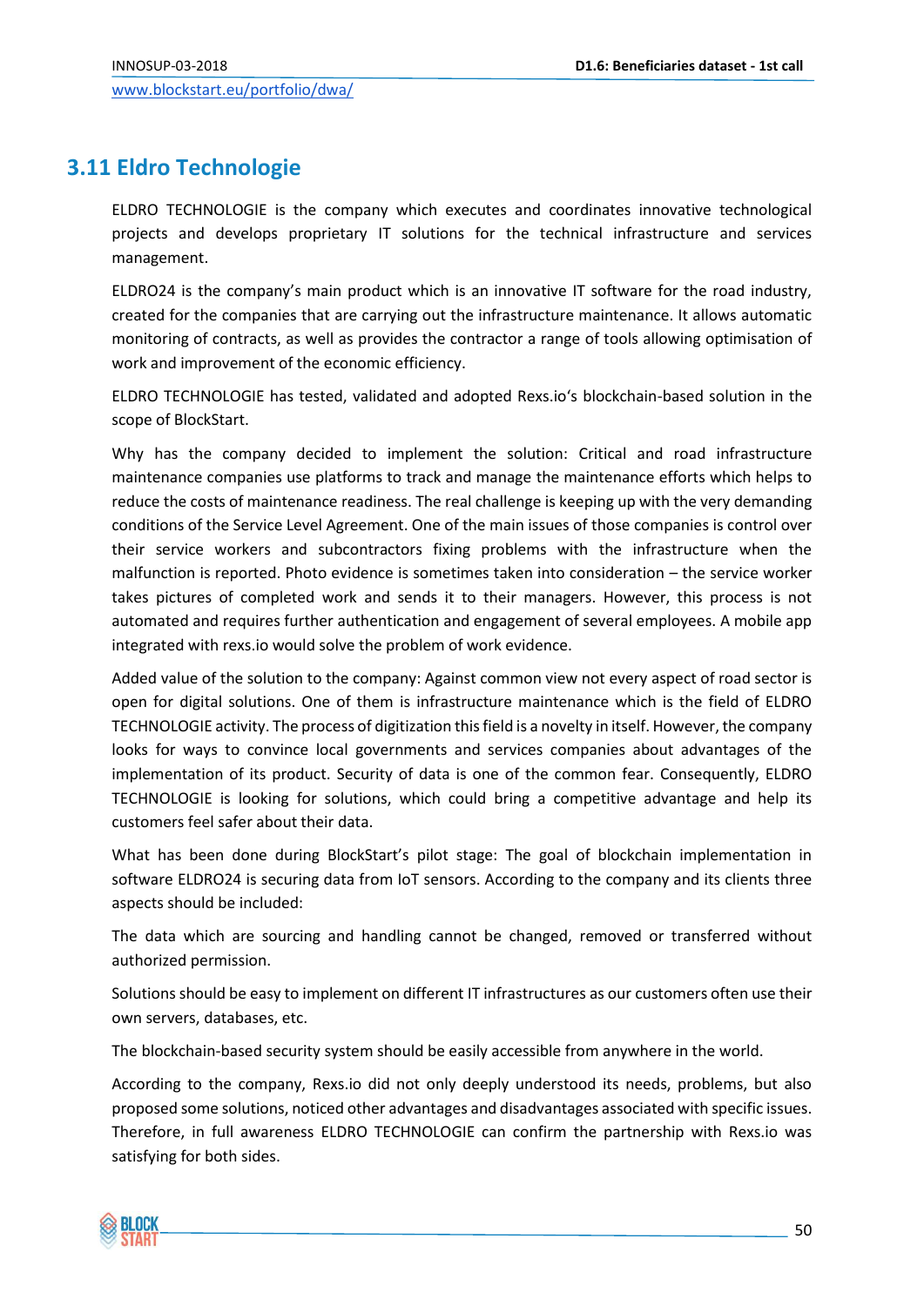www.blockstart.eu/portfolio/dwa/

## 3.11 Eldro Technologie

ELDRO TECHNOLOGIE is the company which executes and coordinates innovative technological projects and develops proprietary IT solutions for the technical infrastructure and services management.

ELDRO24 is the company's main product which is an innovative IT software for the road industry, created for the companies that are carrying out the infrastructure maintenance. It allows automatic monitoring of contracts, as well as provides the contractor a range of tools allowing optimisation of work and improvement of the economic efficiency.

ELDRO TECHNOLOGIE has tested, validated and adopted Rexs.io's blockchain-based solution in the scope of BlockStart.

Why has the company decided to implement the solution: Critical and road infrastructure maintenance companies use platforms to track and manage the maintenance efforts which helps to reduce the costs of maintenance readiness. The real challenge is keeping up with the very demanding conditions of the Service Level Agreement. One of the main issues of those companies is control over their service workers and subcontractors fixing problems with the infrastructure when the malfunction is reported. Photo evidence is sometimes taken into consideration – the service worker takes pictures of completed work and sends it to their managers. However, this process is not automated and requires further authentication and engagement of several employees. A mobile app integrated with rexs.io would solve the problem of work evidence.

Added value of the solution to the company: Against common view not every aspect of road sector is open for digital solutions. One of them is infrastructure maintenance which is the field of ELDRO TECHNOLOGIE activity. The process of digitization this field is a novelty in itself. However, the company looks for ways to convince local governments and services companies about advantages of the implementation of its product. Security of data is one of the common fear. Consequently, ELDRO TECHNOLOGIE is looking for solutions, which could bring a competitive advantage and help its customers feel safer about their data.

What has been done during BlockStart's pilot stage: The goal of blockchain implementation in software ELDRO24 is securing data from IoT sensors. According to the company and its clients three aspects should be included:

The data which are sourcing and handling cannot be changed, removed or transferred without authorized permission.

Solutions should be easy to implement on different IT infrastructures as our customers often use their own servers, databases, etc.

The blockchain-based security system should be easily accessible from anywhere in the world.

According to the company, Rexs.io did not only deeply understood its needs, problems, but also proposed some solutions, noticed other advantages and disadvantages associated with specific issues. Therefore, in full awareness ELDRO TECHNOLOGIE can confirm the partnership with Rexs.io was satisfying for both sides.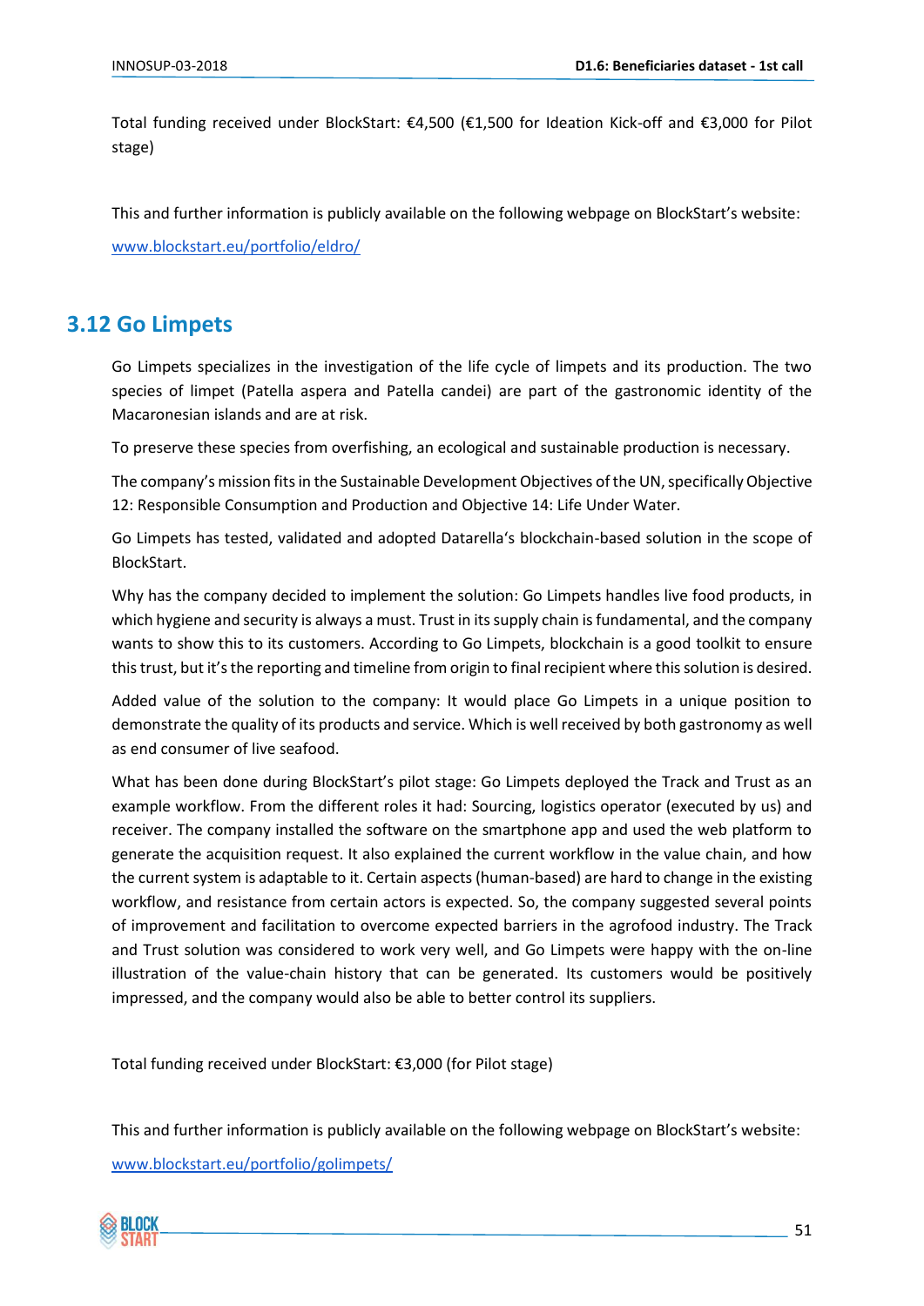Total funding received under BlockStart: €4,500 (€1,500 for Ideation Kick-off and €3,000 for Pilot stage)

This and further information is publicly available on the following webpage on BlockStart's website:

[www.blockstart.eu/portfolio/eldro/](www.blockstart.eu/portfolio/eldro/)

## 3.12 Go Limpets

Go Limpets specializes in the investigation of the life cycle of limpets and its production. The two species of limpet (Patella aspera and Patella candei) are part of the gastronomic identity of the Macaronesian islands and are at risk.

To preserve these species from overfishing, an ecological and sustainable production is necessary.

The company's mission fits in the Sustainable Development Objectives of the UN, specifically Objective 12: Responsible Consumption and Production and Objective 14: Life Under Water.

Go Limpets has tested, validated and adopted Datarella's blockchain-based solution in the scope of BlockStart.

Why has the company decided to implement the solution: Go Limpets handles live food products, in which hygiene and security is always a must. Trust in its supply chain is fundamental, and the company wants to show this to its customers. According to Go Limpets, blockchain is a good toolkit to ensure this trust, but it's the reporting and timeline from origin to final recipient where this solution is desired.

Added value of the solution to the company: It would place Go Limpets in a unique position to demonstrate the quality of its products and service. Which is well received by both gastronomy as well as end consumer of live seafood.

What has been done during BlockStart's pilot stage: Go Limpets deployed the Track and Trust as an example workflow. From the different roles it had: Sourcing, logistics operator (executed by us) and receiver. The company installed the software on the smartphone app and used the web platform to generate the acquisition request. It also explained the current workflow in the value chain, and how the current system is adaptable to it. Certain aspects (human-based) are hard to change in the existing workflow, and resistance from certain actors is expected. So, the company suggested several points of improvement and facilitation to overcome expected barriers in the agrofood industry. The Track and Trust solution was considered to work very well, and Go Limpets were happy with the on-line illustration of the value-chain history that can be generated. Its customers would be positively impressed, and the company would also be able to better control its suppliers.

Total funding received under BlockStart: €3,000 (for Pilot stage)

This and further information is publicly available on the following webpage on BlockStart's website:

[www.blockstart.eu/portfolio/golimpets/](www.blockstart.eu/portfolio/golimpets/)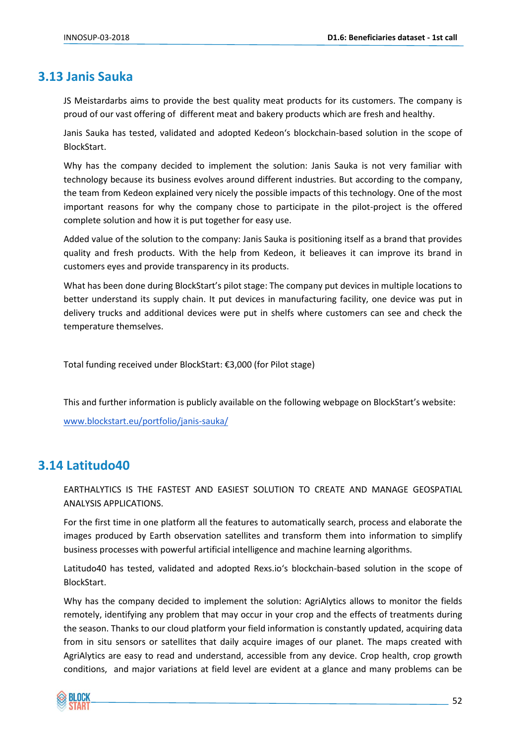## 3.13 Janis Sauka

JS Meistardarbs aims to provide the best quality meat products for its customers. The company is proud of our vast offering of  different meat and bakery products which are fresh and healthy.

Janis Sauka has tested, validated and adopted Kedeon's blockchain-based solution in the scope of BlockStart.

Why has the company decided to implement the solution: Janis Sauka is not very familiar with technology because its business evolves around different industries. But according to the company, the team from Kedeon explained very nicely the possible impacts of this technology. One of the most important reasons for why the company chose to participate in the pilot-project is the offered complete solution and how it is put together for easy use.

Added value of the solution to the company: Janis Sauka is positioning itself as a brand that provides quality and fresh products. With the help from Kedeon, it belieaves it can improve its brand in customers eyes and provide transparency in its products.

What has been done during BlockStart's pilot stage: The company put devices in multiple locations to better understand its supply chain. It put devices in manufacturing facility, one device was put in delivery trucks and additional devices were put in shelfs where customers can see and check the temperature themselves.

Total funding received under BlockStart: €3,000 (for Pilot stage)

This and further information is publicly available on the following webpage on BlockStart's website:

[www.blockstart.eu/portfolio/janis-sauka/](www.blockstart.eu/portfolio/janis-sauka/)

## 3.14 Latitudo40

EARTHALYTICS IS THE FASTEST AND EASIEST SOLUTION TO CREATE AND MANAGE GEOSPATIAL ANALYSIS APPLICATIONS.

For the first time in one platform all the features to automatically search, process and elaborate the images produced by Earth observation satellites and transform them into information to simplify business processes with powerful artificial intelligence and machine learning algorithms.

Latitudo40 has tested, validated and adopted Rexs.io's blockchain-based solution in the scope of BlockStart.

Why has the company decided to implement the solution: AgriAlytics allows to monitor the fields remotely, identifying any problem that may occur in your crop and the effects of treatments during the season. Thanks to our cloud platform your field information is constantly updated, acquiring data from in situ sensors or satellites that daily acquire images of our planet. The maps created with AgriAlytics are easy to read and understand, accessible from any device. Crop health, crop growth conditions,  and major variations at field level are evident at a glance and many problems can be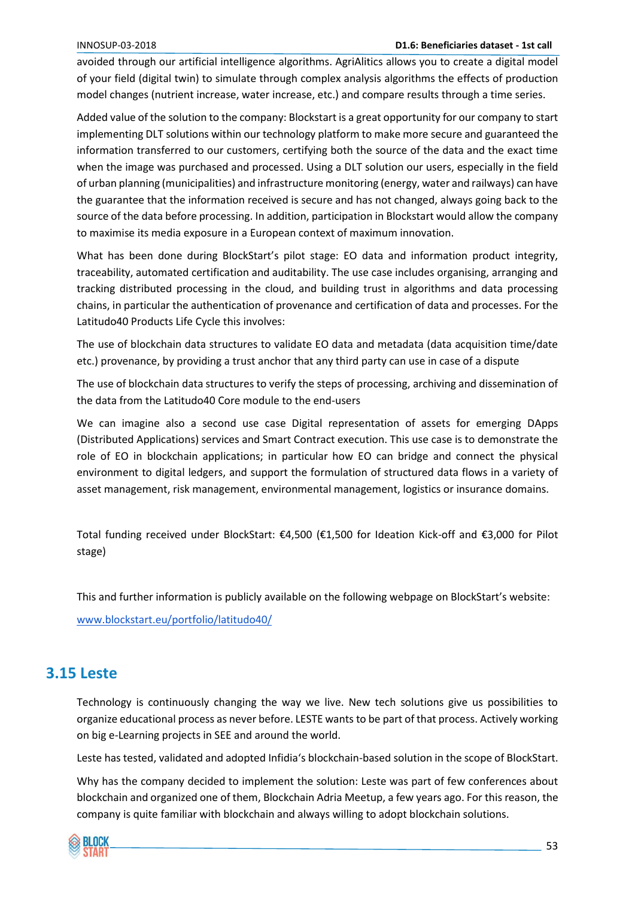avoided through our artificial intelligence algorithms. AgriAlitics allows you to create a digital model of your field (digital twin) to simulate through complex analysis algorithms the effects of production model changes (nutrient increase, water increase, etc.) and compare results through a time series.

Added value of the solution to the company: Blockstart is a great opportunity for our company to start implementing DLT solutions within our technology platform to make more secure and guaranteed the information transferred to our customers, certifying both the source of the data and the exact time when the image was purchased and processed. Using a DLT solution our users, especially in the field of urban planning (municipalities) and infrastructure monitoring (energy, water and railways) can have the guarantee that the information received is secure and has not changed, always going back to the source of the data before processing. In addition, participation in Blockstart would allow the company to maximise its media exposure in a European context of maximum innovation.

What has been done during BlockStart's pilot stage: EO data and information product integrity, traceability, automated certification and auditability. The use case includes organising, arranging and tracking distributed processing in the cloud, and building trust in algorithms and data processing chains, in particular the authentication of provenance and certification of data and processes. For the Latitudo40 Products Life Cycle this involves:

The use of blockchain data structures to validate EO data and metadata (data acquisition time/date etc.) provenance, by providing a trust anchor that any third party can use in case of a dispute

The use of blockchain data structures to verify the steps of processing, archiving and dissemination of the data from the Latitudo40 Core module to the end-users

We can imagine also a second use case Digital representation of assets for emerging DApps (Distributed Applications) services and Smart Contract execution. This use case is to demonstrate the role of EO in blockchain applications; in particular how EO can bridge and connect the physical environment to digital ledgers, and support the formulation of structured data flows in a variety of asset management, risk management, environmental management, logistics or insurance domains.

Total funding received under BlockStart: €4,500 (€1,500 for Ideation Kick-off and €3,000 for Pilot stage)

This and further information is publicly available on the following webpage on BlockStart's website:

www.blockstart.eu/portfolio/latitudo40/

## 3.15 Leste

Technology is continuously changing the way we live. New tech solutions give us possibilities to organize educational process as never before. LESTE wants to be part of that process. Actively working on big e-Learning projects in SEE and around the world.

Leste has tested, validated and adopted Infidia's blockchain-based solution in the scope of BlockStart.

Why has the company decided to implement the solution: Leste was part of few conferences about blockchain and organized one of them, Blockchain Adria Meetup, a few years ago. For this reason, the company is quite familiar with blockchain and always willing to adopt blockchain solutions.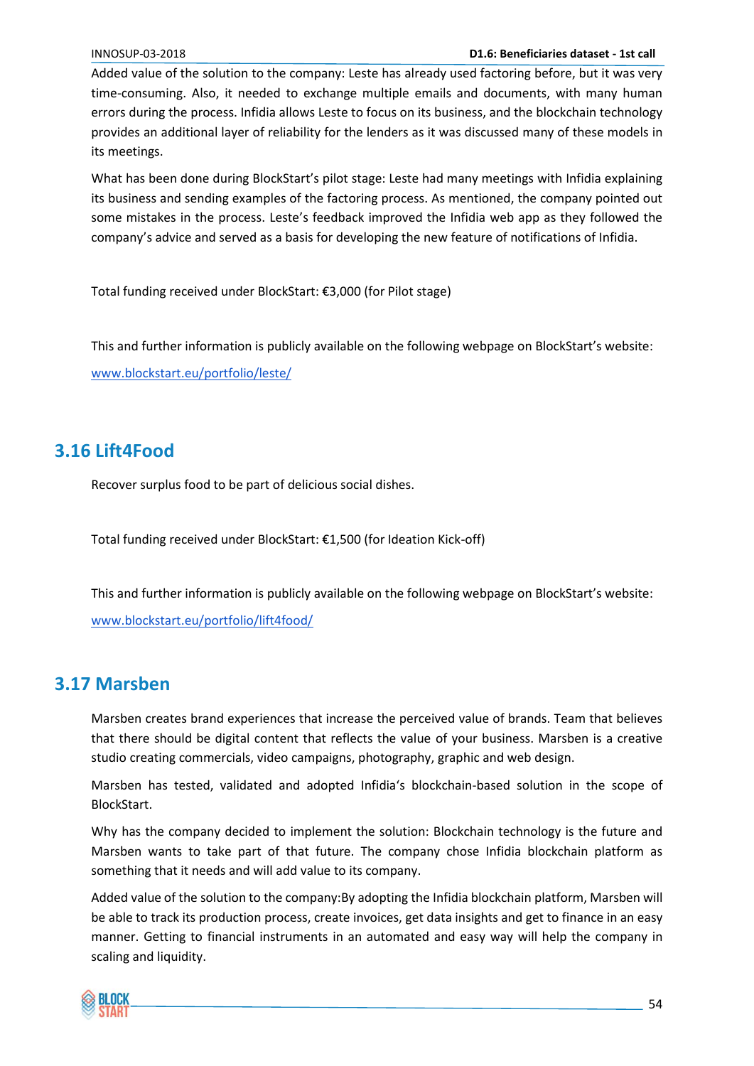Added value of the solution to the company: Leste has already used factoring before, but it was very time-consuming. Also, it needed to exchange multiple emails and documents, with many human errors during the process. Infidia allows Leste to focus on its business, and the blockchain technology provides an additional layer of reliability for the lenders as it was discussed many of these models in its meetings.

What has been done during BlockStart's pilot stage: Leste had many meetings with Infidia explaining its business and sending examples of the factoring process. As mentioned, the company pointed out some mistakes in the process. Leste's feedback improved the Infidia web app as they followed the company's advice and served as a basis for developing the new feature of notifications of Infidia.

Total funding received under BlockStart: €3,000 (for Pilot stage)

This and further information is publicly available on the following webpage on BlockStart's website: [www.blockstart.eu/portfolio/leste/](www.blockstart.eu/portfolio/leste/)

## 3.16 Lift4Food

Recover surplus food to be part of delicious social dishes.

Total funding received under BlockStart: €1,500 (for Ideation Kick-off)

This and further information is publicly available on the following webpage on BlockStart's website: [www.blockstart.eu/portfolio/lift4food/](www.blockstart.eu/portfolio/lift4food/)

## 3.17 Marsben

Marsben creates brand experiences that increase the perceived value of brands. Team that believes that there should be digital content that reflects the value of your business. Marsben is a creative studio creating commercials, video campaigns, photography, graphic and web design.

Marsben has tested, validated and adopted Infidia's blockchain-based solution in the scope of BlockStart.

Why has the company decided to implement the solution: Blockchain technology is the future and Marsben wants to take part of that future. The company chose Infidia blockchain platform as something that it needs and will add value to its company.

Added value of the solution to the company:By adopting the Infidia blockchain platform, Marsben will be able to track its production process, create invoices, get data insights and get to finance in an easy manner. Getting to financial instruments in an automated and easy way will help the company in scaling and liquidity.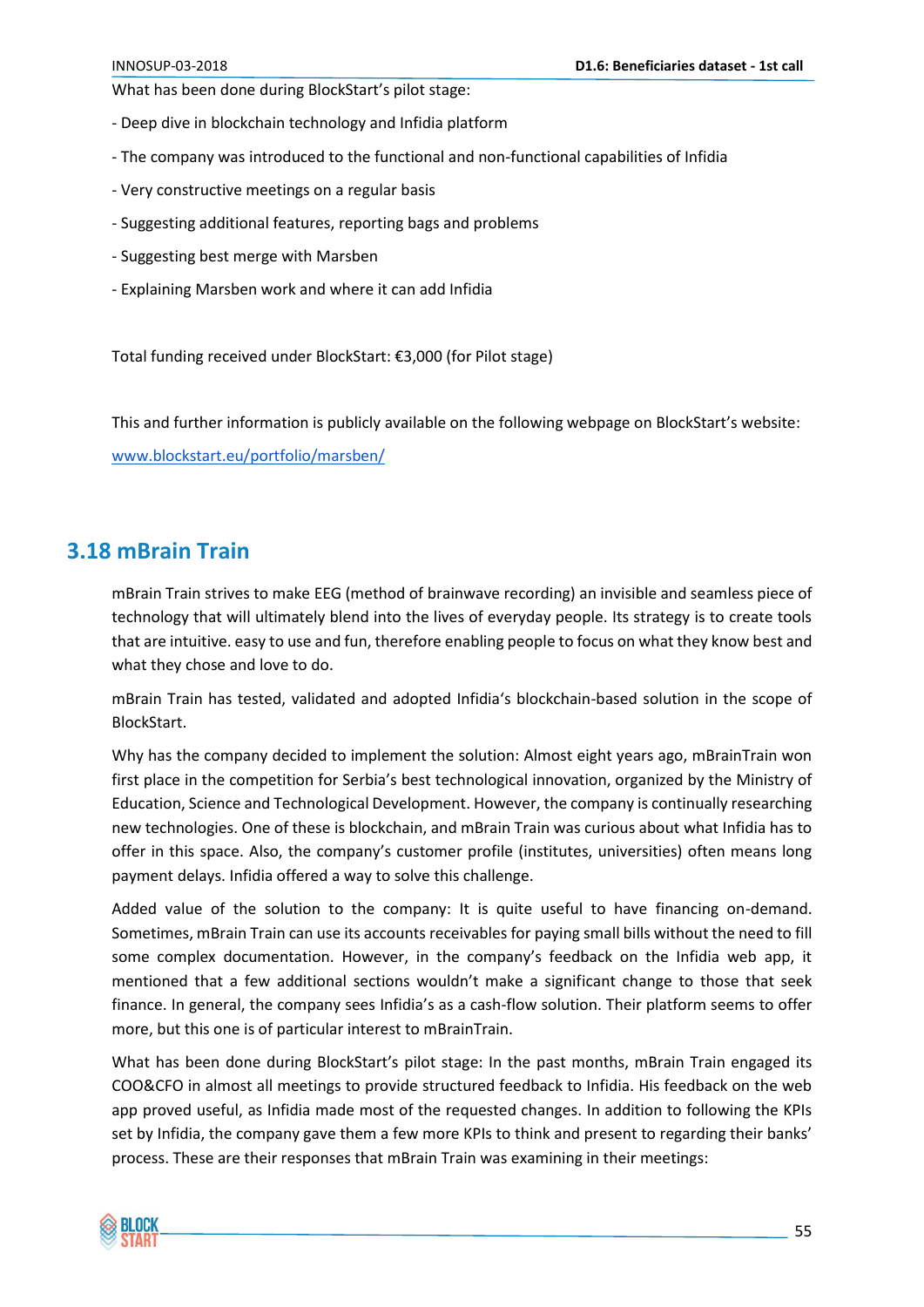What has been done during BlockStart's pilot stage:

- Deep dive in blockchain technology and Infidia platform
- The company was introduced to the functional and non-functional capabilities of Infidia
- Very constructive meetings on a regular basis
- Suggesting additional features, reporting bags and problems
- Suggesting best merge with Marsben
- Explaining Marsben work and where it can add Infidia

Total funding received under BlockStart: €3,000 (for Pilot stage)

This and further information is publicly available on the following webpage on BlockStart's website: [www.blockstart.eu/portfolio/marsben/](www.blockstart.eu/portfolio/marsben/)

## 3.18 mBrain Train

mBrain Train strives to make EEG (method of brainwave recording) an invisible and seamless piece of technology that will ultimately blend into the lives of everyday people. Its strategy is to create tools that are intuitive. easy to use and fun, therefore enabling people to focus on what they know best and what they chose and love to do.

mBrain Train has tested, validated and adopted Infidia's blockchain-based solution in the scope of BlockStart.

Why has the company decided to implement the solution: Almost eight years ago, mBrainTrain won first place in the competition for Serbia's best technological innovation, organized by the Ministry of Education, Science and Technological Development. However, the company is continually researching new technologies. One of these is blockchain, and mBrain Train was curious about what Infidia has to offer in this space. Also, the company's customer profile (institutes, universities) often means long payment delays. Infidia offered a way to solve this challenge.

Added value of the solution to the company: It is quite useful to have financing on-demand. Sometimes, mBrain Train can use its accounts receivables for paying small bills without the need to fill some complex documentation. However, in the company's feedback on the Infidia web app, it mentioned that a few additional sections wouldn't make a significant change to those that seek finance. In general, the company sees Infidia's as a cash-flow solution. Their platform seems to offer more, but this one is of particular interest to mBrainTrain.

What has been done during BlockStart's pilot stage: In the past months, mBrain Train engaged its COO&CFO in almost all meetings to provide structured feedback to Infidia. His feedback on the web app proved useful, as Infidia made most of the requested changes. In addition to following the KPIs set by Infidia, the company gave them a few more KPIs to think and present to regarding their banks' process. These are their responses that mBrain Train was examining in their meetings: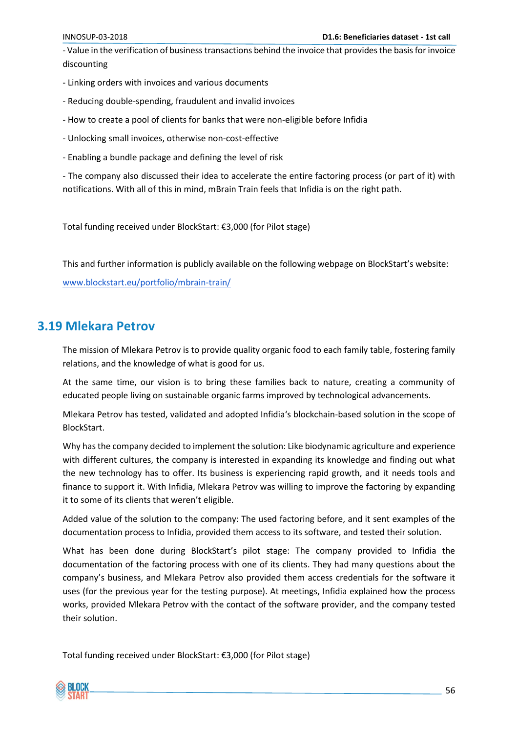- Value in the verification of business transactions behind the invoice that provides the basis for invoice discounting

- Linking orders with invoices and various documents

- Reducing double-spending, fraudulent and invalid invoices

- How to create a pool of clients for banks that were non-eligible before Infidia

- Unlocking small invoices, otherwise non-cost-effective

- Enabling a bundle package and defining the level of risk

- The company also discussed their idea to accelerate the entire factoring process (or part of it) with notifications. With all of this in mind, mBrain Train feels that Infidia is on the right path.

Total funding received under BlockStart: €3,000 (for Pilot stage)

This and further information is publicly available on the following webpage on BlockStart's website:

[www.blockstart.eu/portfolio/mbrain-train/](www.blockstart.eu/portfolio/mbrain-train/)

## 3.19 Mlekara Petrov

The mission of Mlekara Petrov is to provide quality organic food to each family table, fostering family relations, and the knowledge of what is good for us.

At the same time, our vision is to bring these families back to nature, creating a community of educated people living on sustainable organic farms improved by technological advancements.

Mlekara Petrov has tested, validated and adopted Infidia's blockchain-based solution in the scope of BlockStart.

Why has the company decided to implement the solution: Like biodynamic agriculture and experience with different cultures, the company is interested in expanding its knowledge and finding out what the new technology has to offer. Its business is experiencing rapid growth, and it needs tools and finance to support it. With Infidia, Mlekara Petrov was willing to improve the factoring by expanding it to some of its clients that weren't eligible.

Added value of the solution to the company: The used factoring before, and it sent examples of the documentation process to Infidia, provided them access to its software, and tested their solution.

What has been done during BlockStart's pilot stage: The company provided to Infidia the documentation of the factoring process with one of its clients. They had many questions about the company's business, and Mlekara Petrov also provided them access credentials for the software it uses (for the previous year for the testing purpose). At meetings, Infidia explained how the process works, provided Mlekara Petrov with the contact of the software provider, and the company tested their solution.

Total funding received under BlockStart: €3,000 (for Pilot stage)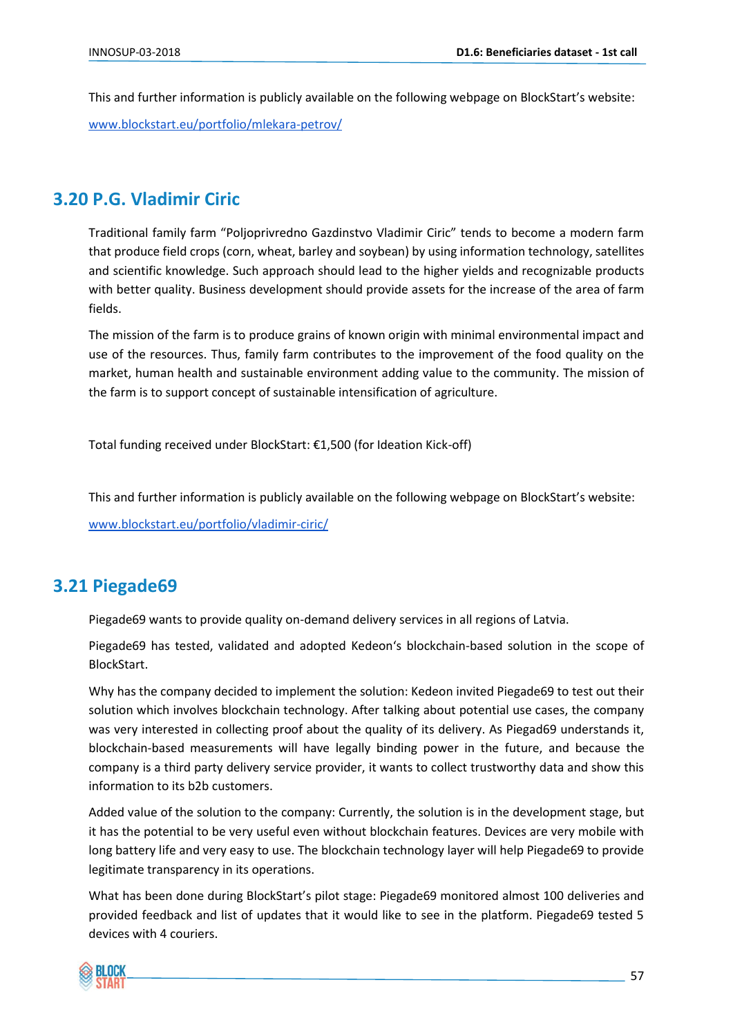This and further information is publicly available on the following webpage on BlockStart's website:

www.blockstart.eu/portfolio/mlekara-petrov/

## 3.20 P.G. Vladimir Ciric

Traditional family farm "Poljoprivredno Gazdinstvo Vladimir Ciric" tends to become a modern farm that produce field crops (corn, wheat, barley and soybean) by using information technology, satellites and scientific knowledge. Such approach should lead to the higher yields and recognizable products with better quality. Business development should provide assets for the increase of the area of farm fields.

The mission of the farm is to produce grains of known origin with minimal environmental impact and use of the resources. Thus, family farm contributes to the improvement of the food quality on the market, human health and sustainable environment adding value to the community. The mission of the farm is to support concept of sustainable intensification of agriculture.

Total funding received under BlockStart: €1,500 (for Ideation Kick-off)

This and further information is publicly available on the following webpage on BlockStart's website:

www.blockstart.eu/portfolio/vladimir-ciric/

## 3.21 Piegade69

Piegade69 wants to provide quality on-demand delivery services in all regions of Latvia.

Piegade69 has tested, validated and adopted Kedeon's blockchain-based solution in the scope of BlockStart.

Why has the company decided to implement the solution: Kedeon invited Piegade69 to test out their solution which involves blockchain technology. After talking about potential use cases, the company was very interested in collecting proof about the quality of its delivery. As Piegad69 understands it, blockchain-based measurements will have legally binding power in the future, and because the company is a third party delivery service provider, it wants to collect trustworthy data and show this information to its b2b customers.

Added value of the solution to the company: Currently, the solution is in the development stage, but it has the potential to be very useful even without blockchain features. Devices are very mobile with long battery life and very easy to use. The blockchain technology layer will help Piegade69 to provide legitimate transparency in its operations.

What has been done during BlockStart's pilot stage: Piegade69 monitored almost 100 deliveries and provided feedback and list of updates that it would like to see in the platform. Piegade69 tested 5 devices with 4 couriers.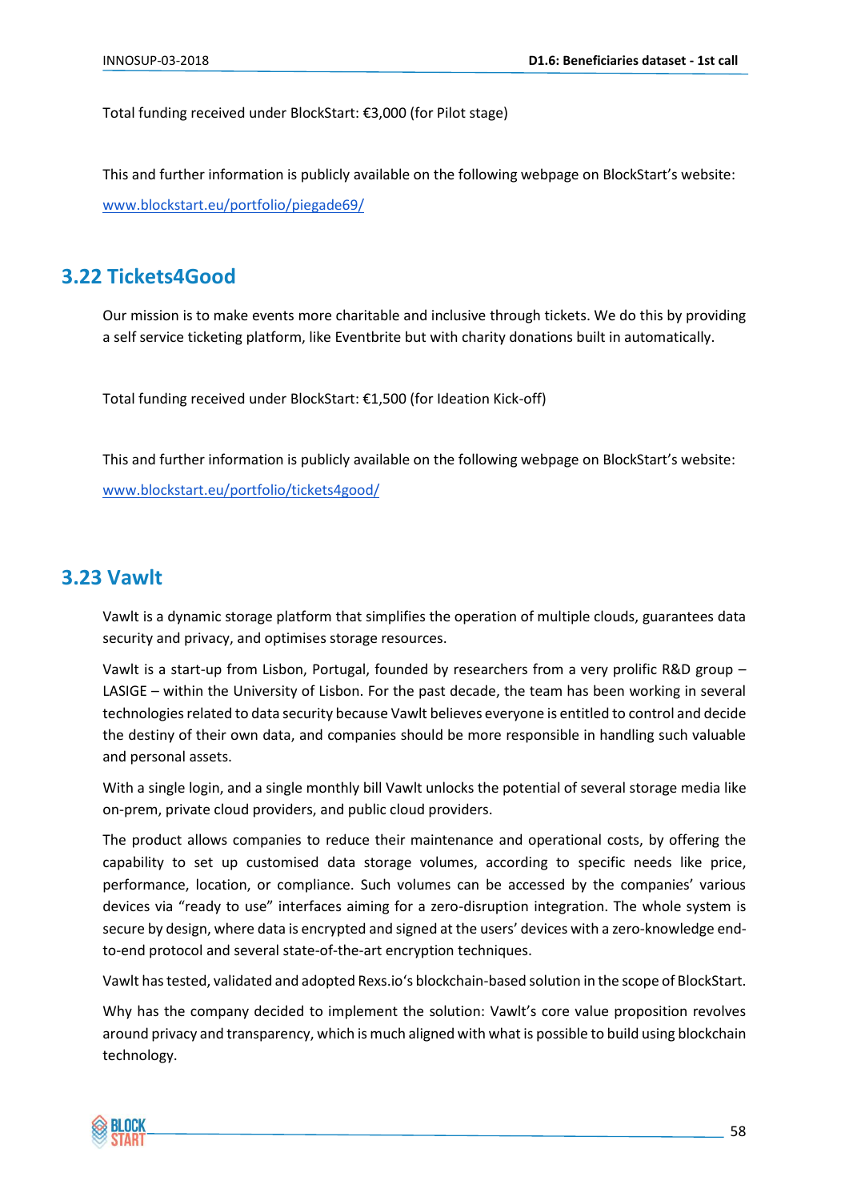Total funding received under BlockStart: €3,000 (for Pilot stage)

This and further information is publicly available on the following webpage on BlockStart's website:

[www.blockstart.eu/portfolio/piegade69/](www.blockstart.eu/portfolio/piegade69/)

## 3.22 Tickets4Good

Our mission is to make events more charitable and inclusive through tickets. We do this by providing a self service ticketing platform, like Eventbrite but with charity donations built in automatically.

Total funding received under BlockStart: €1,500 (for Ideation Kick-off)

This and further information is publicly available on the following webpage on BlockStart's website:

[www.blockstart.eu/portfolio/tickets4good/](www.blockstart.eu/portfolio/tickets4good/)

## 3.23 Vawlt

Vawlt is a dynamic storage platform that simplifies the operation of multiple clouds, guarantees data security and privacy, and optimises storage resources.

Vawlt is a start-up from Lisbon, Portugal, founded by researchers from a very prolific R&D group – LASIGE – within the University of Lisbon. For the past decade, the team has been working in several technologies related to data security because Vawlt believes everyone is entitled to control and decide the destiny of their own data, and companies should be more responsible in handling such valuable and personal assets.

With a single login, and a single monthly bill Vawlt unlocks the potential of several storage media like on-prem, private cloud providers, and public cloud providers.

The product allows companies to reduce their maintenance and operational costs, by offering the capability to set up customised data storage volumes, according to specific needs like price, performance, location, or compliance. Such volumes can be accessed by the companies' various devices via "ready to use" interfaces aiming for a zero-disruption integration. The whole system is secure by design, where data is encrypted and signed at the users' devices with a zero-knowledge end-to-end protocol and several state-of-the-art encryption techniques.

Vawlt has tested, validated and adopted Rexs.io's blockchain-based solution in the scope of BlockStart.

Why has the company decided to implement the solution: Vawlt's core value proposition revolves around privacy and transparency, which is much aligned with what is possible to build using blockchain technology.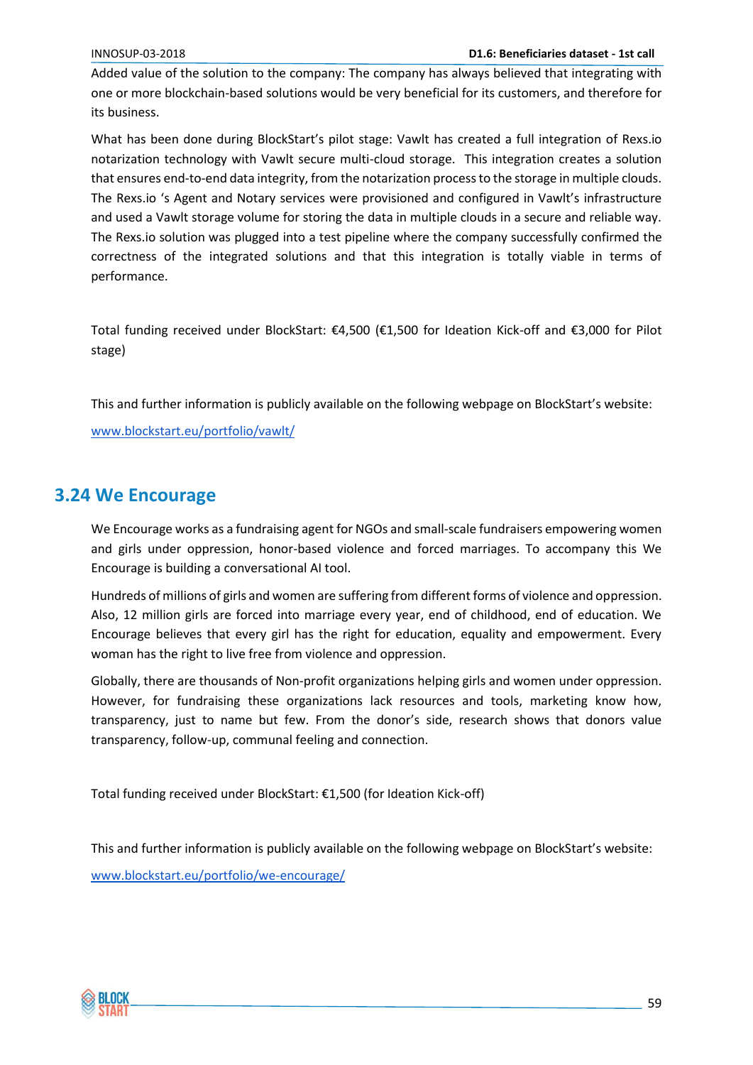Added value of the solution to the company: The company has always believed that integrating with one or more blockchain-based solutions would be very beneficial for its customers, and therefore for its business.

What has been done during BlockStart's pilot stage: Vawlt has created a full integration of Rexs.io notarization technology with Vawlt secure multi-cloud storage. This integration creates a solution that ensures end-to-end data integrity, from the notarization process to the storage in multiple clouds. The Rexs.io 's Agent and Notary services were provisioned and configured in Vawlt's infrastructure and used a Vawlt storage volume for storing the data in multiple clouds in a secure and reliable way. The Rexs.io solution was plugged into a test pipeline where the company successfully confirmed the correctness of the integrated solutions and that this integration is totally viable in terms of performance.

Total funding received under BlockStart: €4,500 (€1,500 for Ideation Kick-off and €3,000 for Pilot stage)

This and further information is publicly available on the following webpage on BlockStart's website:

[www.blockstart.eu/portfolio/vawlt/](www.blockstart.eu/portfolio/vawlt/)

## 3.24 We Encourage

We Encourage works as a fundraising agent for NGOs and small-scale fundraisers empowering women and girls under oppression, honor-based violence and forced marriages. To accompany this We Encourage is building a conversational AI tool.

Hundreds of millions of girls and women are suffering from different forms of violence and oppression. Also, 12 million girls are forced into marriage every year, end of childhood, end of education. We Encourage believes that every girl has the right for education, equality and empowerment. Every woman has the right to live free from violence and oppression.

Globally, there are thousands of Non-profit organizations helping girls and women under oppression. However, for fundraising these organizations lack resources and tools, marketing know how, transparency, just to name but few. From the donor's side, research shows that donors value transparency, follow-up, communal feeling and connection.

Total funding received under BlockStart: €1,500 (for Ideation Kick-off)

This and further information is publicly available on the following webpage on BlockStart's website:

[www.blockstart.eu/portfolio/we-encourage/](www.blockstart.eu/portfolio/we-encourage/)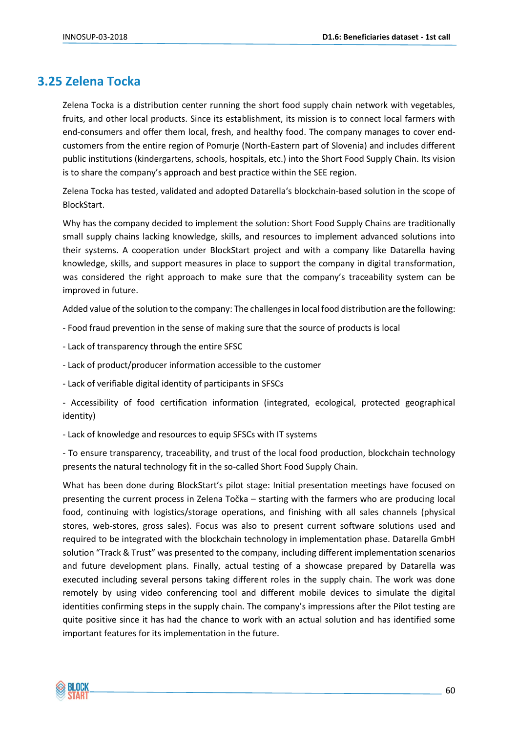## 3.25 Zelena Tocka

Zelena Tocka is a distribution center running the short food supply chain network with vegetables, fruits, and other local products. Since its establishment, its mission is to connect local farmers with end-consumers and offer them local, fresh, and healthy food. The company manages to cover end-customers from the entire region of Pomurje (North-Eastern part of Slovenia) and includes different public institutions (kindergartens, schools, hospitals, etc.) into the Short Food Supply Chain. Its vision is to share the company's approach and best practice within the SEE region.

Zelena Tocka has tested, validated and adopted Datarella's blockchain-based solution in the scope of BlockStart.

Why has the company decided to implement the solution: Short Food Supply Chains are traditionally small supply chains lacking knowledge, skills, and resources to implement advanced solutions into their systems. A cooperation under BlockStart project and with a company like Datarella having knowledge, skills, and support measures in place to support the company in digital transformation, was considered the right approach to make sure that the company's traceability system can be improved in future.

Added value of the solution to the company: The challenges in local food distribution are the following:

- Food fraud prevention in the sense of making sure that the source of products is local

- Lack of transparency through the entire SFSC

- Lack of product/producer information accessible to the customer

- Lack of verifiable digital identity of participants in SFSCs

- Accessibility of food certification information (integrated, ecological, protected geographical identity)

- Lack of knowledge and resources to equip SFSCs with IT systems

- To ensure transparency, traceability, and trust of the local food production, blockchain technology presents the natural technology fit in the so-called Short Food Supply Chain.

What has been done during BlockStart's pilot stage: Initial presentation meetings have focused on presenting the current process in Zelena Točka – starting with the farmers who are producing local food, continuing with logistics/storage operations, and finishing with all sales channels (physical stores, web-stores, gross sales). Focus was also to present current software solutions used and required to be integrated with the blockchain technology in implementation phase. Datarella GmbH solution "Track & Trust" was presented to the company, including different implementation scenarios and future development plans. Finally, actual testing of a showcase prepared by Datarella was executed including several persons taking different roles in the supply chain. The work was done remotely by using video conferencing tool and different mobile devices to simulate the digital identities confirming steps in the supply chain. The company's impressions after the Pilot testing are quite positive since it has had the chance to work with an actual solution and has identified some important features for its implementation in the future.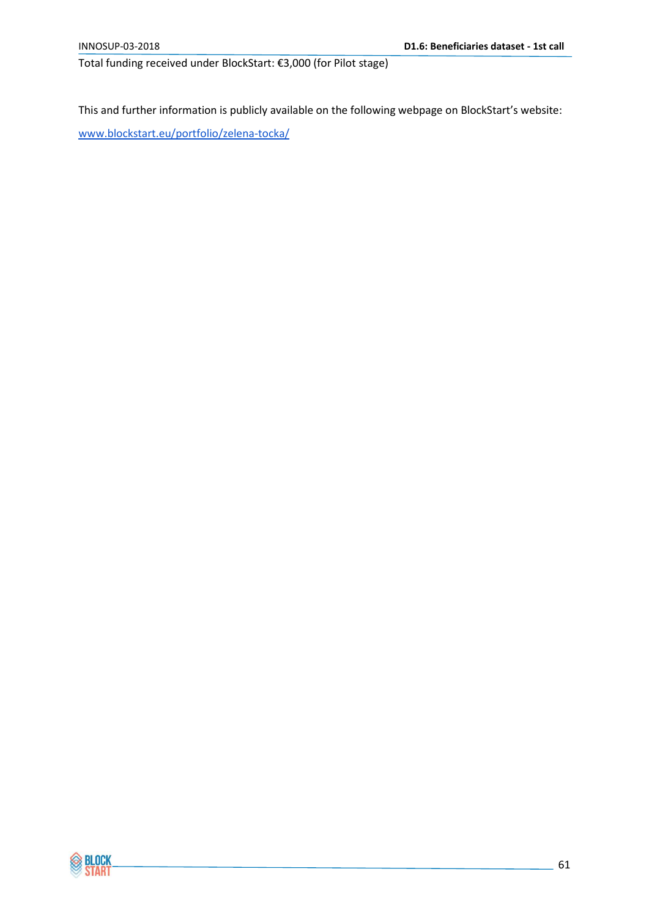Total funding received under BlockStart: €3,000 (for Pilot stage)

This and further information is publicly available on the following webpage on BlockStart's website:

[www.blockstart.eu/portfolio/zelena-tocka/](http://www.blockstart.eu/portfolio/zelena-tocka/)